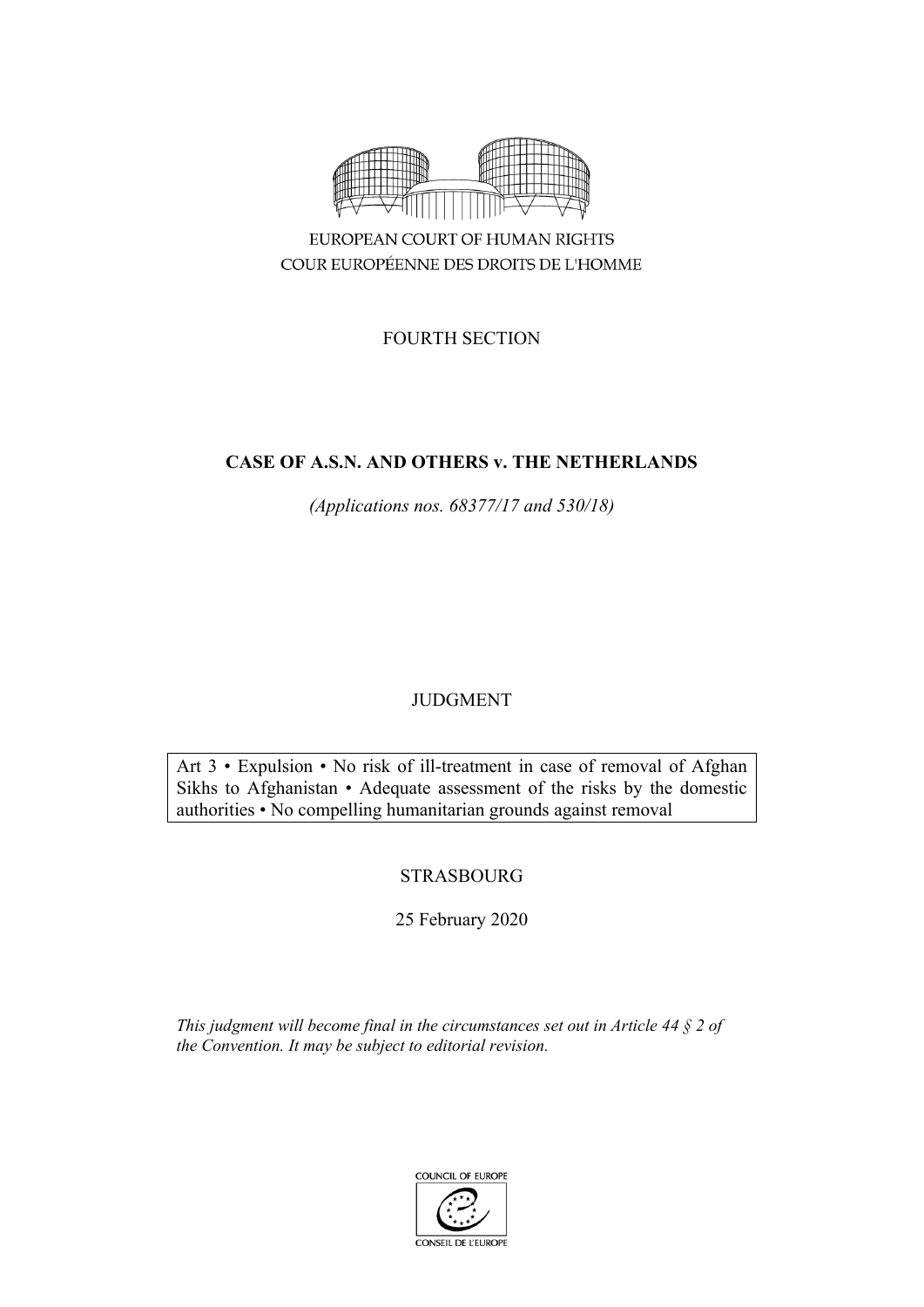EUROPEAN COURT OF HUMAN RIGHTS
COUR EUROPÉENNE DES DROITS DE L'HOMME

FOURTH SECTION

# CASE OF A.S.N. AND OTHERS v. THE NETHERLANDS

*(Applications nos. 68377/17 and 530/18)*

JUDGMENT

Art 3 • Expulsion • No risk of ill-treatment in case of removal of Afghan Sikhs to Afghanistan • Adequate assessment of the risks by the domestic authorities • No compelling humanitarian grounds against removal

STRASBOURG

25 February 2020

*This judgment will become final in the circumstances set out in Article 44 § 2 of the Convention. It may be subject to editorial revision.*

COUNCIL OF EUROPE
CONSEIL DE L'EUROPE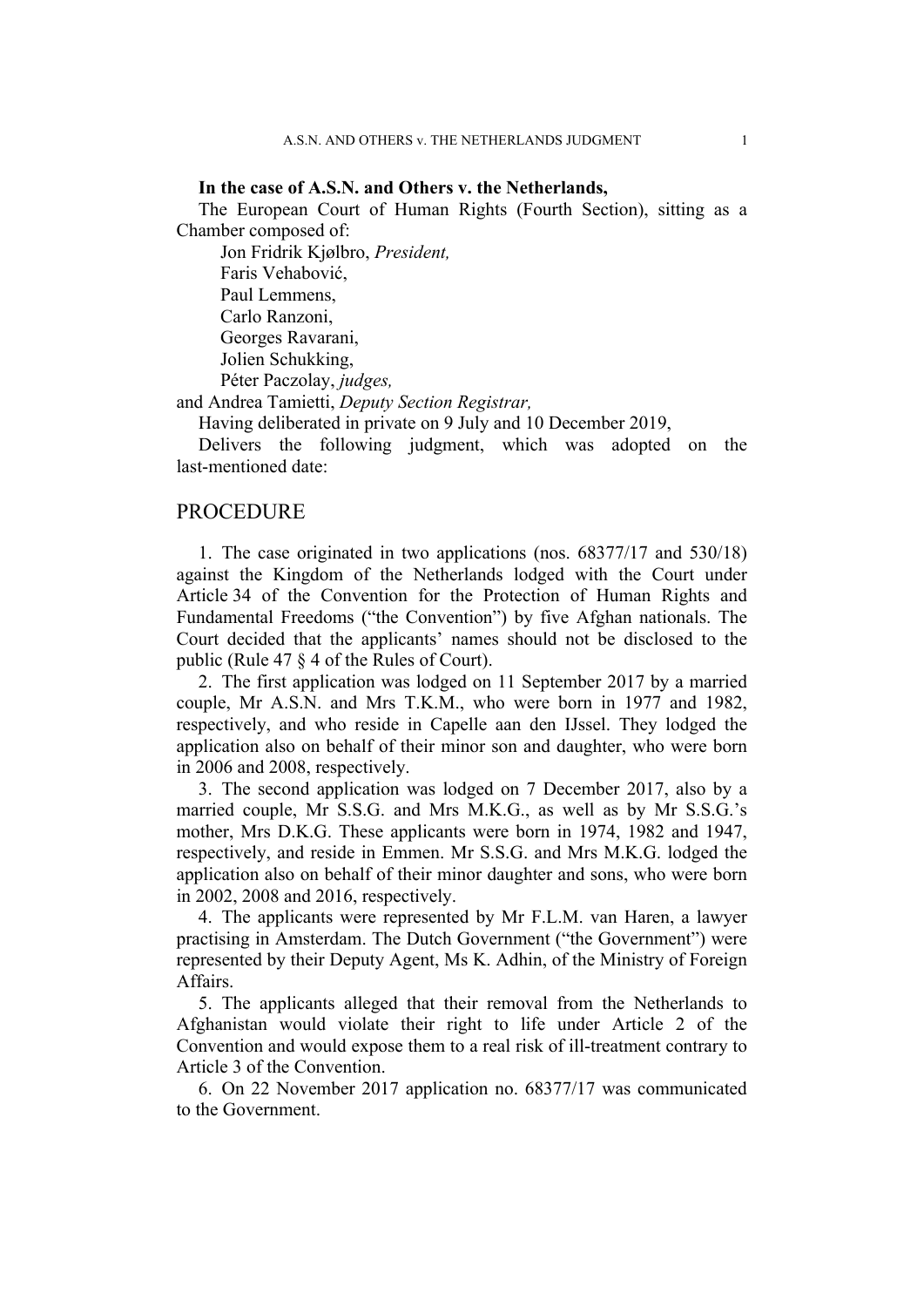**In the case of A.S.N. and Others v. the Netherlands,**

The European Court of Human Rights (Fourth Section), sitting as a Chamber composed of:

Jon Fridrik Kjølbro, *President,*
Faris Vehabović,
Paul Lemmens,
Carlo Ranzoni,
Georges Ravarani,
Jolien Schukking,
Péter Paczolay, *judges,*
and Andrea Tamietti, *Deputy Section Registrar,*

Having deliberated in private on 9 July and 10 December 2019,

Delivers the following judgment, which was adopted on the last-mentioned date:

## PROCEDURE

1. The case originated in two applications (nos. 68377/17 and 530/18) against the Kingdom of the Netherlands lodged with the Court under Article 34 of the Convention for the Protection of Human Rights and Fundamental Freedoms ("the Convention") by five Afghan nationals. The Court decided that the applicants' names should not be disclosed to the public (Rule 47 § 4 of the Rules of Court).

2. The first application was lodged on 11 September 2017 by a married couple, Mr A.S.N. and Mrs T.K.M., who were born in 1977 and 1982, respectively, and who reside in Capelle aan den IJssel. They lodged the application also on behalf of their minor son and daughter, who were born in 2006 and 2008, respectively.

3. The second application was lodged on 7 December 2017, also by a married couple, Mr S.S.G. and Mrs M.K.G., as well as by Mr S.S.G.'s mother, Mrs D.K.G. These applicants were born in 1974, 1982 and 1947, respectively, and reside in Emmen. Mr S.S.G. and Mrs M.K.G. lodged the application also on behalf of their minor daughter and sons, who were born in 2002, 2008 and 2016, respectively.

4. The applicants were represented by Mr F.L.M. van Haren, a lawyer practising in Amsterdam. The Dutch Government ("the Government") were represented by their Deputy Agent, Ms K. Adhin, of the Ministry of Foreign Affairs.

5. The applicants alleged that their removal from the Netherlands to Afghanistan would violate their right to life under Article 2 of the Convention and would expose them to a real risk of ill-treatment contrary to Article 3 of the Convention.

6. On 22 November 2017 application no. 68377/17 was communicated to the Government.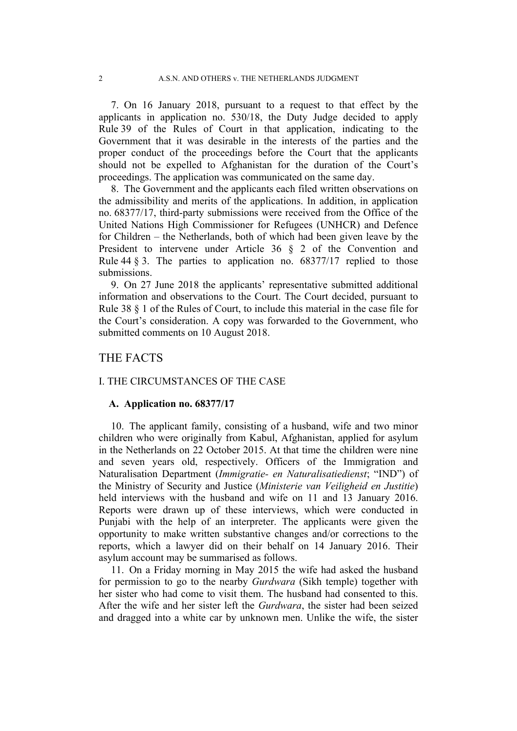7. On 16 January 2018, pursuant to a request to that effect by the applicants in application no. 530/18, the Duty Judge decided to apply Rule 39 of the Rules of Court in that application, indicating to the Government that it was desirable in the interests of the parties and the proper conduct of the proceedings before the Court that the applicants should not be expelled to Afghanistan for the duration of the Court's proceedings. The application was communicated on the same day.

8. The Government and the applicants each filed written observations on the admissibility and merits of the applications. In addition, in application no. 68377/17, third-party submissions were received from the Office of the United Nations High Commissioner for Refugees (UNHCR) and Defence for Children – the Netherlands, both of which had been given leave by the President to intervene under Article 36 § 2 of the Convention and Rule 44 § 3. The parties to application no. 68377/17 replied to those submissions.

9. On 27 June 2018 the applicants' representative submitted additional information and observations to the Court. The Court decided, pursuant to Rule 38 § 1 of the Rules of Court, to include this material in the case file for the Court's consideration. A copy was forwarded to the Government, who submitted comments on 10 August 2018.

# THE FACTS

## I. THE CIRCUMSTANCES OF THE CASE

### A. Application no. 68377/17

10. The applicant family, consisting of a husband, wife and two minor children who were originally from Kabul, Afghanistan, applied for asylum in the Netherlands on 22 October 2015. At that time the children were nine and seven years old, respectively. Officers of the Immigration and Naturalisation Department (*Immigratie- en Naturalisatiedienst*; "IND") of the Ministry of Security and Justice (*Ministerie van Veiligheid en Justitie*) held interviews with the husband and wife on 11 and 13 January 2016. Reports were drawn up of these interviews, which were conducted in Punjabi with the help of an interpreter. The applicants were given the opportunity to make written substantive changes and/or corrections to the reports, which a lawyer did on their behalf on 14 January 2016. Their asylum account may be summarised as follows.

11. On a Friday morning in May 2015 the wife had asked the husband for permission to go to the nearby *Gurdwara* (Sikh temple) together with her sister who had come to visit them. The husband had consented to this. After the wife and her sister left the *Gurdwara*, the sister had been seized and dragged into a white car by unknown men. Unlike the wife, the sister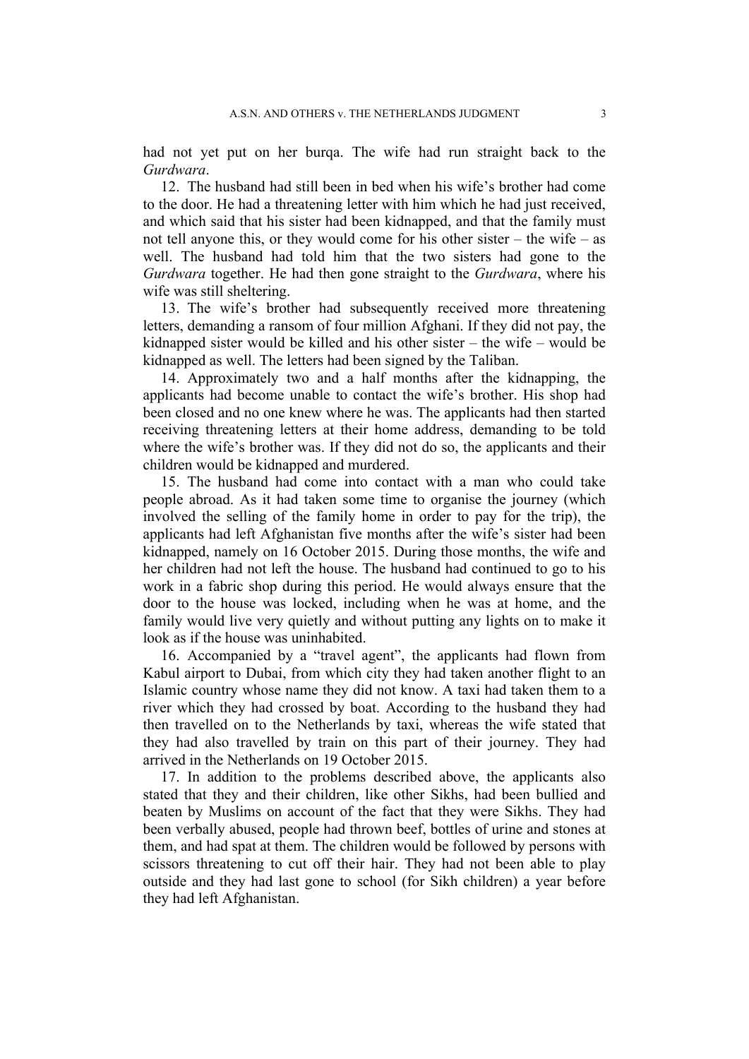had not yet put on her burqa. The wife had run straight back to the *Gurdwara*.

12. The husband had still been in bed when his wife's brother had come to the door. He had a threatening letter with him which he had just received, and which said that his sister had been kidnapped, and that the family must not tell anyone this, or they would come for his other sister – the wife – as well. The husband had told him that the two sisters had gone to the *Gurdwara* together. He had then gone straight to the *Gurdwara*, where his wife was still sheltering.

13. The wife's brother had subsequently received more threatening letters, demanding a ransom of four million Afghani. If they did not pay, the kidnapped sister would be killed and his other sister – the wife – would be kidnapped as well. The letters had been signed by the Taliban.

14. Approximately two and a half months after the kidnapping, the applicants had become unable to contact the wife's brother. His shop had been closed and no one knew where he was. The applicants had then started receiving threatening letters at their home address, demanding to be told where the wife's brother was. If they did not do so, the applicants and their children would be kidnapped and murdered.

15. The husband had come into contact with a man who could take people abroad. As it had taken some time to organise the journey (which involved the selling of the family home in order to pay for the trip), the applicants had left Afghanistan five months after the wife's sister had been kidnapped, namely on 16 October 2015. During those months, the wife and her children had not left the house. The husband had continued to go to his work in a fabric shop during this period. He would always ensure that the door to the house was locked, including when he was at home, and the family would live very quietly and without putting any lights on to make it look as if the house was uninhabited.

16. Accompanied by a "travel agent", the applicants had flown from Kabul airport to Dubai, from which city they had taken another flight to an Islamic country whose name they did not know. A taxi had taken them to a river which they had crossed by boat. According to the husband they had then travelled on to the Netherlands by taxi, whereas the wife stated that they had also travelled by train on this part of their journey. They had arrived in the Netherlands on 19 October 2015.

17. In addition to the problems described above, the applicants also stated that they and their children, like other Sikhs, had been bullied and beaten by Muslims on account of the fact that they were Sikhs. They had been verbally abused, people had thrown beef, bottles of urine and stones at them, and had spat at them. The children would be followed by persons with scissors threatening to cut off their hair. They had not been able to play outside and they had last gone to school (for Sikh children) a year before they had left Afghanistan.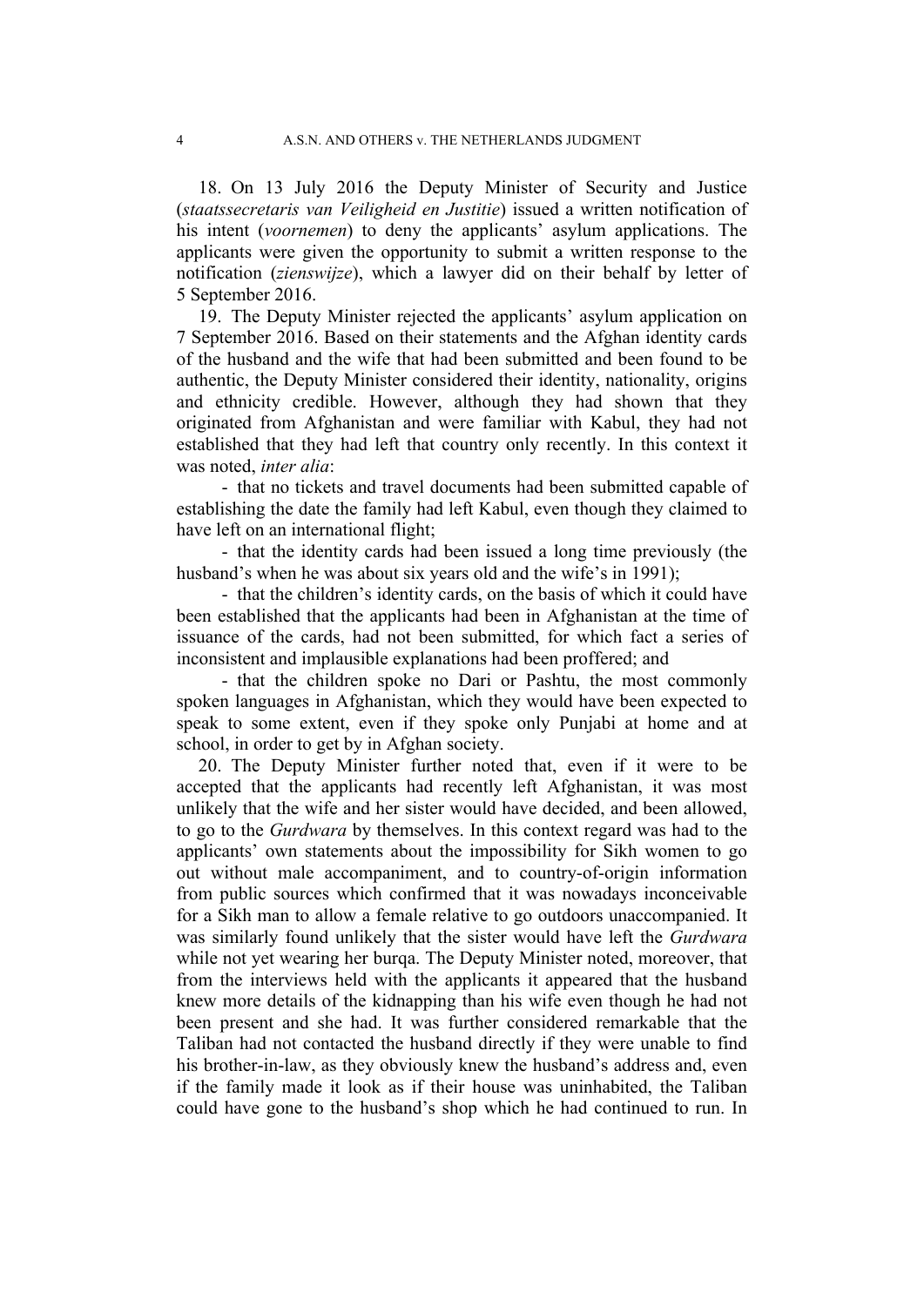18. On 13 July 2016 the Deputy Minister of Security and Justice (*staatssecretaris van Veiligheid en Justitie*) issued a written notification of his intent (*voornemen*) to deny the applicants' asylum applications. The applicants were given the opportunity to submit a written response to the notification (*zienswijze*), which a lawyer did on their behalf by letter of 5 September 2016.

19. The Deputy Minister rejected the applicants' asylum application on 7 September 2016. Based on their statements and the Afghan identity cards of the husband and the wife that had been submitted and been found to be authentic, the Deputy Minister considered their identity, nationality, origins and ethnicity credible. However, although they had shown that they originated from Afghanistan and were familiar with Kabul, they had not established that they had left that country only recently. In this context it was noted, *inter alia*:

- that no tickets and travel documents had been submitted capable of establishing the date the family had left Kabul, even though they claimed to have left on an international flight;
- that the identity cards had been issued a long time previously (the husband's when he was about six years old and the wife's in 1991);
- that the children's identity cards, on the basis of which it could have been established that the applicants had been in Afghanistan at the time of issuance of the cards, had not been submitted, for which fact a series of inconsistent and implausible explanations had been proffered; and
- that the children spoke no Dari or Pashtu, the most commonly spoken languages in Afghanistan, which they would have been expected to speak to some extent, even if they spoke only Punjabi at home and at school, in order to get by in Afghan society.

20. The Deputy Minister further noted that, even if it were to be accepted that the applicants had recently left Afghanistan, it was most unlikely that the wife and her sister would have decided, and been allowed, to go to the *Gurdwara* by themselves. In this context regard was had to the applicants' own statements about the impossibility for Sikh women to go out without male accompaniment, and to country-of-origin information from public sources which confirmed that it was nowadays inconceivable for a Sikh man to allow a female relative to go outdoors unaccompanied. It was similarly found unlikely that the sister would have left the *Gurdwara* while not yet wearing her burqa. The Deputy Minister noted, moreover, that from the interviews held with the applicants it appeared that the husband knew more details of the kidnapping than his wife even though he had not been present and she had. It was further considered remarkable that the Taliban had not contacted the husband directly if they were unable to find his brother-in-law, as they obviously knew the husband's address and, even if the family made it look as if their house was uninhabited, the Taliban could have gone to the husband's shop which he had continued to run. In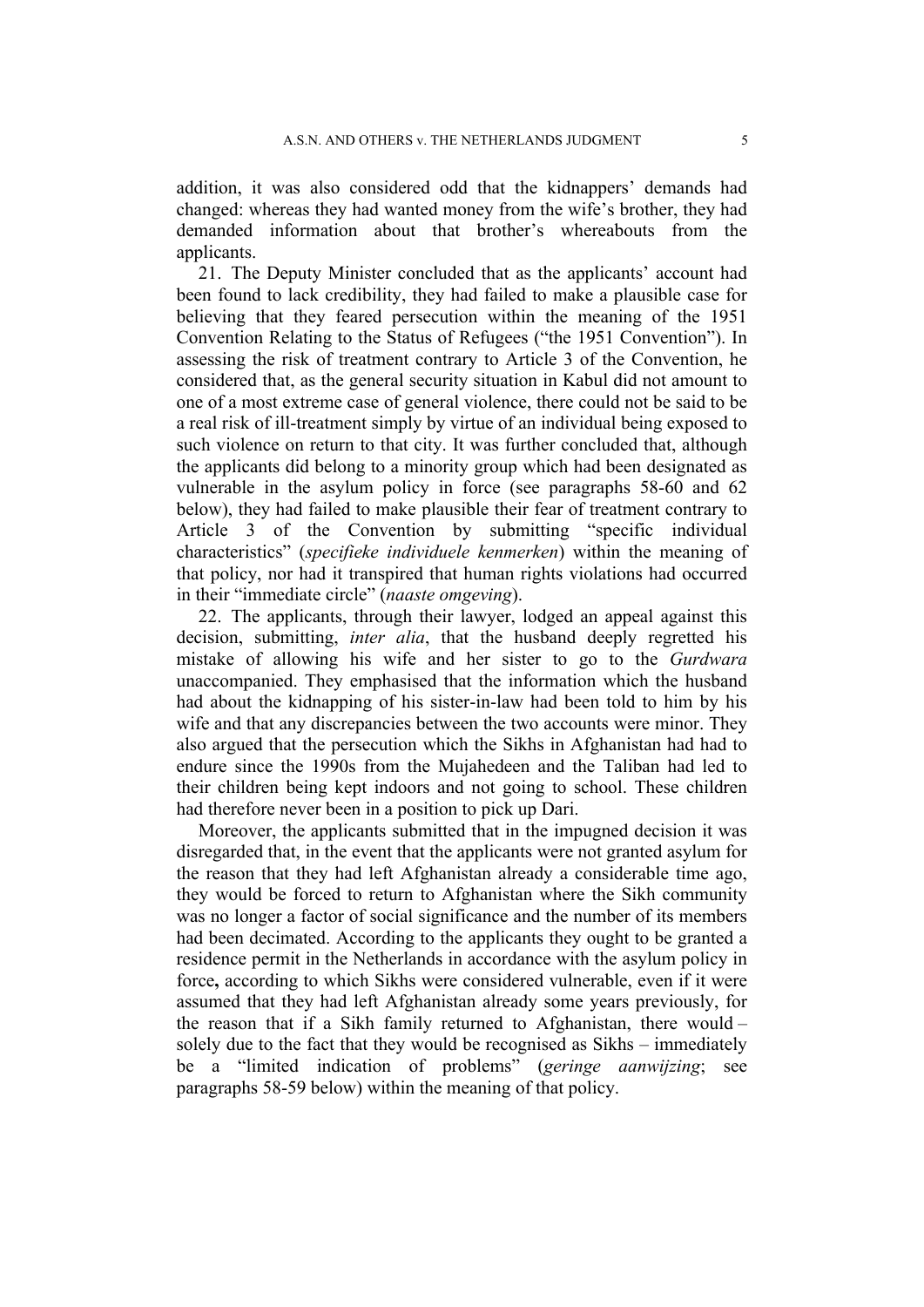addition, it was also considered odd that the kidnappers' demands had changed: whereas they had wanted money from the wife's brother, they had demanded information about that brother's whereabouts from the applicants.

21. The Deputy Minister concluded that as the applicants' account had been found to lack credibility, they had failed to make a plausible case for believing that they feared persecution within the meaning of the 1951 Convention Relating to the Status of Refugees ("the 1951 Convention"). In assessing the risk of treatment contrary to Article 3 of the Convention, he considered that, as the general security situation in Kabul did not amount to one of a most extreme case of general violence, there could not be said to be a real risk of ill-treatment simply by virtue of an individual being exposed to such violence on return to that city. It was further concluded that, although the applicants did belong to a minority group which had been designated as vulnerable in the asylum policy in force (see paragraphs 58-60 and 62 below), they had failed to make plausible their fear of treatment contrary to Article 3 of the Convention by submitting "specific individual characteristics" (*specifieke individuele kenmerken*) within the meaning of that policy, nor had it transpired that human rights violations had occurred in their "immediate circle" (*naaste omgeving*).

22. The applicants, through their lawyer, lodged an appeal against this decision, submitting, *inter alia*, that the husband deeply regretted his mistake of allowing his wife and her sister to go to the *Gurdwara* unaccompanied. They emphasised that the information which the husband had about the kidnapping of his sister-in-law had been told to him by his wife and that any discrepancies between the two accounts were minor. They also argued that the persecution which the Sikhs in Afghanistan had had to endure since the 1990s from the Mujahedeen and the Taliban had led to their children being kept indoors and not going to school. These children had therefore never been in a position to pick up Dari.

Moreover, the applicants submitted that in the impugned decision it was disregarded that, in the event that the applicants were not granted asylum for the reason that they had left Afghanistan already a considerable time ago, they would be forced to return to Afghanistan where the Sikh community was no longer a factor of social significance and the number of its members had been decimated. According to the applicants they ought to be granted a residence permit in the Netherlands in accordance with the asylum policy in force**,** according to which Sikhs were considered vulnerable, even if it were assumed that they had left Afghanistan already some years previously, for the reason that if a Sikh family returned to Afghanistan, there would – solely due to the fact that they would be recognised as Sikhs – immediately be a "limited indication of problems" (*geringe aanwijzing*; see paragraphs 58-59 below) within the meaning of that policy.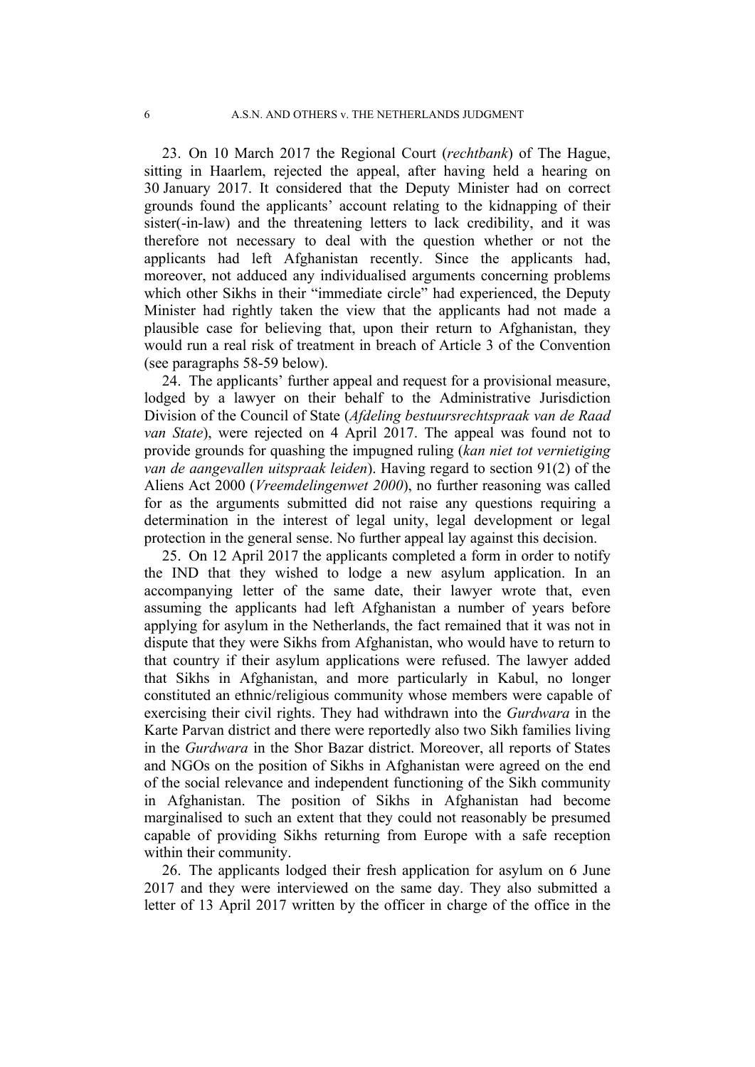23. On 10 March 2017 the Regional Court (*rechtbank*) of The Hague, sitting in Haarlem, rejected the appeal, after having held a hearing on 30 January 2017. It considered that the Deputy Minister had on correct grounds found the applicants' account relating to the kidnapping of their sister(-in-law) and the threatening letters to lack credibility, and it was therefore not necessary to deal with the question whether or not the applicants had left Afghanistan recently. Since the applicants had, moreover, not adduced any individualised arguments concerning problems which other Sikhs in their "immediate circle" had experienced, the Deputy Minister had rightly taken the view that the applicants had not made a plausible case for believing that, upon their return to Afghanistan, they would run a real risk of treatment in breach of Article 3 of the Convention (see paragraphs 58-59 below).

24. The applicants' further appeal and request for a provisional measure, lodged by a lawyer on their behalf to the Administrative Jurisdiction Division of the Council of State (*Afdeling bestuursrechtspraak van de Raad van State*), were rejected on 4 April 2017. The appeal was found not to provide grounds for quashing the impugned ruling (*kan niet tot vernietiging van de aangevallen uitspraak leiden*). Having regard to section 91(2) of the Aliens Act 2000 (*Vreemdelingenwet 2000*), no further reasoning was called for as the arguments submitted did not raise any questions requiring a determination in the interest of legal unity, legal development or legal protection in the general sense. No further appeal lay against this decision.

25. On 12 April 2017 the applicants completed a form in order to notify the IND that they wished to lodge a new asylum application. In an accompanying letter of the same date, their lawyer wrote that, even assuming the applicants had left Afghanistan a number of years before applying for asylum in the Netherlands, the fact remained that it was not in dispute that they were Sikhs from Afghanistan, who would have to return to that country if their asylum applications were refused. The lawyer added that Sikhs in Afghanistan, and more particularly in Kabul, no longer constituted an ethnic/religious community whose members were capable of exercising their civil rights. They had withdrawn into the *Gurdwara* in the Karte Parvan district and there were reportedly also two Sikh families living in the *Gurdwara* in the Shor Bazar district. Moreover, all reports of States and NGOs on the position of Sikhs in Afghanistan were agreed on the end of the social relevance and independent functioning of the Sikh community in Afghanistan. The position of Sikhs in Afghanistan had become marginalised to such an extent that they could not reasonably be presumed capable of providing Sikhs returning from Europe with a safe reception within their community.

26. The applicants lodged their fresh application for asylum on 6 June 2017 and they were interviewed on the same day. They also submitted a letter of 13 April 2017 written by the officer in charge of the office in the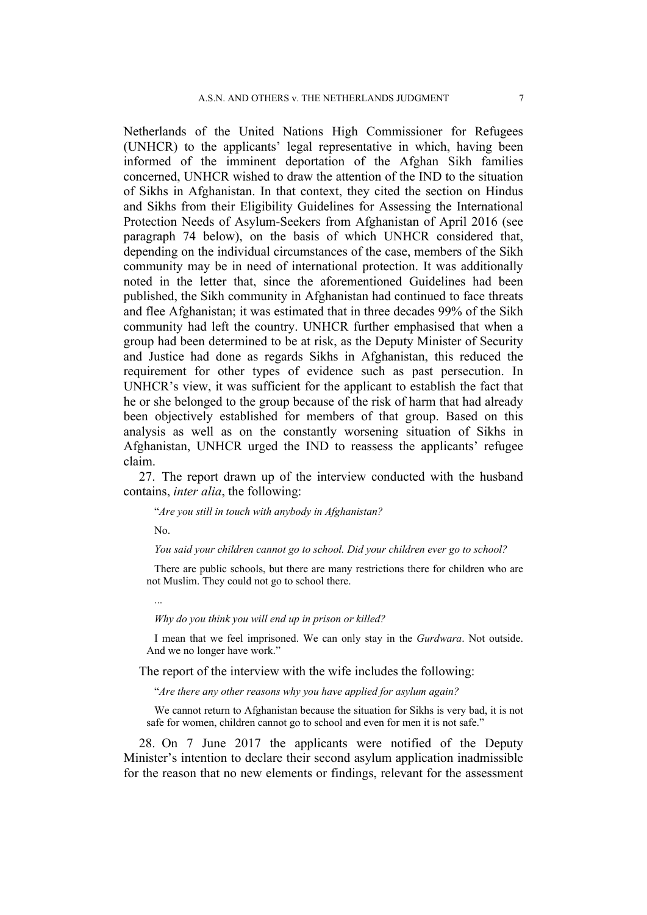Netherlands of the United Nations High Commissioner for Refugees (UNHCR) to the applicants' legal representative in which, having been informed of the imminent deportation of the Afghan Sikh families concerned, UNHCR wished to draw the attention of the IND to the situation of Sikhs in Afghanistan. In that context, they cited the section on Hindus and Sikhs from their Eligibility Guidelines for Assessing the International Protection Needs of Asylum-Seekers from Afghanistan of April 2016 (see paragraph 74 below), on the basis of which UNHCR considered that, depending on the individual circumstances of the case, members of the Sikh community may be in need of international protection. It was additionally noted in the letter that, since the aforementioned Guidelines had been published, the Sikh community in Afghanistan had continued to face threats and flee Afghanistan; it was estimated that in three decades 99% of the Sikh community had left the country. UNHCR further emphasised that when a group had been determined to be at risk, as the Deputy Minister of Security and Justice had done as regards Sikhs in Afghanistan, this reduced the requirement for other types of evidence such as past persecution. In UNHCR's view, it was sufficient for the applicant to establish the fact that he or she belonged to the group because of the risk of harm that had already been objectively established for members of that group. Based on this analysis as well as on the constantly worsening situation of Sikhs in Afghanistan, UNHCR urged the IND to reassess the applicants' refugee claim.

27. The report drawn up of the interview conducted with the husband contains, *inter alia*, the following:

> "*Are you still in touch with anybody in Afghanistan?*
>
> No.
>
> *You said your children cannot go to school. Did your children ever go to school?*
>
> There are public schools, but there are many restrictions there for children who are not Muslim. They could not go to school there.
>
> ...
>
> *Why do you think you will end up in prison or killed?*
>
> I mean that we feel imprisoned. We can only stay in the *Gurdwara*. Not outside. And we no longer have work."

The report of the interview with the wife includes the following:

> "*Are there any other reasons why you have applied for asylum again?*
>
> We cannot return to Afghanistan because the situation for Sikhs is very bad, it is not safe for women, children cannot go to school and even for men it is not safe."

28. On 7 June 2017 the applicants were notified of the Deputy Minister's intention to declare their second asylum application inadmissible for the reason that no new elements or findings, relevant for the assessment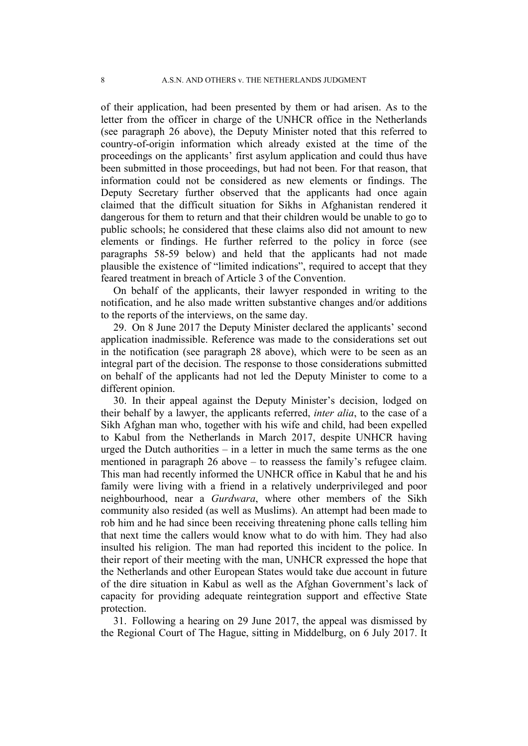of their application, had been presented by them or had arisen. As to the letter from the officer in charge of the UNHCR office in the Netherlands (see paragraph 26 above), the Deputy Minister noted that this referred to country-of-origin information which already existed at the time of the proceedings on the applicants' first asylum application and could thus have been submitted in those proceedings, but had not been. For that reason, that information could not be considered as new elements or findings. The Deputy Secretary further observed that the applicants had once again claimed that the difficult situation for Sikhs in Afghanistan rendered it dangerous for them to return and that their children would be unable to go to public schools; he considered that these claims also did not amount to new elements or findings. He further referred to the policy in force (see paragraphs 58-59 below) and held that the applicants had not made plausible the existence of "limited indications", required to accept that they feared treatment in breach of Article 3 of the Convention.

On behalf of the applicants, their lawyer responded in writing to the notification, and he also made written substantive changes and/or additions to the reports of the interviews, on the same day.

29. On 8 June 2017 the Deputy Minister declared the applicants' second application inadmissible. Reference was made to the considerations set out in the notification (see paragraph 28 above), which were to be seen as an integral part of the decision. The response to those considerations submitted on behalf of the applicants had not led the Deputy Minister to come to a different opinion.

30. In their appeal against the Deputy Minister's decision, lodged on their behalf by a lawyer, the applicants referred, *inter alia*, to the case of a Sikh Afghan man who, together with his wife and child, had been expelled to Kabul from the Netherlands in March 2017, despite UNHCR having urged the Dutch authorities – in a letter in much the same terms as the one mentioned in paragraph 26 above – to reassess the family's refugee claim. This man had recently informed the UNHCR office in Kabul that he and his family were living with a friend in a relatively underprivileged and poor neighbourhood, near a *Gurdwara*, where other members of the Sikh community also resided (as well as Muslims). An attempt had been made to rob him and he had since been receiving threatening phone calls telling him that next time the callers would know what to do with him. They had also insulted his religion. The man had reported this incident to the police. In their report of their meeting with the man, UNHCR expressed the hope that the Netherlands and other European States would take due account in future of the dire situation in Kabul as well as the Afghan Government's lack of capacity for providing adequate reintegration support and effective State protection.

31. Following a hearing on 29 June 2017, the appeal was dismissed by the Regional Court of The Hague, sitting in Middelburg, on 6 July 2017. It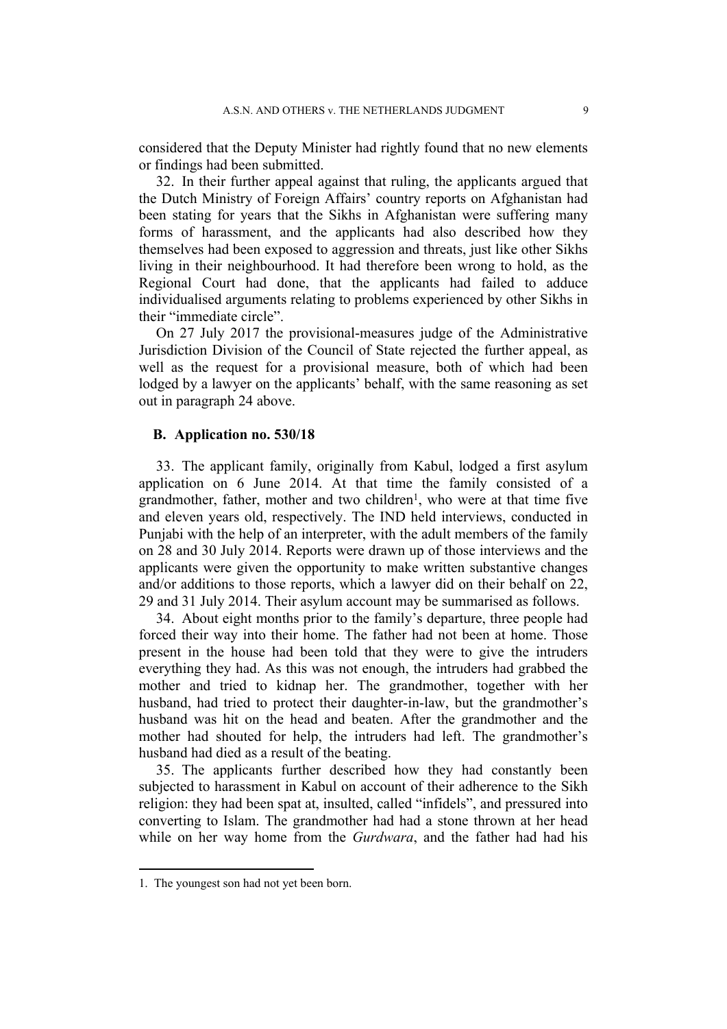considered that the Deputy Minister had rightly found that no new elements or findings had been submitted.

32. In their further appeal against that ruling, the applicants argued that the Dutch Ministry of Foreign Affairs' country reports on Afghanistan had been stating for years that the Sikhs in Afghanistan were suffering many forms of harassment, and the applicants had also described how they themselves had been exposed to aggression and threats, just like other Sikhs living in their neighbourhood. It had therefore been wrong to hold, as the Regional Court had done, that the applicants had failed to adduce individualised arguments relating to problems experienced by other Sikhs in their "immediate circle".

On 27 July 2017 the provisional-measures judge of the Administrative Jurisdiction Division of the Council of State rejected the further appeal, as well as the request for a provisional measure, both of which had been lodged by a lawyer on the applicants' behalf, with the same reasoning as set out in paragraph 24 above.

## B. Application no. 530/18

33. The applicant family, originally from Kabul, lodged a first asylum application on 6 June 2014. At that time the family consisted of a grandmother, father, mother and two children[1], who were at that time five and eleven years old, respectively. The IND held interviews, conducted in Punjabi with the help of an interpreter, with the adult members of the family on 28 and 30 July 2014. Reports were drawn up of those interviews and the applicants were given the opportunity to make written substantive changes and/or additions to those reports, which a lawyer did on their behalf on 22, 29 and 31 July 2014. Their asylum account may be summarised as follows.

34. About eight months prior to the family's departure, three people had forced their way into their home. The father had not been at home. Those present in the house had been told that they were to give the intruders everything they had. As this was not enough, the intruders had grabbed the mother and tried to kidnap her. The grandmother, together with her husband, had tried to protect their daughter-in-law, but the grandmother's husband was hit on the head and beaten. After the grandmother and the mother had shouted for help, the intruders had left. The grandmother's husband had died as a result of the beating.

35. The applicants further described how they had constantly been subjected to harassment in Kabul on account of their adherence to the Sikh religion: they had been spat at, insulted, called "infidels", and pressured into converting to Islam. The grandmother had had a stone thrown at her head while on her way home from the *Gurdwara*, and the father had had his

---

1. The youngest son had not yet been born.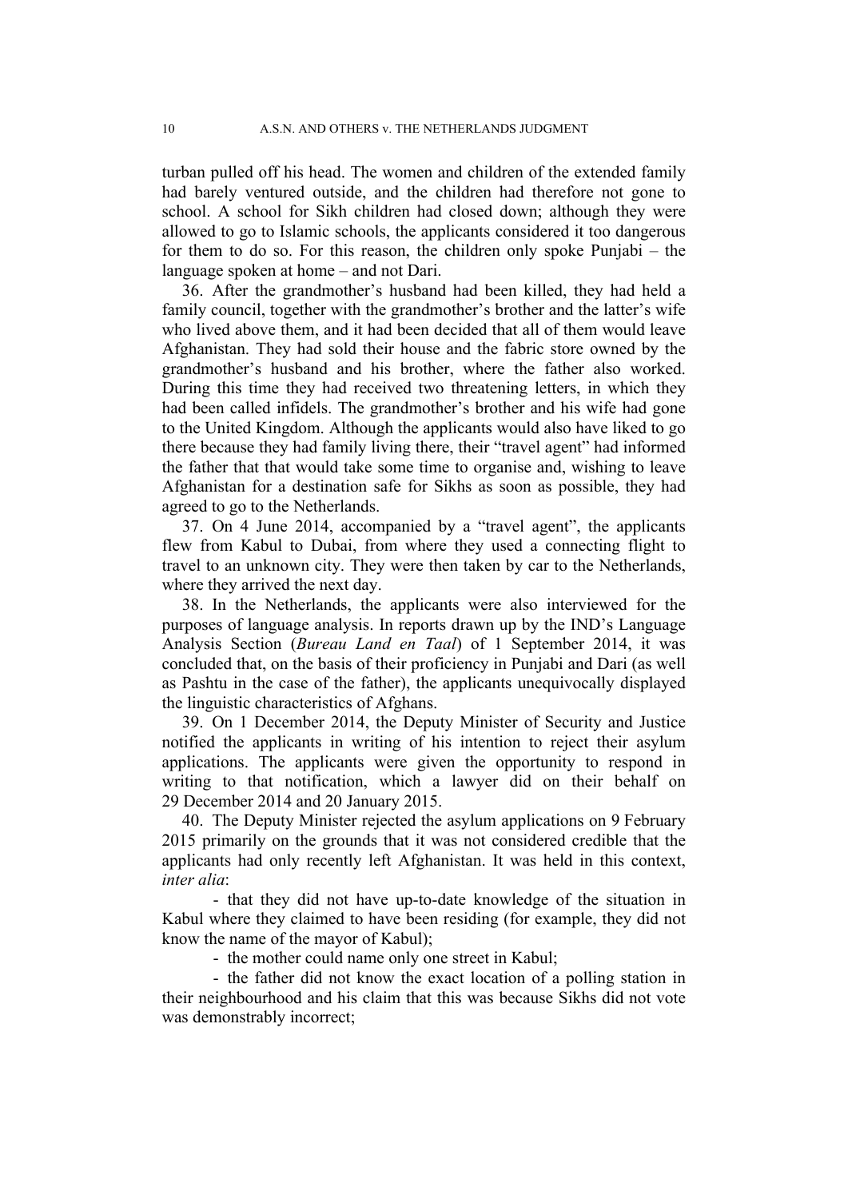turban pulled off his head. The women and children of the extended family had barely ventured outside, and the children had therefore not gone to school. A school for Sikh children had closed down; although they were allowed to go to Islamic schools, the applicants considered it too dangerous for them to do so. For this reason, the children only spoke Punjabi – the language spoken at home – and not Dari.

36. After the grandmother's husband had been killed, they had held a family council, together with the grandmother's brother and the latter's wife who lived above them, and it had been decided that all of them would leave Afghanistan. They had sold their house and the fabric store owned by the grandmother's husband and his brother, where the father also worked. During this time they had received two threatening letters, in which they had been called infidels. The grandmother's brother and his wife had gone to the United Kingdom. Although the applicants would also have liked to go there because they had family living there, their "travel agent" had informed the father that that would take some time to organise and, wishing to leave Afghanistan for a destination safe for Sikhs as soon as possible, they had agreed to go to the Netherlands.

37. On 4 June 2014, accompanied by a "travel agent", the applicants flew from Kabul to Dubai, from where they used a connecting flight to travel to an unknown city. They were then taken by car to the Netherlands, where they arrived the next day.

38. In the Netherlands, the applicants were also interviewed for the purposes of language analysis. In reports drawn up by the IND's Language Analysis Section (*Bureau Land en Taal*) of 1 September 2014, it was concluded that, on the basis of their proficiency in Punjabi and Dari (as well as Pashtu in the case of the father), the applicants unequivocally displayed the linguistic characteristics of Afghans.

39. On 1 December 2014, the Deputy Minister of Security and Justice notified the applicants in writing of his intention to reject their asylum applications. The applicants were given the opportunity to respond in writing to that notification, which a lawyer did on their behalf on 29 December 2014 and 20 January 2015.

40. The Deputy Minister rejected the asylum applications on 9 February 2015 primarily on the grounds that it was not considered credible that the applicants had only recently left Afghanistan. It was held in this context, *inter alia*:

- that they did not have up-to-date knowledge of the situation in Kabul where they claimed to have been residing (for example, they did not know the name of the mayor of Kabul);

- the mother could name only one street in Kabul;

- the father did not know the exact location of a polling station in their neighbourhood and his claim that this was because Sikhs did not vote was demonstrably incorrect;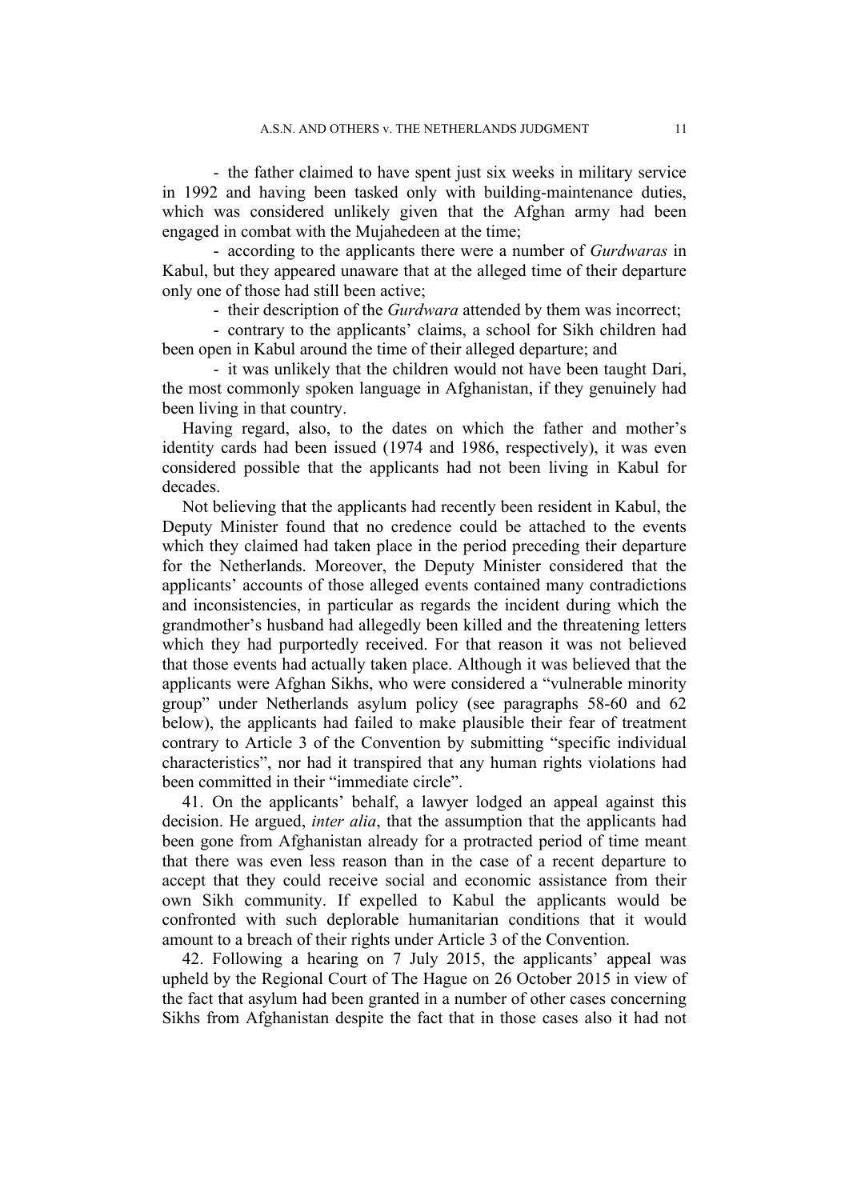- the father claimed to have spent just six weeks in military service in 1992 and having been tasked only with building-maintenance duties, which was considered unlikely given that the Afghan army had been engaged in combat with the Mujahedeen at the time;

- according to the applicants there were a number of *Gurdwaras* in Kabul, but they appeared unaware that at the alleged time of their departure only one of those had still been active;

- their description of the *Gurdwara* attended by them was incorrect;

- contrary to the applicants' claims, a school for Sikh children had been open in Kabul around the time of their alleged departure; and

- it was unlikely that the children would not have been taught Dari, the most commonly spoken language in Afghanistan, if they genuinely had been living in that country.

Having regard, also, to the dates on which the father and mother's identity cards had been issued (1974 and 1986, respectively), it was even considered possible that the applicants had not been living in Kabul for decades.

Not believing that the applicants had recently been resident in Kabul, the Deputy Minister found that no credence could be attached to the events which they claimed had taken place in the period preceding their departure for the Netherlands. Moreover, the Deputy Minister considered that the applicants' accounts of those alleged events contained many contradictions and inconsistencies, in particular as regards the incident during which the grandmother's husband had allegedly been killed and the threatening letters which they had purportedly received. For that reason it was not believed that those events had actually taken place. Although it was believed that the applicants were Afghan Sikhs, who were considered a "vulnerable minority group" under Netherlands asylum policy (see paragraphs 58-60 and 62 below), the applicants had failed to make plausible their fear of treatment contrary to Article 3 of the Convention by submitting "specific individual characteristics", nor had it transpired that any human rights violations had been committed in their "immediate circle".

41. On the applicants' behalf, a lawyer lodged an appeal against this decision. He argued, *inter alia*, that the assumption that the applicants had been gone from Afghanistan already for a protracted period of time meant that there was even less reason than in the case of a recent departure to accept that they could receive social and economic assistance from their own Sikh community. If expelled to Kabul the applicants would be confronted with such deplorable humanitarian conditions that it would amount to a breach of their rights under Article 3 of the Convention.

42. Following a hearing on 7 July 2015, the applicants' appeal was upheld by the Regional Court of The Hague on 26 October 2015 in view of the fact that asylum had been granted in a number of other cases concerning Sikhs from Afghanistan despite the fact that in those cases also it had not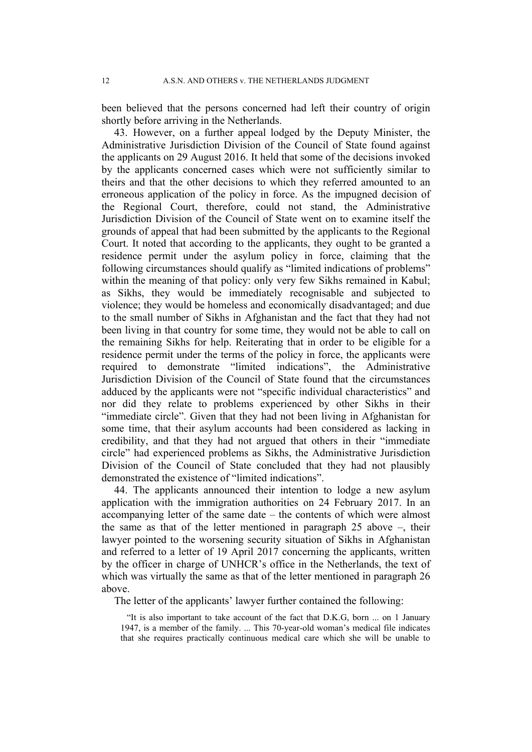been believed that the persons concerned had left their country of origin shortly before arriving in the Netherlands.

43. However, on a further appeal lodged by the Deputy Minister, the Administrative Jurisdiction Division of the Council of State found against the applicants on 29 August 2016. It held that some of the decisions invoked by the applicants concerned cases which were not sufficiently similar to theirs and that the other decisions to which they referred amounted to an erroneous application of the policy in force. As the impugned decision of the Regional Court, therefore, could not stand, the Administrative Jurisdiction Division of the Council of State went on to examine itself the grounds of appeal that had been submitted by the applicants to the Regional Court. It noted that according to the applicants, they ought to be granted a residence permit under the asylum policy in force, claiming that the following circumstances should qualify as "limited indications of problems" within the meaning of that policy: only very few Sikhs remained in Kabul; as Sikhs, they would be immediately recognisable and subjected to violence; they would be homeless and economically disadvantaged; and due to the small number of Sikhs in Afghanistan and the fact that they had not been living in that country for some time, they would not be able to call on the remaining Sikhs for help. Reiterating that in order to be eligible for a residence permit under the terms of the policy in force, the applicants were required to demonstrate "limited indications", the Administrative Jurisdiction Division of the Council of State found that the circumstances adduced by the applicants were not "specific individual characteristics" and nor did they relate to problems experienced by other Sikhs in their "immediate circle". Given that they had not been living in Afghanistan for some time, that their asylum accounts had been considered as lacking in credibility, and that they had not argued that others in their "immediate circle" had experienced problems as Sikhs, the Administrative Jurisdiction Division of the Council of State concluded that they had not plausibly demonstrated the existence of "limited indications".

44. The applicants announced their intention to lodge a new asylum application with the immigration authorities on 24 February 2017. In an accompanying letter of the same date – the contents of which were almost the same as that of the letter mentioned in paragraph 25 above –, their lawyer pointed to the worsening security situation of Sikhs in Afghanistan and referred to a letter of 19 April 2017 concerning the applicants, written by the officer in charge of UNHCR's office in the Netherlands, the text of which was virtually the same as that of the letter mentioned in paragraph 26 above.

The letter of the applicants' lawyer further contained the following:

> "It is also important to take account of the fact that D.K.G, born ... on 1 January 1947, is a member of the family. ... This 70-year-old woman's medical file indicates that she requires practically continuous medical care which she will be unable to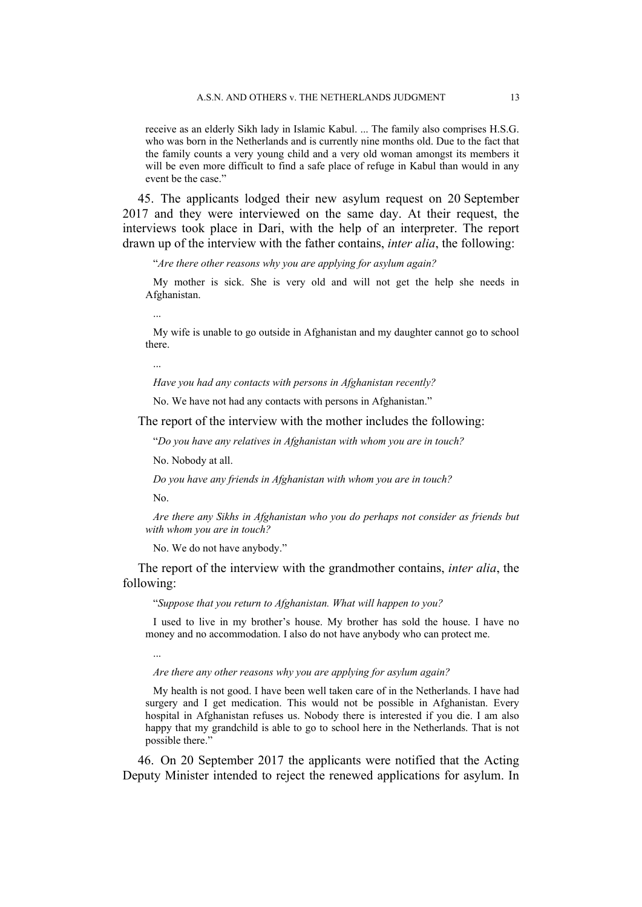receive as an elderly Sikh lady in Islamic Kabul. ... The family also comprises H.S.G. who was born in the Netherlands and is currently nine months old. Due to the fact that the family counts a very young child and a very old woman amongst its members it will be even more difficult to find a safe place of refuge in Kabul than would in any event be the case."

45. The applicants lodged their new asylum request on 20 September 2017 and they were interviewed on the same day. At their request, the interviews took place in Dari, with the help of an interpreter. The report drawn up of the interview with the father contains, *inter alia*, the following:

> "*Are there other reasons why you are applying for asylum again?*
>
> My mother is sick. She is very old and will not get the help she needs in Afghanistan.
>
> ...
>
> My wife is unable to go outside in Afghanistan and my daughter cannot go to school there.
>
> ...
>
> *Have you had any contacts with persons in Afghanistan recently?*
>
> No. We have not had any contacts with persons in Afghanistan."

The report of the interview with the mother includes the following:

> "*Do you have any relatives in Afghanistan with whom you are in touch?*
>
> No. Nobody at all.
>
> *Do you have any friends in Afghanistan with whom you are in touch?*
>
> No.
>
> *Are there any Sikhs in Afghanistan who you do perhaps not consider as friends but with whom you are in touch?*
>
> No. We do not have anybody."

The report of the interview with the grandmother contains, *inter alia*, the following:

> "*Suppose that you return to Afghanistan. What will happen to you?*
>
> I used to live in my brother's house. My brother has sold the house. I have no money and no accommodation. I also do not have anybody who can protect me.
>
> ...
>
> *Are there any other reasons why you are applying for asylum again?*
>
> My health is not good. I have been well taken care of in the Netherlands. I have had surgery and I get medication. This would not be possible in Afghanistan. Every hospital in Afghanistan refuses us. Nobody there is interested if you die. I am also happy that my grandchild is able to go to school here in the Netherlands. That is not possible there."

46. On 20 September 2017 the applicants were notified that the Acting Deputy Minister intended to reject the renewed applications for asylum. In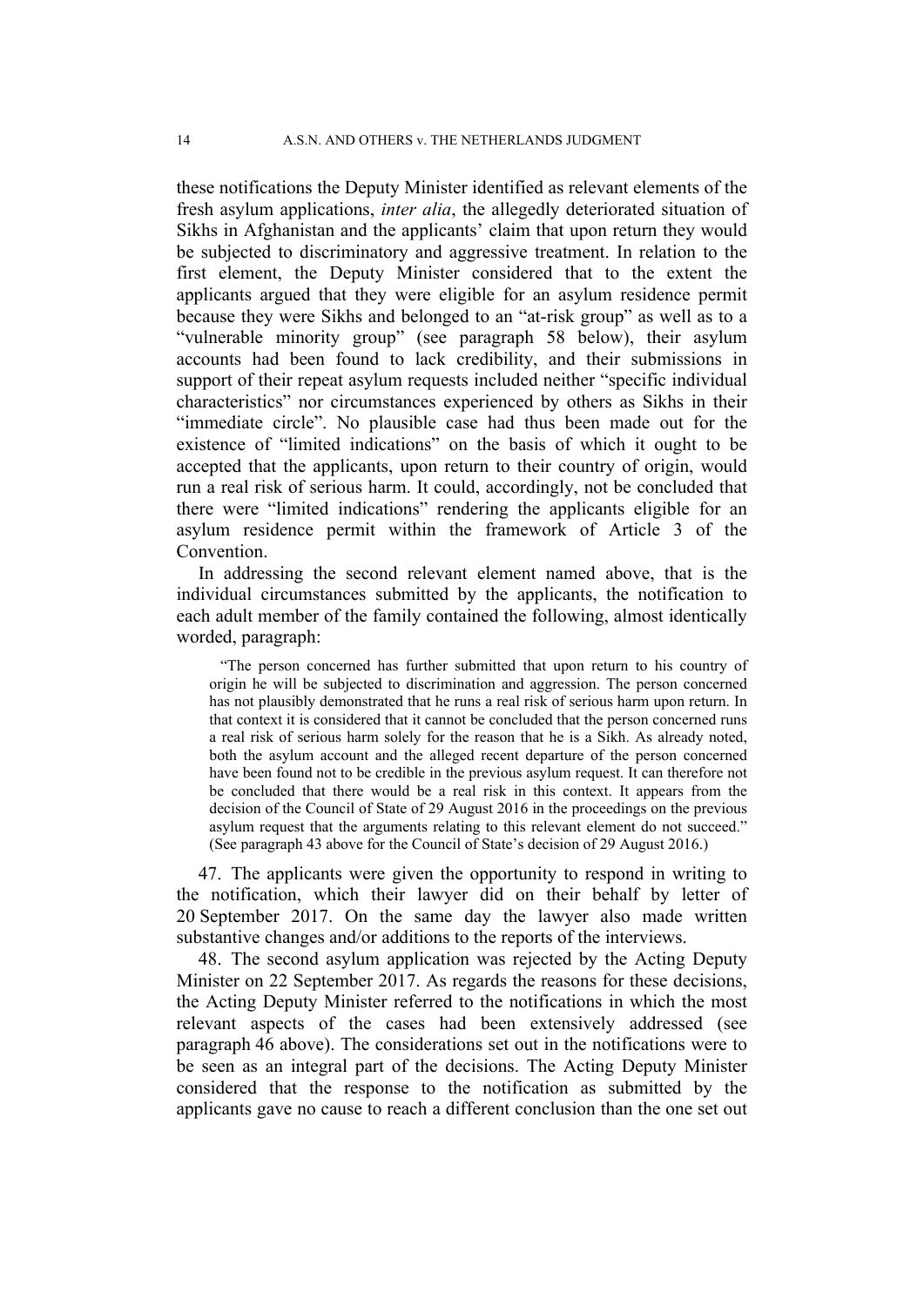these notifications the Deputy Minister identified as relevant elements of the fresh asylum applications, *inter alia*, the allegedly deteriorated situation of Sikhs in Afghanistan and the applicants' claim that upon return they would be subjected to discriminatory and aggressive treatment. In relation to the first element, the Deputy Minister considered that to the extent the applicants argued that they were eligible for an asylum residence permit because they were Sikhs and belonged to an "at-risk group" as well as to a "vulnerable minority group" (see paragraph 58 below), their asylum accounts had been found to lack credibility, and their submissions in support of their repeat asylum requests included neither "specific individual characteristics" nor circumstances experienced by others as Sikhs in their "immediate circle". No plausible case had thus been made out for the existence of "limited indications" on the basis of which it ought to be accepted that the applicants, upon return to their country of origin, would run a real risk of serious harm. It could, accordingly, not be concluded that there were "limited indications" rendering the applicants eligible for an asylum residence permit within the framework of Article 3 of the Convention.

In addressing the second relevant element named above, that is the individual circumstances submitted by the applicants, the notification to each adult member of the family contained the following, almost identically worded, paragraph:

> "The person concerned has further submitted that upon return to his country of origin he will be subjected to discrimination and aggression. The person concerned has not plausibly demonstrated that he runs a real risk of serious harm upon return. In that context it is considered that it cannot be concluded that the person concerned runs a real risk of serious harm solely for the reason that he is a Sikh. As already noted, both the asylum account and the alleged recent departure of the person concerned have been found not to be credible in the previous asylum request. It can therefore not be concluded that there would be a real risk in this context. It appears from the decision of the Council of State of 29 August 2016 in the proceedings on the previous asylum request that the arguments relating to this relevant element do not succeed." (See paragraph 43 above for the Council of State's decision of 29 August 2016.)

47. The applicants were given the opportunity to respond in writing to the notification, which their lawyer did on their behalf by letter of 20 September 2017. On the same day the lawyer also made written substantive changes and/or additions to the reports of the interviews.

48. The second asylum application was rejected by the Acting Deputy Minister on 22 September 2017. As regards the reasons for these decisions, the Acting Deputy Minister referred to the notifications in which the most relevant aspects of the cases had been extensively addressed (see paragraph 46 above). The considerations set out in the notifications were to be seen as an integral part of the decisions. The Acting Deputy Minister considered that the response to the notification as submitted by the applicants gave no cause to reach a different conclusion than the one set out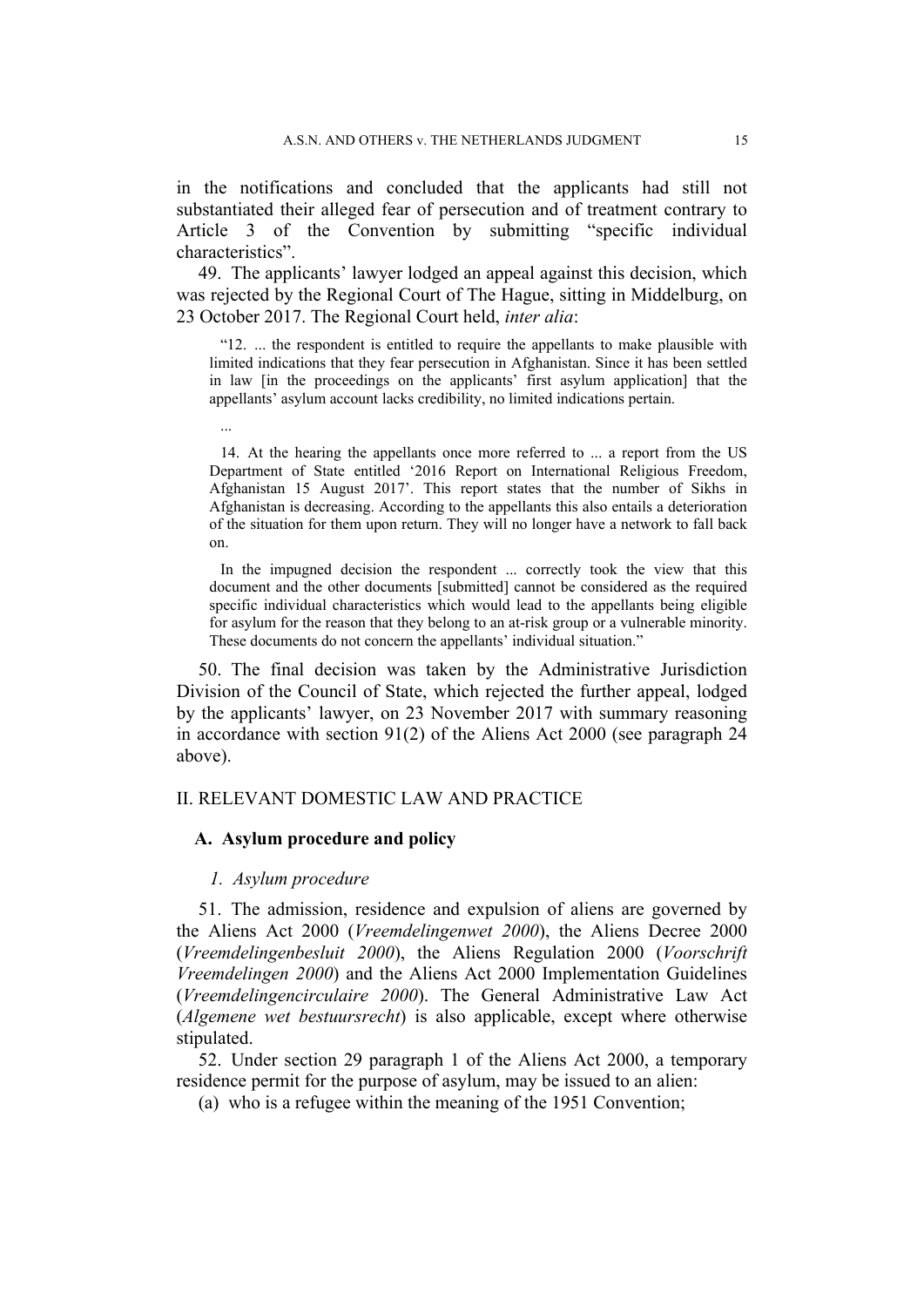in the notifications and concluded that the applicants had still not substantiated their alleged fear of persecution and of treatment contrary to Article 3 of the Convention by submitting "specific individual characteristics".

49. The applicants' lawyer lodged an appeal against this decision, which was rejected by the Regional Court of The Hague, sitting in Middelburg, on 23 October 2017. The Regional Court held, *inter alia*:

> "12. ... the respondent is entitled to require the appellants to make plausible with limited indications that they fear persecution in Afghanistan. Since it has been settled in law [in the proceedings on the applicants' first asylum application] that the appellants' asylum account lacks credibility, no limited indications pertain.
>
> ...
>
> 14. At the hearing the appellants once more referred to ... a report from the US Department of State entitled '2016 Report on International Religious Freedom, Afghanistan 15 August 2017'. This report states that the number of Sikhs in Afghanistan is decreasing. According to the appellants this also entails a deterioration of the situation for them upon return. They will no longer have a network to fall back on.
>
> In the impugned decision the respondent ... correctly took the view that this document and the other documents [submitted] cannot be considered as the required specific individual characteristics which would lead to the appellants being eligible for asylum for the reason that they belong to an at-risk group or a vulnerable minority. These documents do not concern the appellants' individual situation."

50. The final decision was taken by the Administrative Jurisdiction Division of the Council of State, which rejected the further appeal, lodged by the applicants' lawyer, on 23 November 2017 with summary reasoning in accordance with section 91(2) of the Aliens Act 2000 (see paragraph 24 above).

## II. RELEVANT DOMESTIC LAW AND PRACTICE

### A. Asylum procedure and policy

#### *1. Asylum procedure*

51. The admission, residence and expulsion of aliens are governed by the Aliens Act 2000 (*Vreemdelingenwet 2000*), the Aliens Decree 2000 (*Vreemdelingenbesluit 2000*), the Aliens Regulation 2000 (*Voorschrift Vreemdelingen 2000*) and the Aliens Act 2000 Implementation Guidelines (*Vreemdelingencirculaire 2000*). The General Administrative Law Act (*Algemene wet bestuursrecht*) is also applicable, except where otherwise stipulated.

52. Under section 29 paragraph 1 of the Aliens Act 2000, a temporary residence permit for the purpose of asylum, may be issued to an alien:

(a) who is a refugee within the meaning of the 1951 Convention;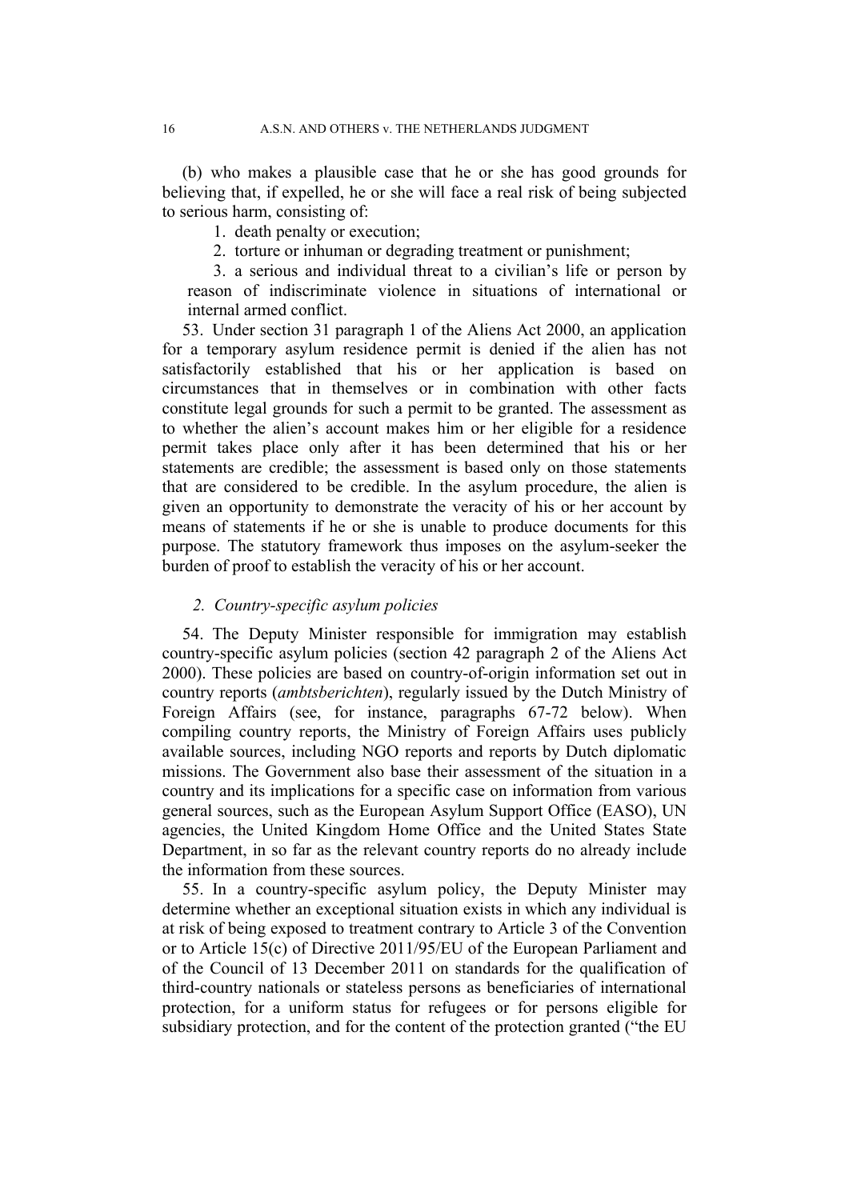(b) who makes a plausible case that he or she has good grounds for believing that, if expelled, he or she will face a real risk of being subjected to serious harm, consisting of:

1. death penalty or execution;
2. torture or inhuman or degrading treatment or punishment;
3. a serious and individual threat to a civilian's life or person by reason of indiscriminate violence in situations of international or internal armed conflict.

53. Under section 31 paragraph 1 of the Aliens Act 2000, an application for a temporary asylum residence permit is denied if the alien has not satisfactorily established that his or her application is based on circumstances that in themselves or in combination with other facts constitute legal grounds for such a permit to be granted. The assessment as to whether the alien's account makes him or her eligible for a residence permit takes place only after it has been determined that his or her statements are credible; the assessment is based only on those statements that are considered to be credible. In the asylum procedure, the alien is given an opportunity to demonstrate the veracity of his or her account by means of statements if he or she is unable to produce documents for this purpose. The statutory framework thus imposes on the asylum-seeker the burden of proof to establish the veracity of his or her account.

### *2. Country-specific asylum policies*

54. The Deputy Minister responsible for immigration may establish country-specific asylum policies (section 42 paragraph 2 of the Aliens Act 2000). These policies are based on country-of-origin information set out in country reports (*ambtsberichten*), regularly issued by the Dutch Ministry of Foreign Affairs (see, for instance, paragraphs 67-72 below). When compiling country reports, the Ministry of Foreign Affairs uses publicly available sources, including NGO reports and reports by Dutch diplomatic missions. The Government also base their assessment of the situation in a country and its implications for a specific case on information from various general sources, such as the European Asylum Support Office (EASO), UN agencies, the United Kingdom Home Office and the United States State Department, in so far as the relevant country reports do no already include the information from these sources.

55. In a country-specific asylum policy, the Deputy Minister may determine whether an exceptional situation exists in which any individual is at risk of being exposed to treatment contrary to Article 3 of the Convention or to Article 15(c) of Directive 2011/95/EU of the European Parliament and of the Council of 13 December 2011 on standards for the qualification of third-country nationals or stateless persons as beneficiaries of international protection, for a uniform status for refugees or for persons eligible for subsidiary protection, and for the content of the protection granted ("the EU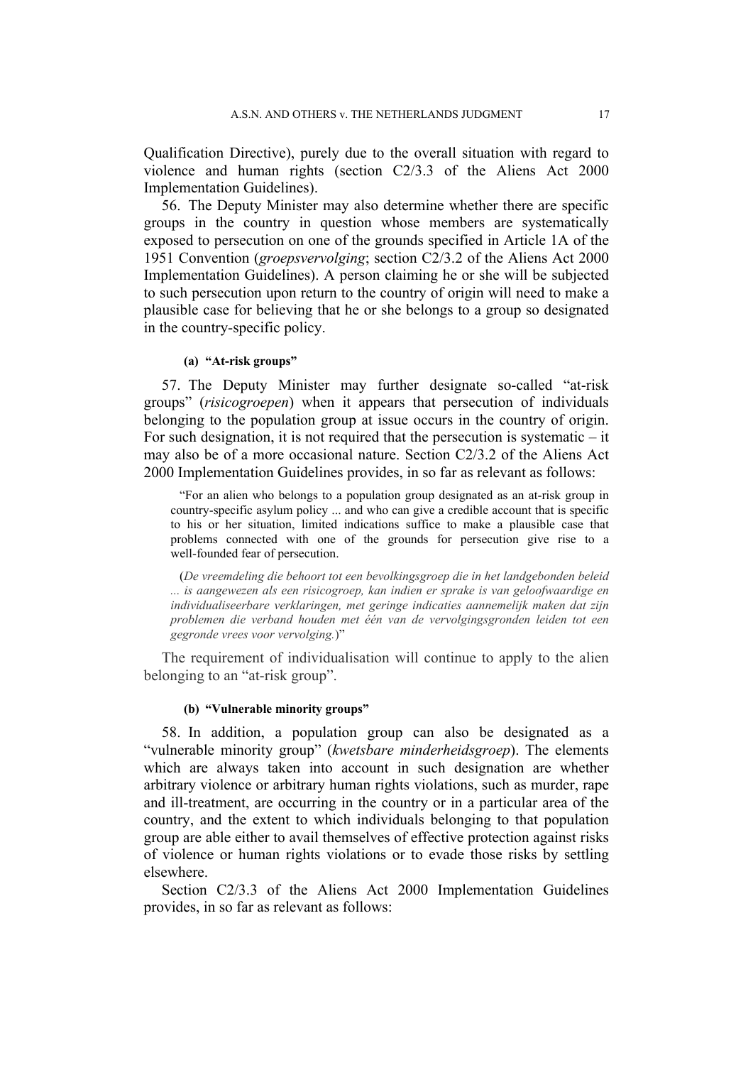Qualification Directive), purely due to the overall situation with regard to violence and human rights (section C2/3.3 of the Aliens Act 2000 Implementation Guidelines).

56. The Deputy Minister may also determine whether there are specific groups in the country in question whose members are systematically exposed to persecution on one of the grounds specified in Article 1A of the 1951 Convention (*groepsvervolging*; section C2/3.2 of the Aliens Act 2000 Implementation Guidelines). A person claiming he or she will be subjected to such persecution upon return to the country of origin will need to make a plausible case for believing that he or she belongs to a group so designated in the country-specific policy.

#### (a) "At-risk groups"

57. The Deputy Minister may further designate so-called "at-risk groups" (*risicogroepen*) when it appears that persecution of individuals belonging to the population group at issue occurs in the country of origin. For such designation, it is not required that the persecution is systematic – it may also be of a more occasional nature. Section C2/3.2 of the Aliens Act 2000 Implementation Guidelines provides, in so far as relevant as follows:

> "For an alien who belongs to a population group designated as an at-risk group in country-specific asylum policy ... and who can give a credible account that is specific to his or her situation, limited indications suffice to make a plausible case that problems connected with one of the grounds for persecution give rise to a well-founded fear of persecution.
>
> (*De vreemdeling die behoort tot een bevolkingsgroep die in het landgebonden beleid ... is aangewezen als een risicogroep, kan indien er sprake is van geloofwaardige en individualiseerbare verklaringen, met geringe indicaties aannemelijk maken dat zijn problemen die verband houden met één van de vervolgingsgronden leiden tot een gegronde vrees voor vervolging.*)"

The requirement of individualisation will continue to apply to the alien belonging to an "at-risk group".

#### (b) "Vulnerable minority groups"

58. In addition, a population group can also be designated as a "vulnerable minority group" (*kwetsbare minderheidsgroep*). The elements which are always taken into account in such designation are whether arbitrary violence or arbitrary human rights violations, such as murder, rape and ill-treatment, are occurring in the country or in a particular area of the country, and the extent to which individuals belonging to that population group are able either to avail themselves of effective protection against risks of violence or human rights violations or to evade those risks by settling elsewhere.

Section C2/3.3 of the Aliens Act 2000 Implementation Guidelines provides, in so far as relevant as follows: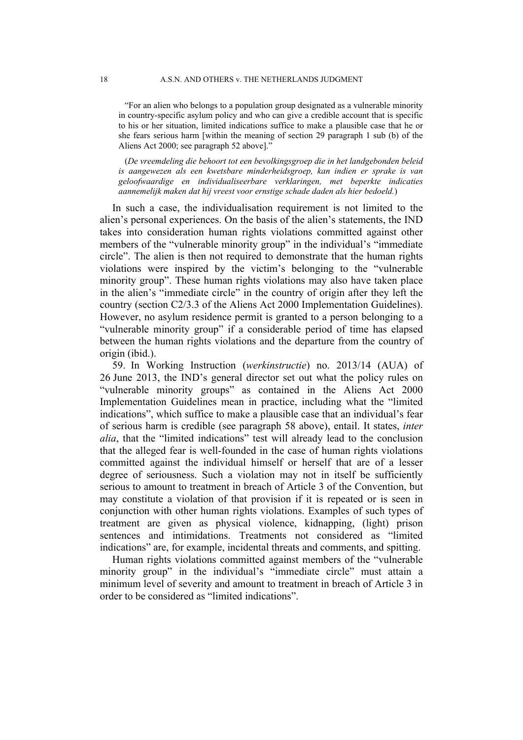> "For an alien who belongs to a population group designated as a vulnerable minority in country-specific asylum policy and who can give a credible account that is specific to his or her situation, limited indications suffice to make a plausible case that he or she fears serious harm [within the meaning of section 29 paragraph 1 sub (b) of the Aliens Act 2000; see paragraph 52 above]."
>
> (*De vreemdeling die behoort tot een bevolkingsgroep die in het landgebonden beleid is aangewezen als een kwetsbare minderheidsgroep, kan indien er sprake is van geloofwaardige en individualiseerbare verklaringen, met beperkte indicaties aannemelijk maken dat hij vreest voor ernstige schade daden als hier bedoeld.*)

In such a case, the individualisation requirement is not limited to the alien's personal experiences. On the basis of the alien's statements, the IND takes into consideration human rights violations committed against other members of the "vulnerable minority group" in the individual's "immediate circle". The alien is then not required to demonstrate that the human rights violations were inspired by the victim's belonging to the "vulnerable minority group". These human rights violations may also have taken place in the alien's "immediate circle" in the country of origin after they left the country (section C2/3.3 of the Aliens Act 2000 Implementation Guidelines). However, no asylum residence permit is granted to a person belonging to a "vulnerable minority group" if a considerable period of time has elapsed between the human rights violations and the departure from the country of origin (ibid.).

59. In Working Instruction (*werkinstructie*) no. 2013/14 (AUA) of 26 June 2013, the IND's general director set out what the policy rules on "vulnerable minority groups" as contained in the Aliens Act 2000 Implementation Guidelines mean in practice, including what the "limited indications", which suffice to make a plausible case that an individual's fear of serious harm is credible (see paragraph 58 above), entail. It states, *inter alia*, that the "limited indications" test will already lead to the conclusion that the alleged fear is well-founded in the case of human rights violations committed against the individual himself or herself that are of a lesser degree of seriousness. Such a violation may not in itself be sufficiently serious to amount to treatment in breach of Article 3 of the Convention, but may constitute a violation of that provision if it is repeated or is seen in conjunction with other human rights violations. Examples of such types of treatment are given as physical violence, kidnapping, (light) prison sentences and intimidations. Treatments not considered as "limited indications" are, for example, incidental threats and comments, and spitting.

Human rights violations committed against members of the "vulnerable minority group" in the individual's "immediate circle" must attain a minimum level of severity and amount to treatment in breach of Article 3 in order to be considered as "limited indications".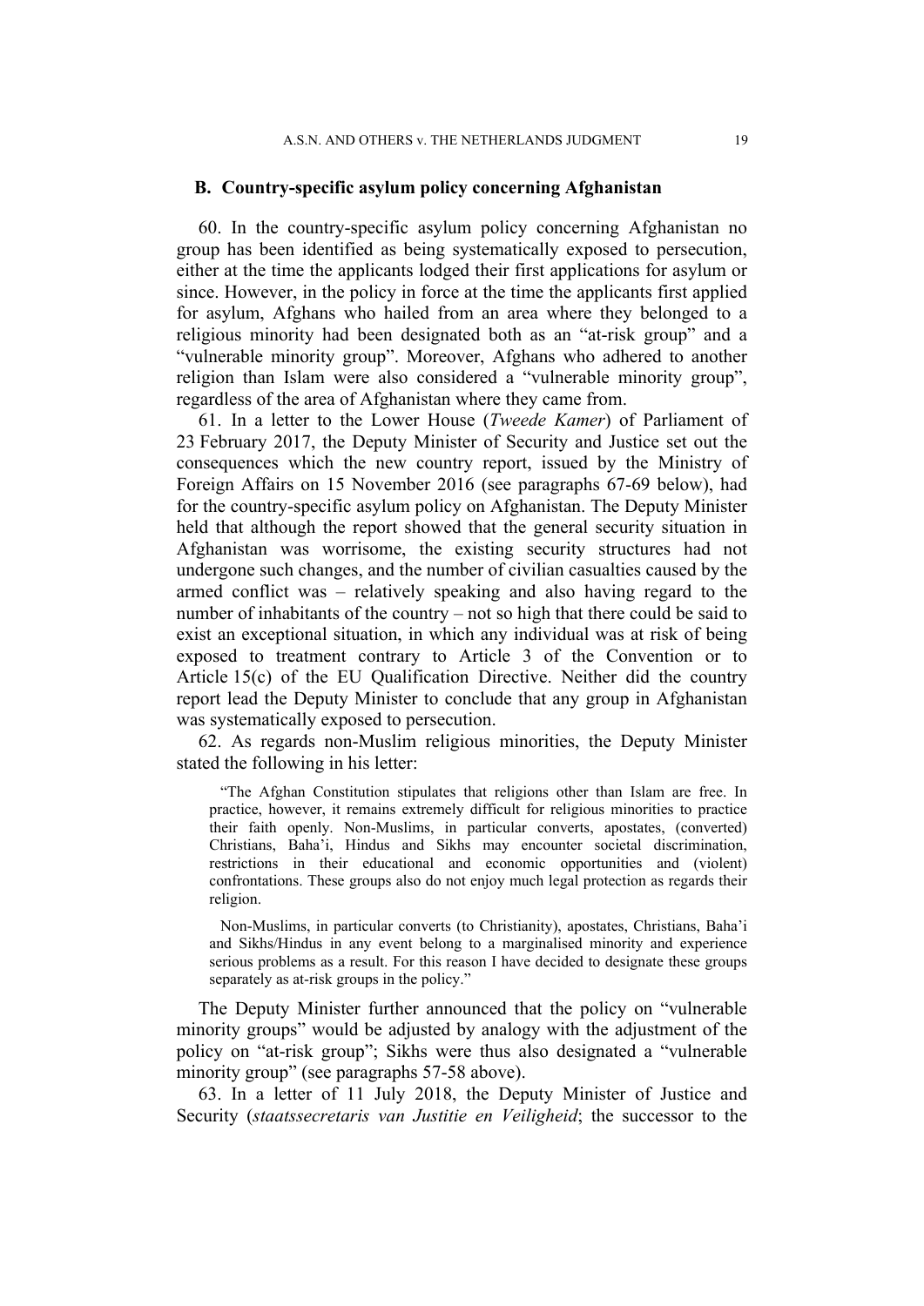### B. Country-specific asylum policy concerning Afghanistan

60. In the country-specific asylum policy concerning Afghanistan no group has been identified as being systematically exposed to persecution, either at the time the applicants lodged their first applications for asylum or since. However, in the policy in force at the time the applicants first applied for asylum, Afghans who hailed from an area where they belonged to a religious minority had been designated both as an "at-risk group" and a "vulnerable minority group". Moreover, Afghans who adhered to another religion than Islam were also considered a "vulnerable minority group", regardless of the area of Afghanistan where they came from.

61. In a letter to the Lower House (*Tweede Kamer*) of Parliament of 23 February 2017, the Deputy Minister of Security and Justice set out the consequences which the new country report, issued by the Ministry of Foreign Affairs on 15 November 2016 (see paragraphs 67-69 below), had for the country-specific asylum policy on Afghanistan. The Deputy Minister held that although the report showed that the general security situation in Afghanistan was worrisome, the existing security structures had not undergone such changes, and the number of civilian casualties caused by the armed conflict was – relatively speaking and also having regard to the number of inhabitants of the country – not so high that there could be said to exist an exceptional situation, in which any individual was at risk of being exposed to treatment contrary to Article 3 of the Convention or to Article 15(c) of the EU Qualification Directive. Neither did the country report lead the Deputy Minister to conclude that any group in Afghanistan was systematically exposed to persecution.

62. As regards non-Muslim religious minorities, the Deputy Minister stated the following in his letter:

> "The Afghan Constitution stipulates that religions other than Islam are free. In practice, however, it remains extremely difficult for religious minorities to practice their faith openly. Non-Muslims, in particular converts, apostates, (converted) Christians, Baha'i, Hindus and Sikhs may encounter societal discrimination, restrictions in their educational and economic opportunities and (violent) confrontations. These groups also do not enjoy much legal protection as regards their religion.
>
> Non-Muslims, in particular converts (to Christianity), apostates, Christians, Baha'i and Sikhs/Hindus in any event belong to a marginalised minority and experience serious problems as a result. For this reason I have decided to designate these groups separately as at-risk groups in the policy."

The Deputy Minister further announced that the policy on "vulnerable minority groups" would be adjusted by analogy with the adjustment of the policy on "at-risk group"; Sikhs were thus also designated a "vulnerable minority group" (see paragraphs 57-58 above).

63. In a letter of 11 July 2018, the Deputy Minister of Justice and Security (*staatssecretaris van Justitie en Veiligheid*; the successor to the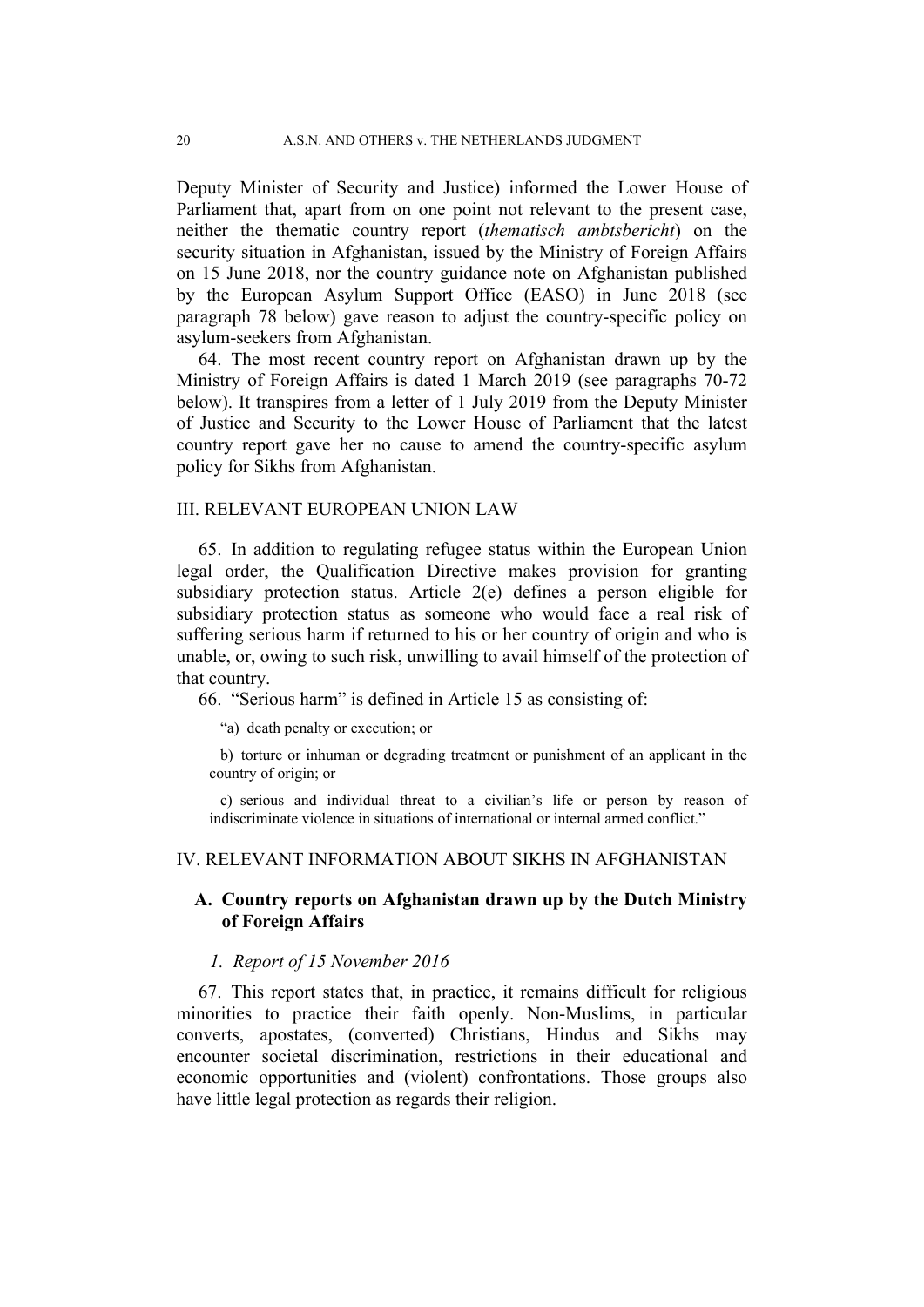Deputy Minister of Security and Justice) informed the Lower House of Parliament that, apart from on one point not relevant to the present case, neither the thematic country report (*thematisch ambtsbericht*) on the security situation in Afghanistan, issued by the Ministry of Foreign Affairs on 15 June 2018, nor the country guidance note on Afghanistan published by the European Asylum Support Office (EASO) in June 2018 (see paragraph 78 below) gave reason to adjust the country-specific policy on asylum-seekers from Afghanistan.

64. The most recent country report on Afghanistan drawn up by the Ministry of Foreign Affairs is dated 1 March 2019 (see paragraphs 70-72 below). It transpires from a letter of 1 July 2019 from the Deputy Minister of Justice and Security to the Lower House of Parliament that the latest country report gave her no cause to amend the country-specific asylum policy for Sikhs from Afghanistan.

## III. RELEVANT EUROPEAN UNION LAW

65. In addition to regulating refugee status within the European Union legal order, the Qualification Directive makes provision for granting subsidiary protection status. Article 2(e) defines a person eligible for subsidiary protection status as someone who would face a real risk of suffering serious harm if returned to his or her country of origin and who is unable, or, owing to such risk, unwilling to avail himself of the protection of that country.

66. "Serious harm" is defined in Article 15 as consisting of:

> "a) death penalty or execution; or
>
> b) torture or inhuman or degrading treatment or punishment of an applicant in the country of origin; or
>
> c) serious and individual threat to a civilian's life or person by reason of indiscriminate violence in situations of international or internal armed conflict."

## IV. RELEVANT INFORMATION ABOUT SIKHS IN AFGHANISTAN

### A. Country reports on Afghanistan drawn up by the Dutch Ministry of Foreign Affairs

#### *1. Report of 15 November 2016*

67. This report states that, in practice, it remains difficult for religious minorities to practice their faith openly. Non-Muslims, in particular converts, apostates, (converted) Christians, Hindus and Sikhs may encounter societal discrimination, restrictions in their educational and economic opportunities and (violent) confrontations. Those groups also have little legal protection as regards their religion.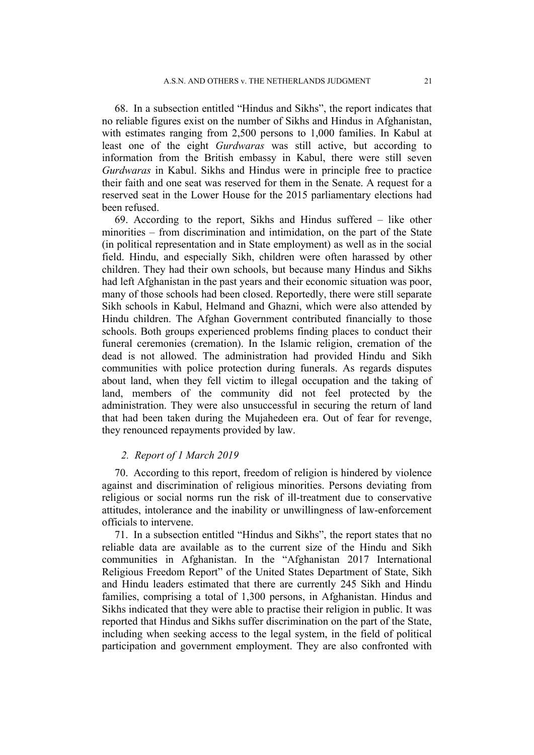68. In a subsection entitled "Hindus and Sikhs", the report indicates that no reliable figures exist on the number of Sikhs and Hindus in Afghanistan, with estimates ranging from 2,500 persons to 1,000 families. In Kabul at least one of the eight *Gurdwaras* was still active, but according to information from the British embassy in Kabul, there were still seven *Gurdwaras* in Kabul. Sikhs and Hindus were in principle free to practice their faith and one seat was reserved for them in the Senate. A request for a reserved seat in the Lower House for the 2015 parliamentary elections had been refused.

69. According to the report, Sikhs and Hindus suffered – like other minorities – from discrimination and intimidation, on the part of the State (in political representation and in State employment) as well as in the social field. Hindu, and especially Sikh, children were often harassed by other children. They had their own schools, but because many Hindus and Sikhs had left Afghanistan in the past years and their economic situation was poor, many of those schools had been closed. Reportedly, there were still separate Sikh schools in Kabul, Helmand and Ghazni, which were also attended by Hindu children. The Afghan Government contributed financially to those schools. Both groups experienced problems finding places to conduct their funeral ceremonies (cremation). In the Islamic religion, cremation of the dead is not allowed. The administration had provided Hindu and Sikh communities with police protection during funerals. As regards disputes about land, when they fell victim to illegal occupation and the taking of land, members of the community did not feel protected by the administration. They were also unsuccessful in securing the return of land that had been taken during the Mujahedeen era. Out of fear for revenge, they renounced repayments provided by law.

### *2. Report of 1 March 2019*

70. According to this report, freedom of religion is hindered by violence against and discrimination of religious minorities. Persons deviating from religious or social norms run the risk of ill-treatment due to conservative attitudes, intolerance and the inability or unwillingness of law-enforcement officials to intervene.

71. In a subsection entitled "Hindus and Sikhs", the report states that no reliable data are available as to the current size of the Hindu and Sikh communities in Afghanistan. In the "Afghanistan 2017 International Religious Freedom Report" of the United States Department of State, Sikh and Hindu leaders estimated that there are currently 245 Sikh and Hindu families, comprising a total of 1,300 persons, in Afghanistan. Hindus and Sikhs indicated that they were able to practise their religion in public. It was reported that Hindus and Sikhs suffer discrimination on the part of the State, including when seeking access to the legal system, in the field of political participation and government employment. They are also confronted with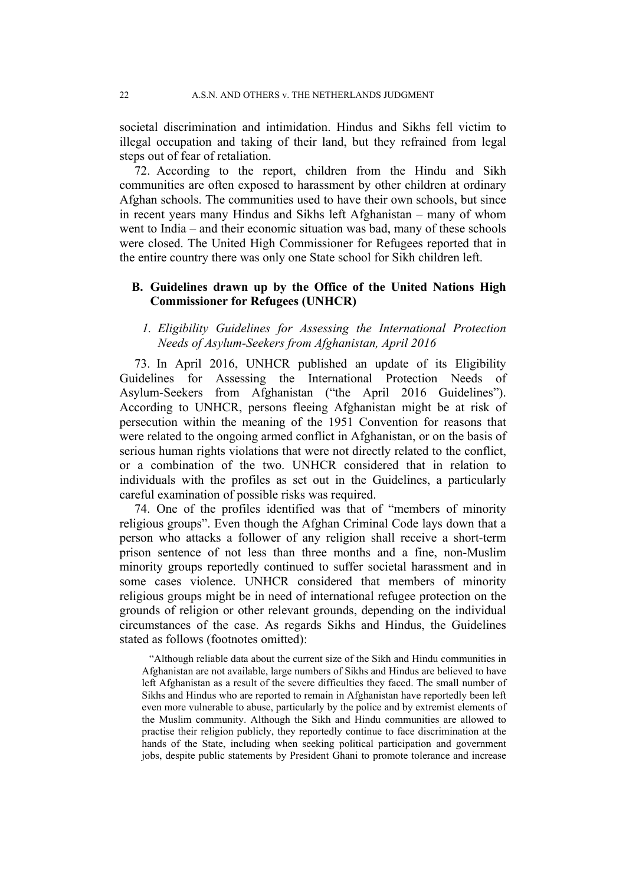societal discrimination and intimidation. Hindus and Sikhs fell victim to illegal occupation and taking of their land, but they refrained from legal steps out of fear of retaliation.

72. According to the report, children from the Hindu and Sikh communities are often exposed to harassment by other children at ordinary Afghan schools. The communities used to have their own schools, but since in recent years many Hindus and Sikhs left Afghanistan – many of whom went to India – and their economic situation was bad, many of these schools were closed. The United High Commissioner for Refugees reported that in the entire country there was only one State school for Sikh children left.

### B. Guidelines drawn up by the Office of the United Nations High Commissioner for Refugees (UNHCR)

#### *1. Eligibility Guidelines for Assessing the International Protection Needs of Asylum-Seekers from Afghanistan, April 2016*

73. In April 2016, UNHCR published an update of its Eligibility Guidelines for Assessing the International Protection Needs of Asylum-Seekers from Afghanistan ("the April 2016 Guidelines"). According to UNHCR, persons fleeing Afghanistan might be at risk of persecution within the meaning of the 1951 Convention for reasons that were related to the ongoing armed conflict in Afghanistan, or on the basis of serious human rights violations that were not directly related to the conflict, or a combination of the two. UNHCR considered that in relation to individuals with the profiles as set out in the Guidelines, a particularly careful examination of possible risks was required.

74. One of the profiles identified was that of "members of minority religious groups". Even though the Afghan Criminal Code lays down that a person who attacks a follower of any religion shall receive a short-term prison sentence of not less than three months and a fine, non-Muslim minority groups reportedly continued to suffer societal harassment and in some cases violence. UNHCR considered that members of minority religious groups might be in need of international refugee protection on the grounds of religion or other relevant grounds, depending on the individual circumstances of the case. As regards Sikhs and Hindus, the Guidelines stated as follows (footnotes omitted):

> "Although reliable data about the current size of the Sikh and Hindu communities in Afghanistan are not available, large numbers of Sikhs and Hindus are believed to have left Afghanistan as a result of the severe difficulties they faced. The small number of Sikhs and Hindus who are reported to remain in Afghanistan have reportedly been left even more vulnerable to abuse, particularly by the police and by extremist elements of the Muslim community. Although the Sikh and Hindu communities are allowed to practise their religion publicly, they reportedly continue to face discrimination at the hands of the State, including when seeking political participation and government jobs, despite public statements by President Ghani to promote tolerance and increase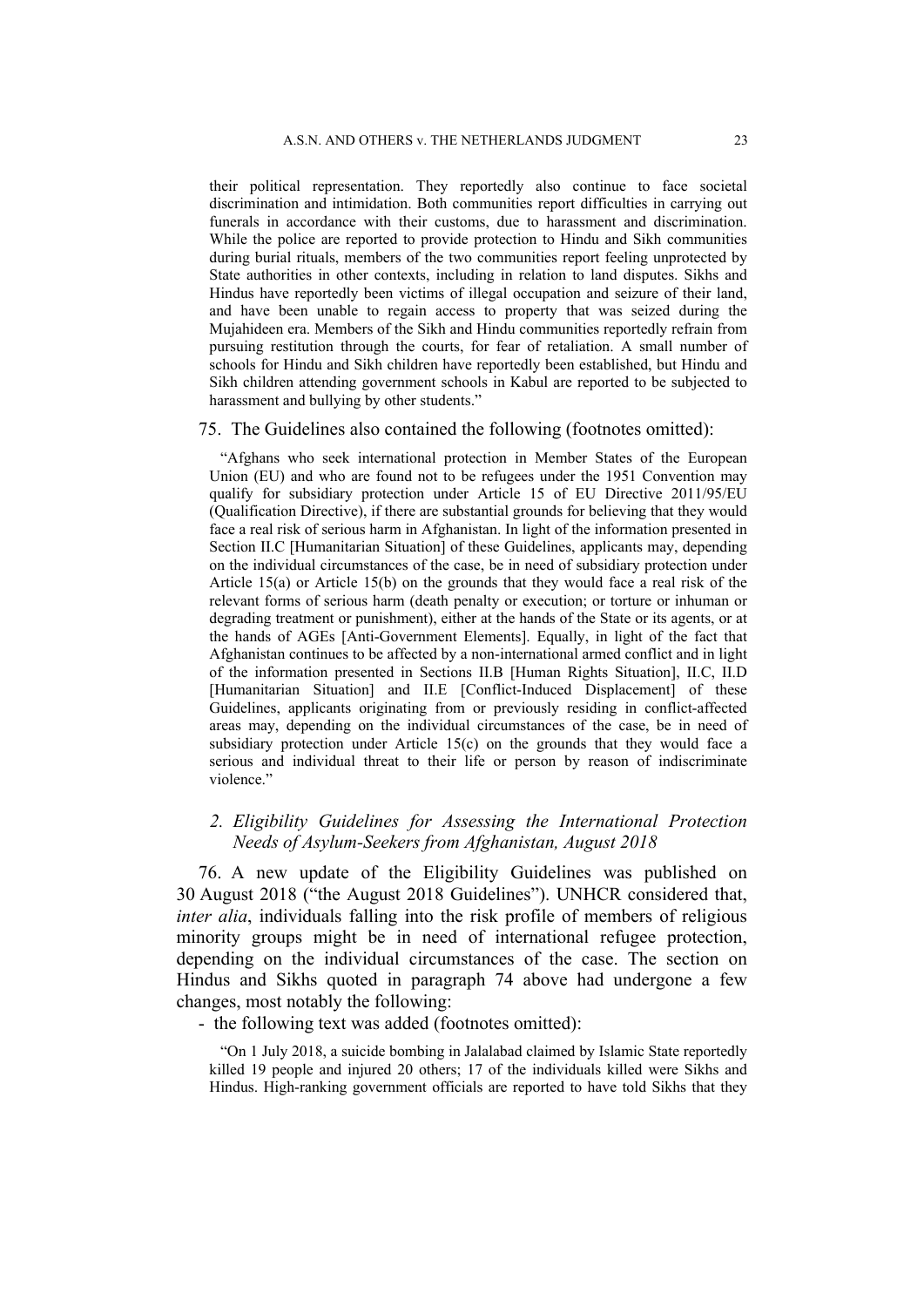their political representation. They reportedly also continue to face societal discrimination and intimidation. Both communities report difficulties in carrying out funerals in accordance with their customs, due to harassment and discrimination. While the police are reported to provide protection to Hindu and Sikh communities during burial rituals, members of the two communities report feeling unprotected by State authorities in other contexts, including in relation to land disputes. Sikhs and Hindus have reportedly been victims of illegal occupation and seizure of their land, and have been unable to regain access to property that was seized during the Mujahideen era. Members of the Sikh and Hindu communities reportedly refrain from pursuing restitution through the courts, for fear of retaliation. A small number of schools for Hindu and Sikh children have reportedly been established, but Hindu and Sikh children attending government schools in Kabul are reported to be subjected to harassment and bullying by other students."

75. The Guidelines also contained the following (footnotes omitted):

> "Afghans who seek international protection in Member States of the European Union (EU) and who are found not to be refugees under the 1951 Convention may qualify for subsidiary protection under Article 15 of EU Directive 2011/95/EU (Qualification Directive), if there are substantial grounds for believing that they would face a real risk of serious harm in Afghanistan. In light of the information presented in Section II.C [Humanitarian Situation] of these Guidelines, applicants may, depending on the individual circumstances of the case, be in need of subsidiary protection under Article 15(a) or Article 15(b) on the grounds that they would face a real risk of the relevant forms of serious harm (death penalty or execution; or torture or inhuman or degrading treatment or punishment), either at the hands of the State or its agents, or at the hands of AGEs [Anti-Government Elements]. Equally, in light of the fact that Afghanistan continues to be affected by a non-international armed conflict and in light of the information presented in Sections II.B [Human Rights Situation], II.C, II.D [Humanitarian Situation] and II.E [Conflict-Induced Displacement] of these Guidelines, applicants originating from or previously residing in conflict-affected areas may, depending on the individual circumstances of the case, be in need of subsidiary protection under Article 15(c) on the grounds that they would face a serious and individual threat to their life or person by reason of indiscriminate violence."

### *2. Eligibility Guidelines for Assessing the International Protection Needs of Asylum-Seekers from Afghanistan, August 2018*

76. A new update of the Eligibility Guidelines was published on 30 August 2018 ("the August 2018 Guidelines"). UNHCR considered that, *inter alia*, individuals falling into the risk profile of members of religious minority groups might be in need of international refugee protection, depending on the individual circumstances of the case. The section on Hindus and Sikhs quoted in paragraph 74 above had undergone a few changes, most notably the following:

- the following text was added (footnotes omitted):

> "On 1 July 2018, a suicide bombing in Jalalabad claimed by Islamic State reportedly killed 19 people and injured 20 others; 17 of the individuals killed were Sikhs and Hindus. High-ranking government officials are reported to have told Sikhs that they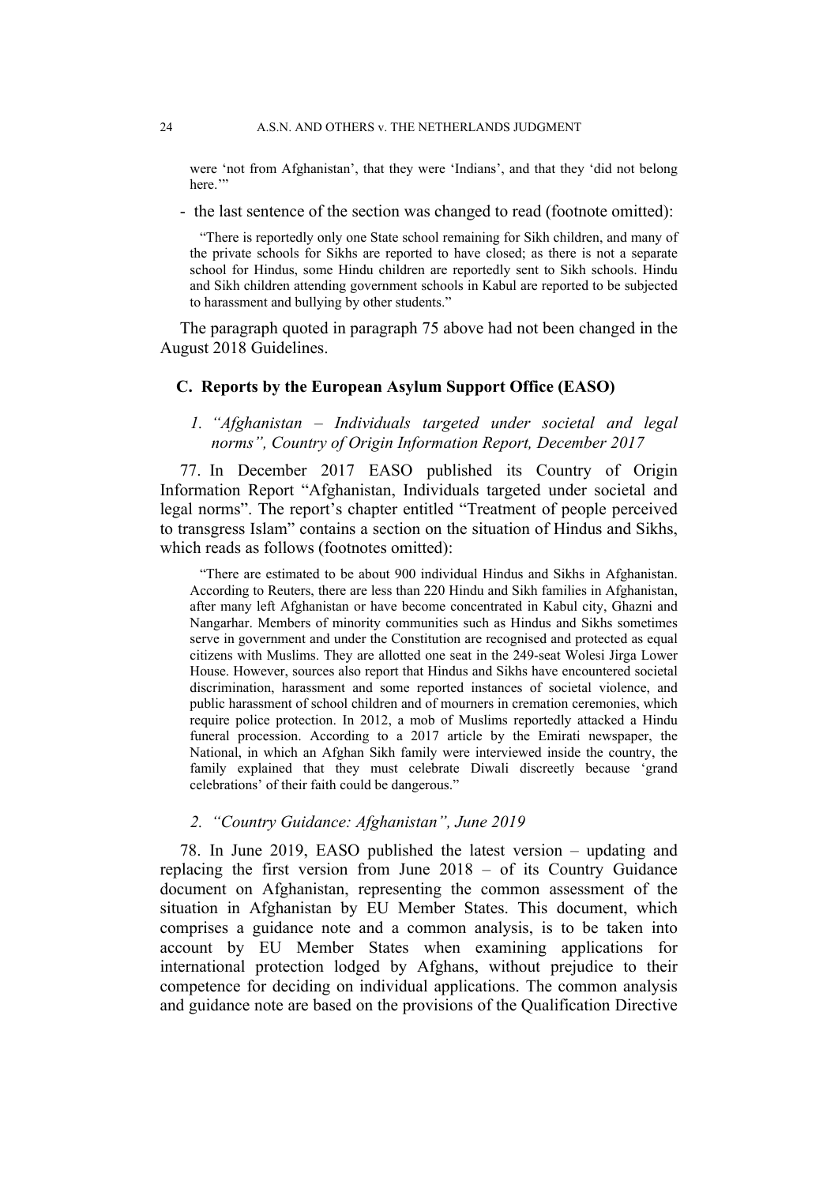> were 'not from Afghanistan', that they were 'Indians', and that they 'did not belong here.'"

- the last sentence of the section was changed to read (footnote omitted):

> "There is reportedly only one State school remaining for Sikh children, and many of the private schools for Sikhs are reported to have closed; as there is not a separate school for Hindus, some Hindu children are reportedly sent to Sikh schools. Hindu and Sikh children attending government schools in Kabul are reported to be subjected to harassment and bullying by other students."

The paragraph quoted in paragraph 75 above had not been changed in the August 2018 Guidelines.

### C. Reports by the European Asylum Support Office (EASO)

#### *1. "Afghanistan – Individuals targeted under societal and legal norms", Country of Origin Information Report, December 2017*

77. In December 2017 EASO published its Country of Origin Information Report "Afghanistan, Individuals targeted under societal and legal norms". The report's chapter entitled "Treatment of people perceived to transgress Islam" contains a section on the situation of Hindus and Sikhs, which reads as follows (footnotes omitted):

> "There are estimated to be about 900 individual Hindus and Sikhs in Afghanistan. According to Reuters, there are less than 220 Hindu and Sikh families in Afghanistan, after many left Afghanistan or have become concentrated in Kabul city, Ghazni and Nangarhar. Members of minority communities such as Hindus and Sikhs sometimes serve in government and under the Constitution are recognised and protected as equal citizens with Muslims. They are allotted one seat in the 249-seat Wolesi Jirga Lower House. However, sources also report that Hindus and Sikhs have encountered societal discrimination, harassment and some reported instances of societal violence, and public harassment of school children and of mourners in cremation ceremonies, which require police protection. In 2012, a mob of Muslims reportedly attacked a Hindu funeral procession. According to a 2017 article by the Emirati newspaper, the National, in which an Afghan Sikh family were interviewed inside the country, the family explained that they must celebrate Diwali discreetly because 'grand celebrations' of their faith could be dangerous."

#### *2. "Country Guidance: Afghanistan", June 2019*

78. In June 2019, EASO published the latest version – updating and replacing the first version from June 2018 – of its Country Guidance document on Afghanistan, representing the common assessment of the situation in Afghanistan by EU Member States. This document, which comprises a guidance note and a common analysis, is to be taken into account by EU Member States when examining applications for international protection lodged by Afghans, without prejudice to their competence for deciding on individual applications. The common analysis and guidance note are based on the provisions of the Qualification Directive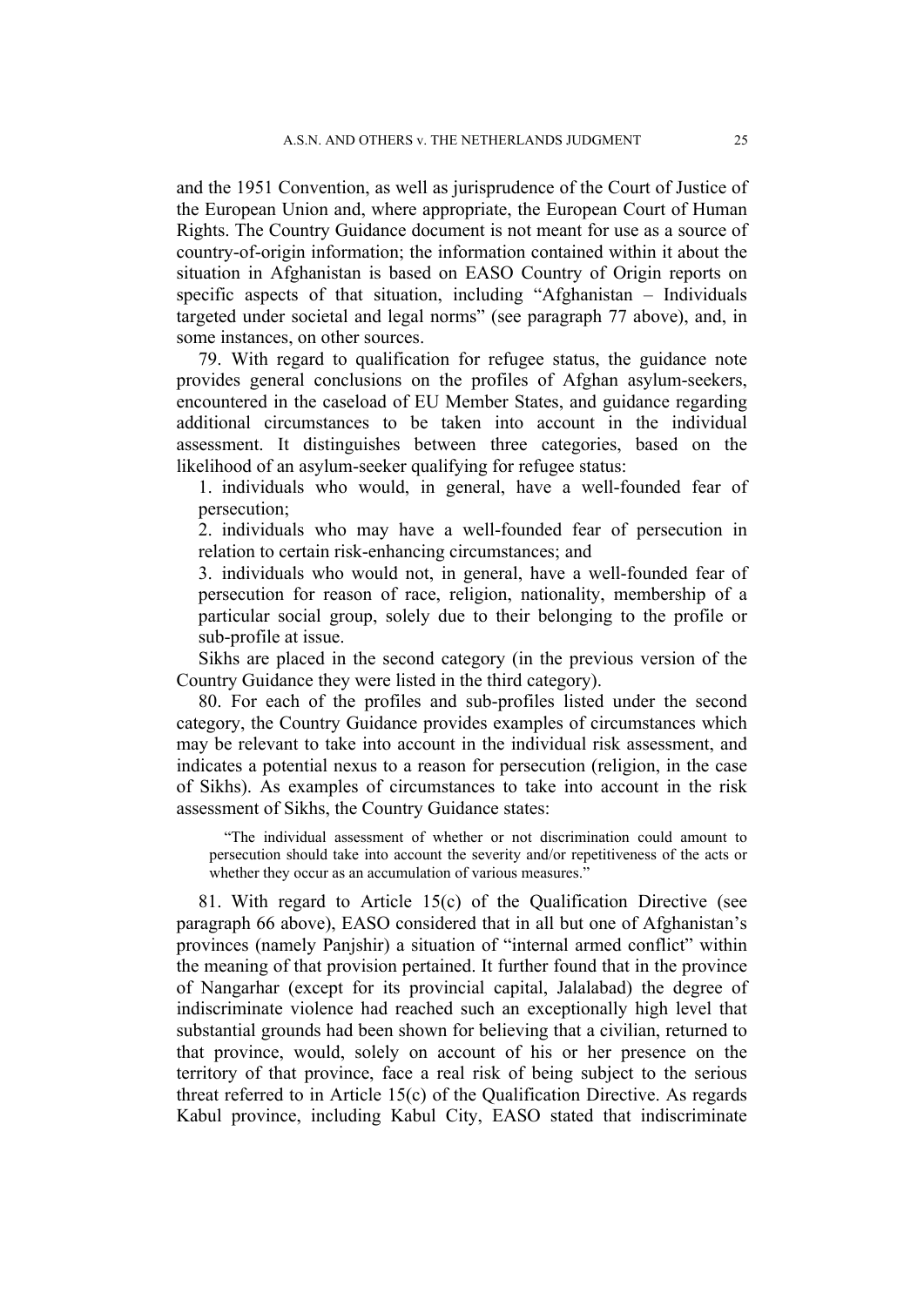and the 1951 Convention, as well as jurisprudence of the Court of Justice of the European Union and, where appropriate, the European Court of Human Rights. The Country Guidance document is not meant for use as a source of country-of-origin information; the information contained within it about the situation in Afghanistan is based on EASO Country of Origin reports on specific aspects of that situation, including "Afghanistan – Individuals targeted under societal and legal norms" (see paragraph 77 above), and, in some instances, on other sources.

79. With regard to qualification for refugee status, the guidance note provides general conclusions on the profiles of Afghan asylum-seekers, encountered in the caseload of EU Member States, and guidance regarding additional circumstances to be taken into account in the individual assessment. It distinguishes between three categories, based on the likelihood of an asylum-seeker qualifying for refugee status:

1. individuals who would, in general, have a well-founded fear of persecution;

2. individuals who may have a well-founded fear of persecution in relation to certain risk-enhancing circumstances; and

3. individuals who would not, in general, have a well-founded fear of persecution for reason of race, religion, nationality, membership of a particular social group, solely due to their belonging to the profile or sub-profile at issue.

Sikhs are placed in the second category (in the previous version of the Country Guidance they were listed in the third category).

80. For each of the profiles and sub-profiles listed under the second category, the Country Guidance provides examples of circumstances which may be relevant to take into account in the individual risk assessment, and indicates a potential nexus to a reason for persecution (religion, in the case of Sikhs). As examples of circumstances to take into account in the risk assessment of Sikhs, the Country Guidance states:

> "The individual assessment of whether or not discrimination could amount to persecution should take into account the severity and/or repetitiveness of the acts or whether they occur as an accumulation of various measures."

81. With regard to Article 15(c) of the Qualification Directive (see paragraph 66 above), EASO considered that in all but one of Afghanistan's provinces (namely Panjshir) a situation of "internal armed conflict" within the meaning of that provision pertained. It further found that in the province of Nangarhar (except for its provincial capital, Jalalabad) the degree of indiscriminate violence had reached such an exceptionally high level that substantial grounds had been shown for believing that a civilian, returned to that province, would, solely on account of his or her presence on the territory of that province, face a real risk of being subject to the serious threat referred to in Article 15(c) of the Qualification Directive. As regards Kabul province, including Kabul City, EASO stated that indiscriminate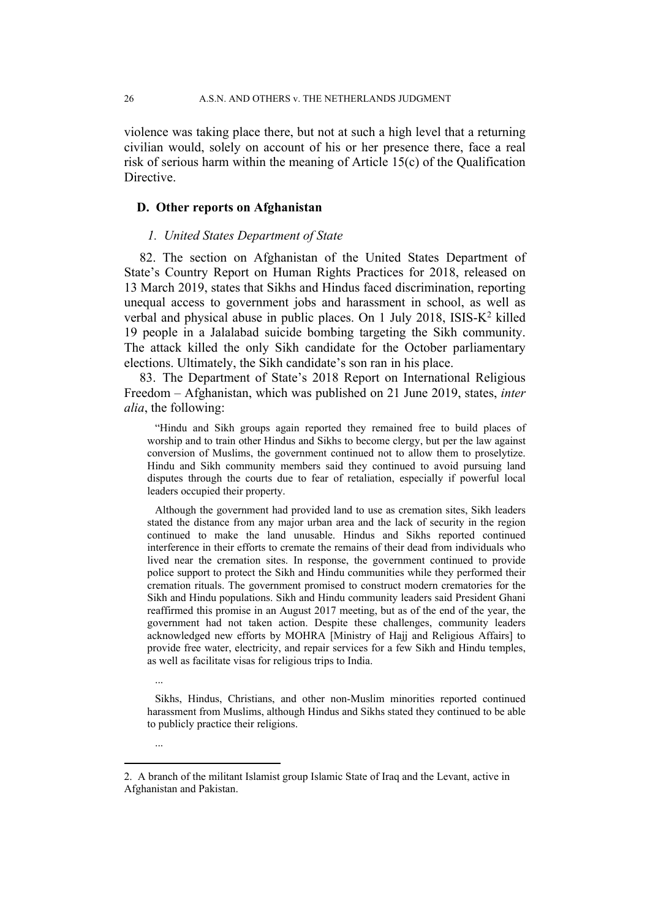violence was taking place there, but not at such a high level that a returning civilian would, solely on account of his or her presence there, face a real risk of serious harm within the meaning of Article 15(c) of the Qualification Directive.

## D. Other reports on Afghanistan

### *1. United States Department of State*

82. The section on Afghanistan of the United States Department of State's Country Report on Human Rights Practices for 2018, released on 13 March 2019, states that Sikhs and Hindus faced discrimination, reporting unequal access to government jobs and harassment in school, as well as verbal and physical abuse in public places. On 1 July 2018, ISIS-K[2] killed 19 people in a Jalalabad suicide bombing targeting the Sikh community. The attack killed the only Sikh candidate for the October parliamentary elections. Ultimately, the Sikh candidate's son ran in his place.

83. The Department of State's 2018 Report on International Religious Freedom – Afghanistan, which was published on 21 June 2019, states, *inter alia*, the following:

> "Hindu and Sikh groups again reported they remained free to build places of worship and to train other Hindus and Sikhs to become clergy, but per the law against conversion of Muslims, the government continued not to allow them to proselytize. Hindu and Sikh community members said they continued to avoid pursuing land disputes through the courts due to fear of retaliation, especially if powerful local leaders occupied their property.
>
> Although the government had provided land to use as cremation sites, Sikh leaders stated the distance from any major urban area and the lack of security in the region continued to make the land unusable. Hindus and Sikhs reported continued interference in their efforts to cremate the remains of their dead from individuals who lived near the cremation sites. In response, the government continued to provide police support to protect the Sikh and Hindu communities while they performed their cremation rituals. The government promised to construct modern crematories for the Sikh and Hindu populations. Sikh and Hindu community leaders said President Ghani reaffirmed this promise in an August 2017 meeting, but as of the end of the year, the government had not taken action. Despite these challenges, community leaders acknowledged new efforts by MOHRA [Ministry of Hajj and Religious Affairs] to provide free water, electricity, and repair services for a few Sikh and Hindu temples, as well as facilitate visas for religious trips to India.
>
> ...
>
> Sikhs, Hindus, Christians, and other non-Muslim minorities reported continued harassment from Muslims, although Hindus and Sikhs stated they continued to be able to publicly practice their religions.
>
> ...

2. A branch of the militant Islamist group Islamic State of Iraq and the Levant, active in Afghanistan and Pakistan.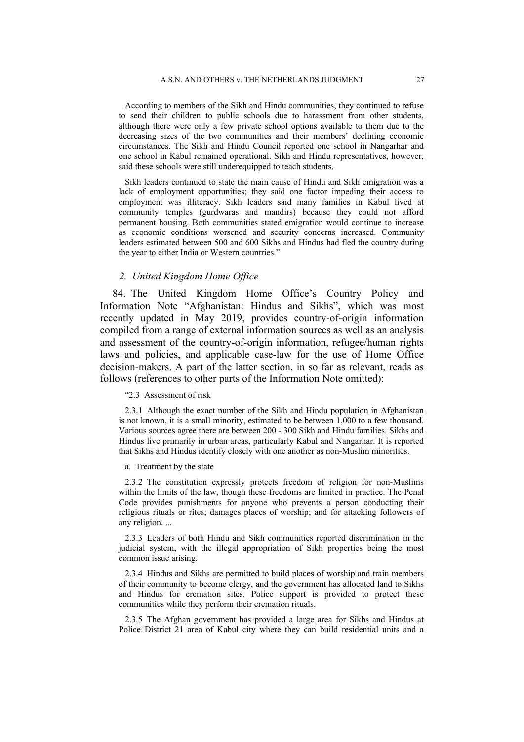According to members of the Sikh and Hindu communities, they continued to refuse to send their children to public schools due to harassment from other students, although there were only a few private school options available to them due to the decreasing sizes of the two communities and their members' declining economic circumstances. The Sikh and Hindu Council reported one school in Nangarhar and one school in Kabul remained operational. Sikh and Hindu representatives, however, said these schools were still underequipped to teach students.

Sikh leaders continued to state the main cause of Hindu and Sikh emigration was a lack of employment opportunities; they said one factor impeding their access to employment was illiteracy. Sikh leaders said many families in Kabul lived at community temples (gurdwaras and mandirs) because they could not afford permanent housing. Both communities stated emigration would continue to increase as economic conditions worsened and security concerns increased. Community leaders estimated between 500 and 600 Sikhs and Hindus had fled the country during the year to either India or Western countries."

### *2. United Kingdom Home Office*

84. The United Kingdom Home Office's Country Policy and Information Note "Afghanistan: Hindus and Sikhs", which was most recently updated in May 2019, provides country-of-origin information compiled from a range of external information sources as well as an analysis and assessment of the country-of-origin information, refugee/human rights laws and policies, and applicable case-law for the use of Home Office decision-makers. A part of the latter section, in so far as relevant, reads as follows (references to other parts of the Information Note omitted):

"2.3 Assessment of risk

2.3.1 Although the exact number of the Sikh and Hindu population in Afghanistan is not known, it is a small minority, estimated to be between 1,000 to a few thousand. Various sources agree there are between 200 - 300 Sikh and Hindu families. Sikhs and Hindus live primarily in urban areas, particularly Kabul and Nangarhar. It is reported that Sikhs and Hindus identify closely with one another as non-Muslim minorities.

a. Treatment by the state

2.3.2 The constitution expressly protects freedom of religion for non-Muslims within the limits of the law, though these freedoms are limited in practice. The Penal Code provides punishments for anyone who prevents a person conducting their religious rituals or rites; damages places of worship; and for attacking followers of any religion. ...

2.3.3 Leaders of both Hindu and Sikh communities reported discrimination in the judicial system, with the illegal appropriation of Sikh properties being the most common issue arising.

2.3.4 Hindus and Sikhs are permitted to build places of worship and train members of their community to become clergy, and the government has allocated land to Sikhs and Hindus for cremation sites. Police support is provided to protect these communities while they perform their cremation rituals.

2.3.5 The Afghan government has provided a large area for Sikhs and Hindus at Police District 21 area of Kabul city where they can build residential units and a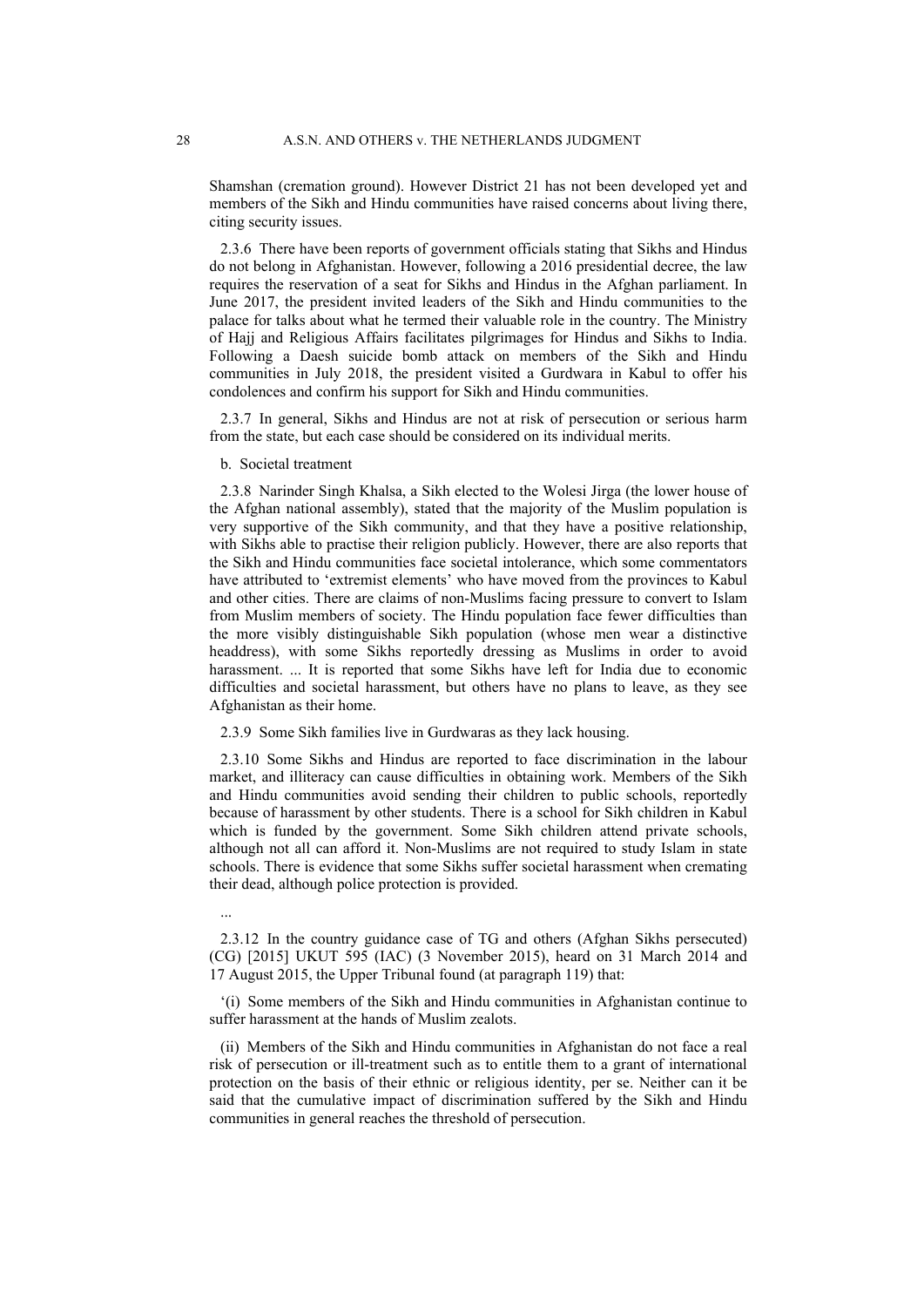Shamshan (cremation ground). However District 21 has not been developed yet and members of the Sikh and Hindu communities have raised concerns about living there, citing security issues.

2.3.6 There have been reports of government officials stating that Sikhs and Hindus do not belong in Afghanistan. However, following a 2016 presidential decree, the law requires the reservation of a seat for Sikhs and Hindus in the Afghan parliament. In June 2017, the president invited leaders of the Sikh and Hindu communities to the palace for talks about what he termed their valuable role in the country. The Ministry of Hajj and Religious Affairs facilitates pilgrimages for Hindus and Sikhs to India. Following a Daesh suicide bomb attack on members of the Sikh and Hindu communities in July 2018, the president visited a Gurdwara in Kabul to offer his condolences and confirm his support for Sikh and Hindu communities.

2.3.7 In general, Sikhs and Hindus are not at risk of persecution or serious harm from the state, but each case should be considered on its individual merits.

b. Societal treatment

2.3.8 Narinder Singh Khalsa, a Sikh elected to the Wolesi Jirga (the lower house of the Afghan national assembly), stated that the majority of the Muslim population is very supportive of the Sikh community, and that they have a positive relationship, with Sikhs able to practise their religion publicly. However, there are also reports that the Sikh and Hindu communities face societal intolerance, which some commentators have attributed to 'extremist elements' who have moved from the provinces to Kabul and other cities. There are claims of non-Muslims facing pressure to convert to Islam from Muslim members of society. The Hindu population face fewer difficulties than the more visibly distinguishable Sikh population (whose men wear a distinctive headdress), with some Sikhs reportedly dressing as Muslims in order to avoid harassment. ... It is reported that some Sikhs have left for India due to economic difficulties and societal harassment, but others have no plans to leave, as they see Afghanistan as their home.

2.3.9 Some Sikh families live in Gurdwaras as they lack housing.

2.3.10 Some Sikhs and Hindus are reported to face discrimination in the labour market, and illiteracy can cause difficulties in obtaining work. Members of the Sikh and Hindu communities avoid sending their children to public schools, reportedly because of harassment by other students. There is a school for Sikh children in Kabul which is funded by the government. Some Sikh children attend private schools, although not all can afford it. Non-Muslims are not required to study Islam in state schools. There is evidence that some Sikhs suffer societal harassment when cremating their dead, although police protection is provided.

...

2.3.12 In the country guidance case of TG and others (Afghan Sikhs persecuted) (CG) [2015] UKUT 595 (IAC) (3 November 2015), heard on 31 March 2014 and 17 August 2015, the Upper Tribunal found (at paragraph 119) that:

'(i) Some members of the Sikh and Hindu communities in Afghanistan continue to suffer harassment at the hands of Muslim zealots.

(ii) Members of the Sikh and Hindu communities in Afghanistan do not face a real risk of persecution or ill-treatment such as to entitle them to a grant of international protection on the basis of their ethnic or religious identity, per se. Neither can it be said that the cumulative impact of discrimination suffered by the Sikh and Hindu communities in general reaches the threshold of persecution.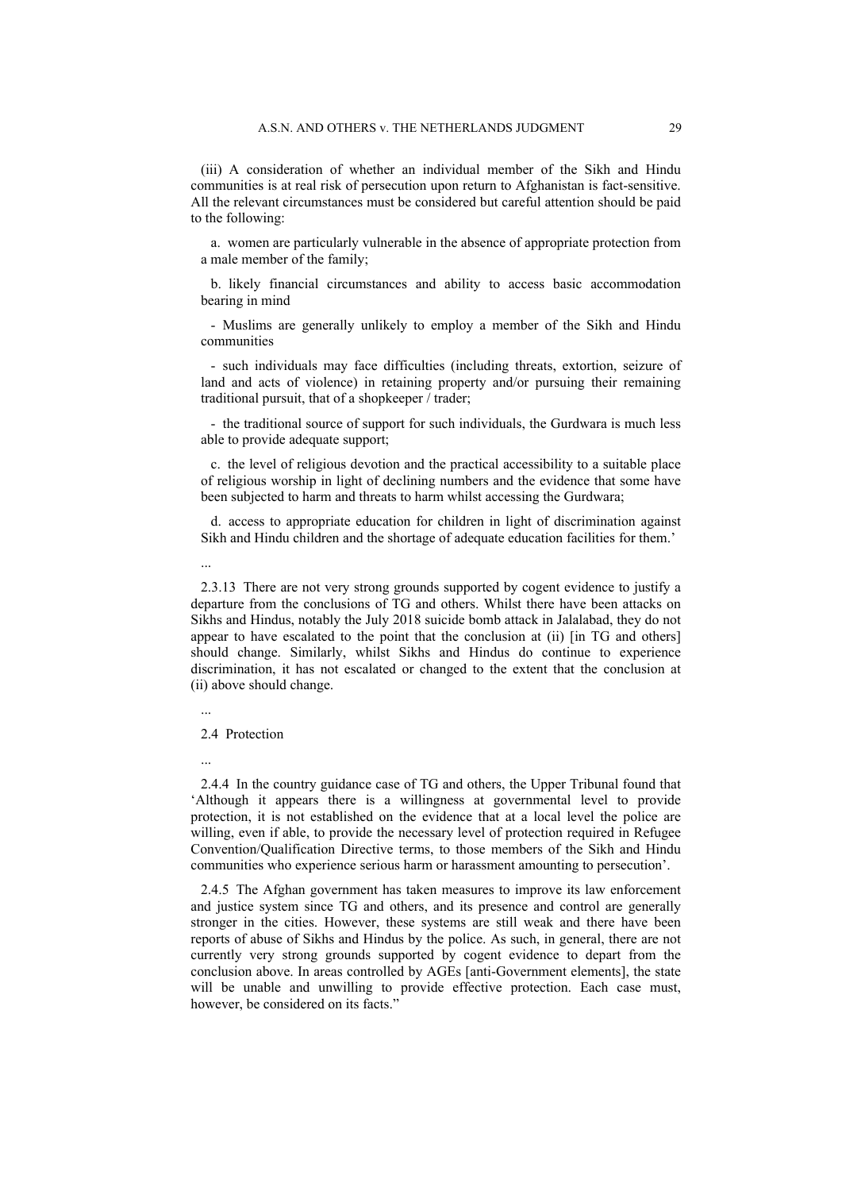(iii) A consideration of whether an individual member of the Sikh and Hindu communities is at real risk of persecution upon return to Afghanistan is fact-sensitive. All the relevant circumstances must be considered but careful attention should be paid to the following:

a. women are particularly vulnerable in the absence of appropriate protection from a male member of the family;

b. likely financial circumstances and ability to access basic accommodation bearing in mind

- Muslims are generally unlikely to employ a member of the Sikh and Hindu communities

- such individuals may face difficulties (including threats, extortion, seizure of land and acts of violence) in retaining property and/or pursuing their remaining traditional pursuit, that of a shopkeeper / trader;

- the traditional source of support for such individuals, the Gurdwara is much less able to provide adequate support;

c. the level of religious devotion and the practical accessibility to a suitable place of religious worship in light of declining numbers and the evidence that some have been subjected to harm and threats to harm whilst accessing the Gurdwara;

d. access to appropriate education for children in light of discrimination against Sikh and Hindu children and the shortage of adequate education facilities for them.'

...

2.3.13 There are not very strong grounds supported by cogent evidence to justify a departure from the conclusions of TG and others. Whilst there have been attacks on Sikhs and Hindus, notably the July 2018 suicide bomb attack in Jalalabad, they do not appear to have escalated to the point that the conclusion at (ii) [in TG and others] should change. Similarly, whilst Sikhs and Hindus do continue to experience discrimination, it has not escalated or changed to the extent that the conclusion at (ii) above should change.

...

2.4 Protection

...

2.4.4 In the country guidance case of TG and others, the Upper Tribunal found that 'Although it appears there is a willingness at governmental level to provide protection, it is not established on the evidence that at a local level the police are willing, even if able, to provide the necessary level of protection required in Refugee Convention/Qualification Directive terms, to those members of the Sikh and Hindu communities who experience serious harm or harassment amounting to persecution'.

2.4.5 The Afghan government has taken measures to improve its law enforcement and justice system since TG and others, and its presence and control are generally stronger in the cities. However, these systems are still weak and there have been reports of abuse of Sikhs and Hindus by the police. As such, in general, there are not currently very strong grounds supported by cogent evidence to depart from the conclusion above. In areas controlled by AGEs [anti-Government elements], the state will be unable and unwilling to provide effective protection. Each case must, however, be considered on its facts."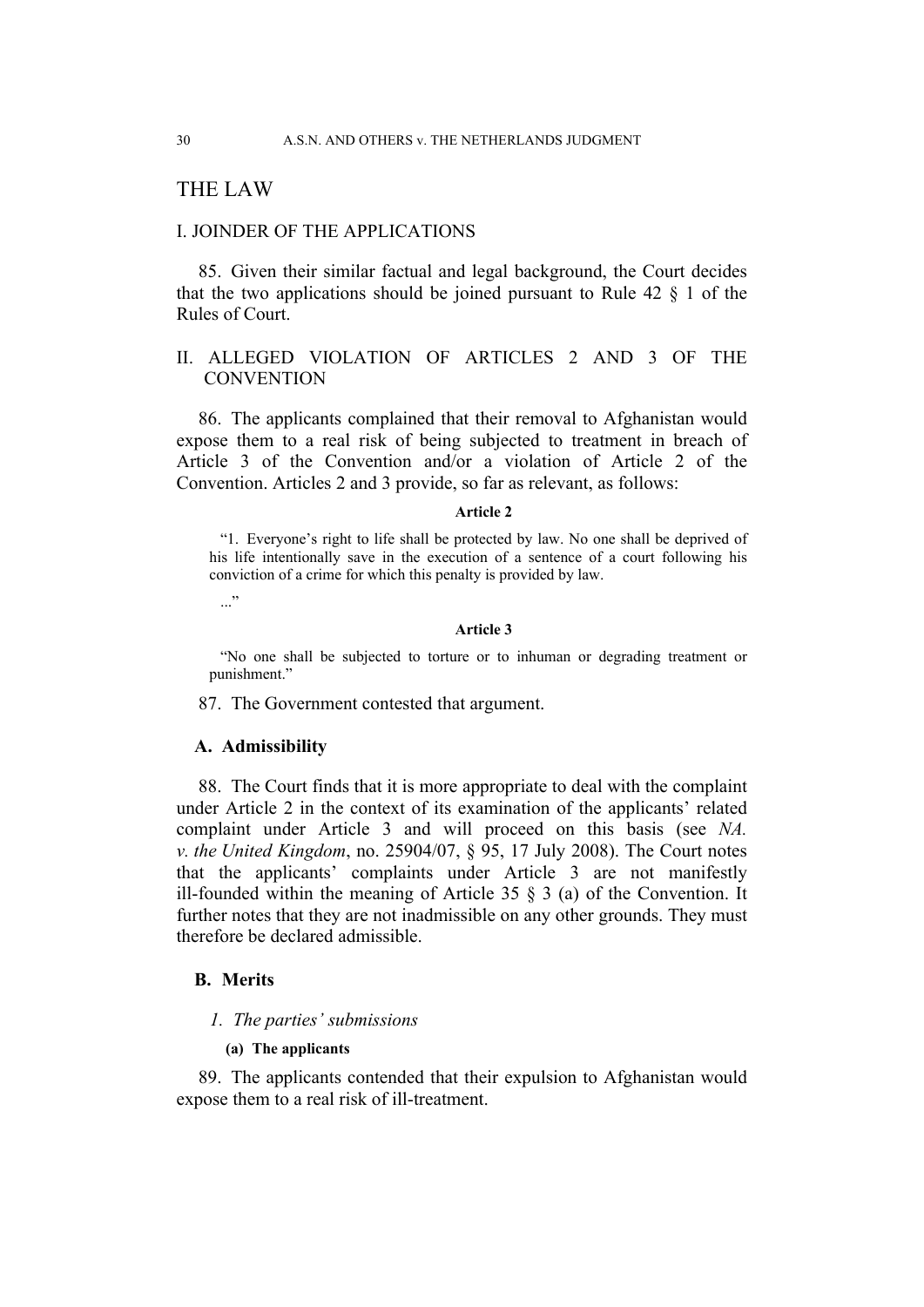# THE LAW

## I. JOINDER OF THE APPLICATIONS

85. Given their similar factual and legal background, the Court decides that the two applications should be joined pursuant to Rule 42 § 1 of the Rules of Court.

## II. ALLEGED VIOLATION OF ARTICLES 2 AND 3 OF THE CONVENTION

86. The applicants complained that their removal to Afghanistan would expose them to a real risk of being subjected to treatment in breach of Article 3 of the Convention and/or a violation of Article 2 of the Convention. Articles 2 and 3 provide, so far as relevant, as follows:

**Article 2**

> "1. Everyone's right to life shall be protected by law. No one shall be deprived of his life intentionally save in the execution of a sentence of a court following his conviction of a crime for which this penalty is provided by law.
>
> ..."

**Article 3**

> "No one shall be subjected to torture or to inhuman or degrading treatment or punishment."

87. The Government contested that argument.

### A. Admissibility

88. The Court finds that it is more appropriate to deal with the complaint under Article 2 in the context of its examination of the applicants' related complaint under Article 3 and will proceed on this basis (see *NA. v. the United Kingdom*, no. 25904/07, § 95, 17 July 2008). The Court notes that the applicants' complaints under Article 3 are not manifestly ill-founded within the meaning of Article 35 § 3 (a) of the Convention. It further notes that they are not inadmissible on any other grounds. They must therefore be declared admissible.

### B. Merits

#### *1. The parties' submissions*

##### (a) The applicants

89. The applicants contended that their expulsion to Afghanistan would expose them to a real risk of ill-treatment.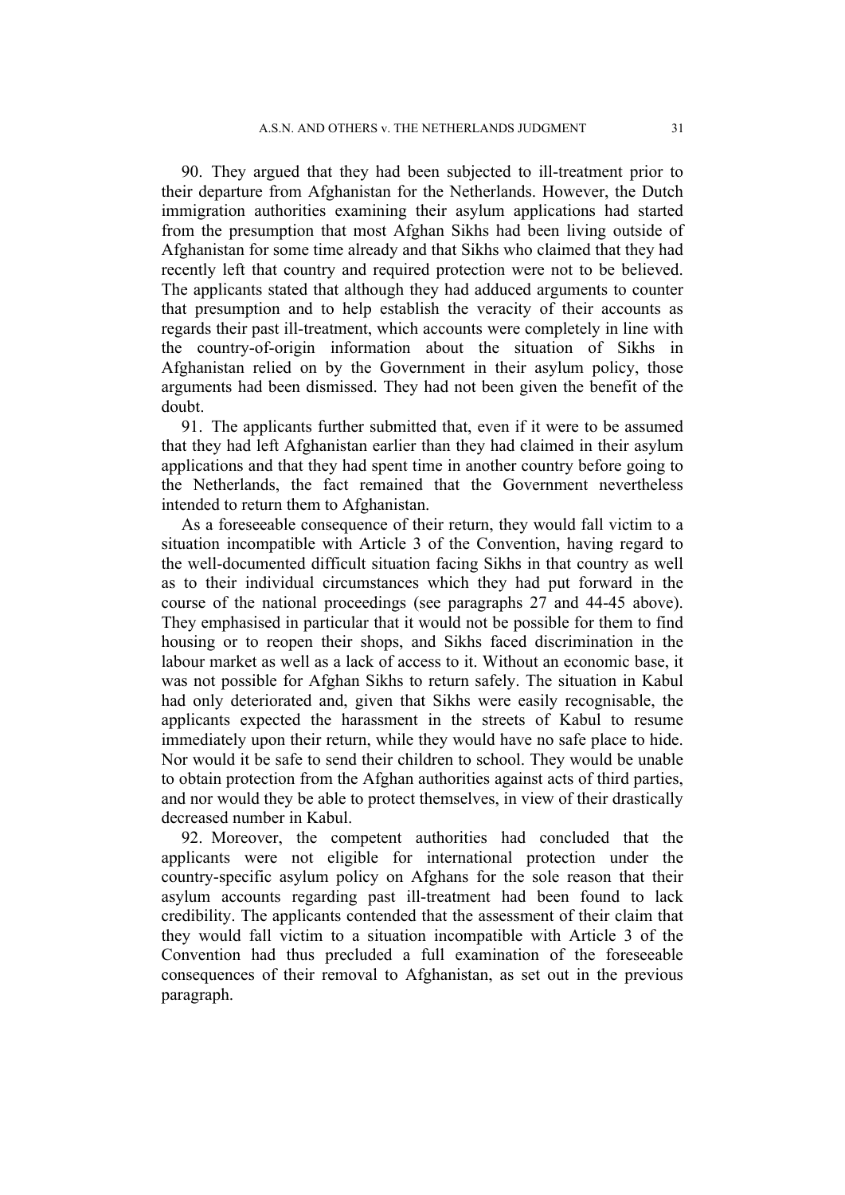90. They argued that they had been subjected to ill-treatment prior to their departure from Afghanistan for the Netherlands. However, the Dutch immigration authorities examining their asylum applications had started from the presumption that most Afghan Sikhs had been living outside of Afghanistan for some time already and that Sikhs who claimed that they had recently left that country and required protection were not to be believed. The applicants stated that although they had adduced arguments to counter that presumption and to help establish the veracity of their accounts as regards their past ill-treatment, which accounts were completely in line with the country-of-origin information about the situation of Sikhs in Afghanistan relied on by the Government in their asylum policy, those arguments had been dismissed. They had not been given the benefit of the doubt.

91. The applicants further submitted that, even if it were to be assumed that they had left Afghanistan earlier than they had claimed in their asylum applications and that they had spent time in another country before going to the Netherlands, the fact remained that the Government nevertheless intended to return them to Afghanistan.

As a foreseeable consequence of their return, they would fall victim to a situation incompatible with Article 3 of the Convention, having regard to the well-documented difficult situation facing Sikhs in that country as well as to their individual circumstances which they had put forward in the course of the national proceedings (see paragraphs 27 and 44-45 above). They emphasised in particular that it would not be possible for them to find housing or to reopen their shops, and Sikhs faced discrimination in the labour market as well as a lack of access to it. Without an economic base, it was not possible for Afghan Sikhs to return safely. The situation in Kabul had only deteriorated and, given that Sikhs were easily recognisable, the applicants expected the harassment in the streets of Kabul to resume immediately upon their return, while they would have no safe place to hide. Nor would it be safe to send their children to school. They would be unable to obtain protection from the Afghan authorities against acts of third parties, and nor would they be able to protect themselves, in view of their drastically decreased number in Kabul.

92. Moreover, the competent authorities had concluded that the applicants were not eligible for international protection under the country-specific asylum policy on Afghans for the sole reason that their asylum accounts regarding past ill-treatment had been found to lack credibility. The applicants contended that the assessment of their claim that they would fall victim to a situation incompatible with Article 3 of the Convention had thus precluded a full examination of the foreseeable consequences of their removal to Afghanistan, as set out in the previous paragraph.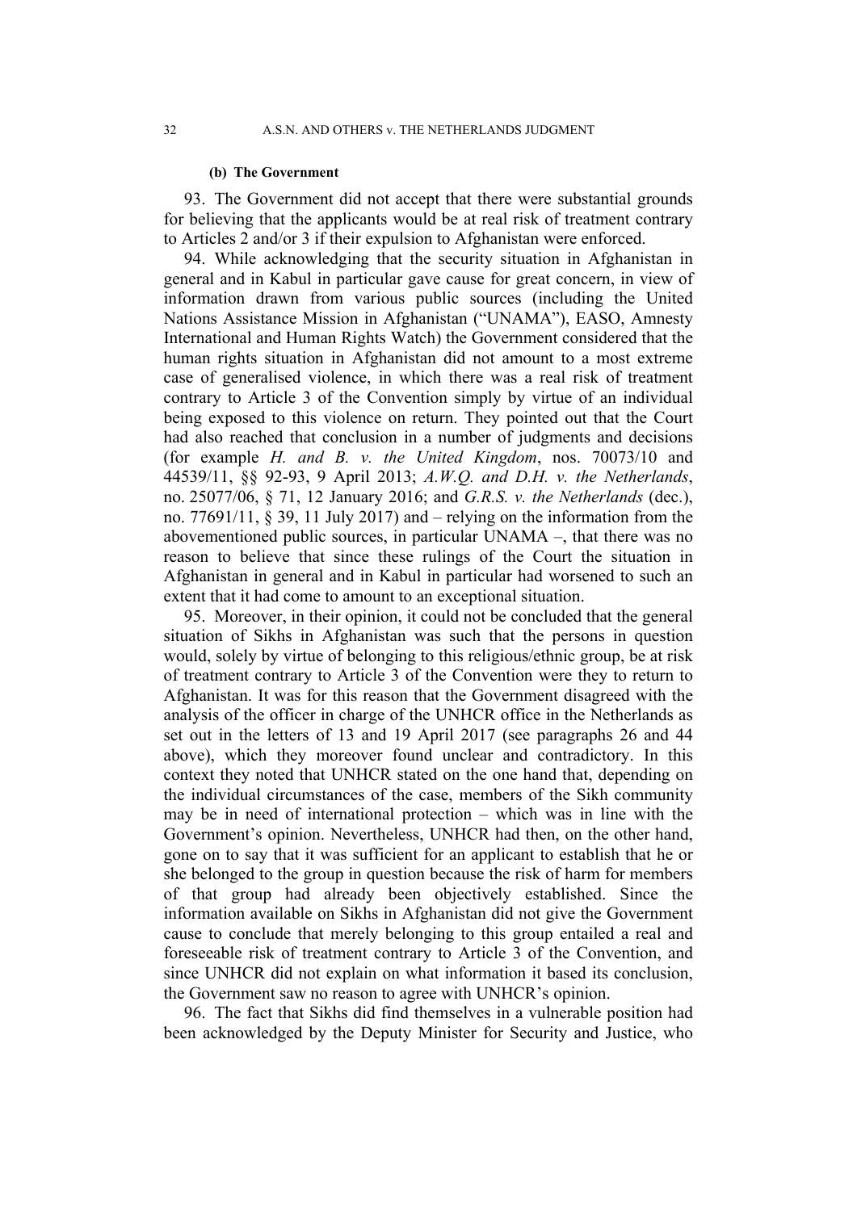#### (b) The Government

93. The Government did not accept that there were substantial grounds for believing that the applicants would be at real risk of treatment contrary to Articles 2 and/or 3 if their expulsion to Afghanistan were enforced.

94. While acknowledging that the security situation in Afghanistan in general and in Kabul in particular gave cause for great concern, in view of information drawn from various public sources (including the United Nations Assistance Mission in Afghanistan ("UNAMA"), EASO, Amnesty International and Human Rights Watch) the Government considered that the human rights situation in Afghanistan did not amount to a most extreme case of generalised violence, in which there was a real risk of treatment contrary to Article 3 of the Convention simply by virtue of an individual being exposed to this violence on return. They pointed out that the Court had also reached that conclusion in a number of judgments and decisions (for example *H. and B. v. the United Kingdom*, nos. 70073/10 and 44539/11, §§ 92-93, 9 April 2013; *A.W.Q. and D.H. v. the Netherlands*, no. 25077/06, § 71, 12 January 2016; and *G.R.S. v. the Netherlands* (dec.), no. 77691/11, § 39, 11 July 2017) and – relying on the information from the abovementioned public sources, in particular UNAMA –, that there was no reason to believe that since these rulings of the Court the situation in Afghanistan in general and in Kabul in particular had worsened to such an extent that it had come to amount to an exceptional situation.

95. Moreover, in their opinion, it could not be concluded that the general situation of Sikhs in Afghanistan was such that the persons in question would, solely by virtue of belonging to this religious/ethnic group, be at risk of treatment contrary to Article 3 of the Convention were they to return to Afghanistan. It was for this reason that the Government disagreed with the analysis of the officer in charge of the UNHCR office in the Netherlands as set out in the letters of 13 and 19 April 2017 (see paragraphs 26 and 44 above), which they moreover found unclear and contradictory. In this context they noted that UNHCR stated on the one hand that, depending on the individual circumstances of the case, members of the Sikh community may be in need of international protection – which was in line with the Government's opinion. Nevertheless, UNHCR had then, on the other hand, gone on to say that it was sufficient for an applicant to establish that he or she belonged to the group in question because the risk of harm for members of that group had already been objectively established. Since the information available on Sikhs in Afghanistan did not give the Government cause to conclude that merely belonging to this group entailed a real and foreseeable risk of treatment contrary to Article 3 of the Convention, and since UNHCR did not explain on what information it based its conclusion, the Government saw no reason to agree with UNHCR's opinion.

96. The fact that Sikhs did find themselves in a vulnerable position had been acknowledged by the Deputy Minister for Security and Justice, who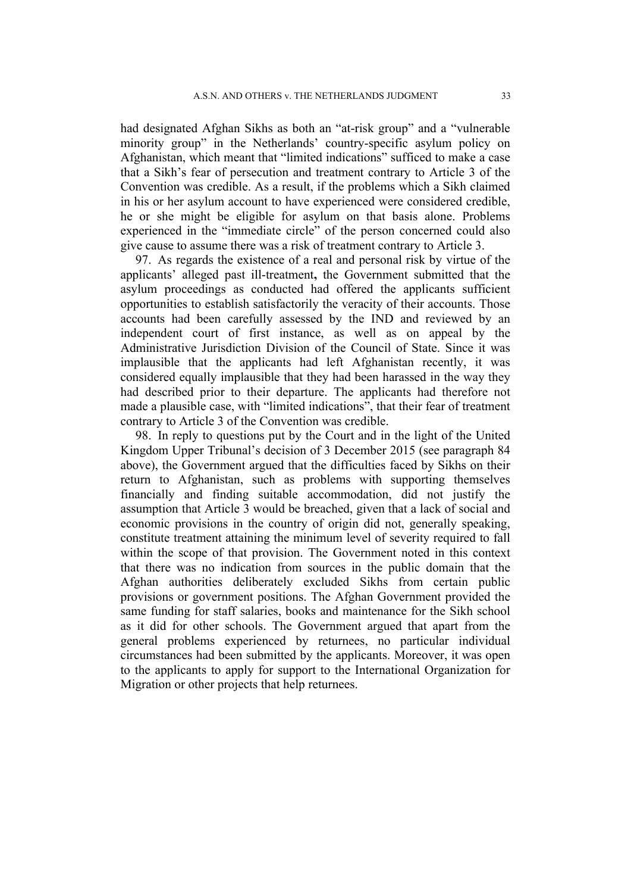had designated Afghan Sikhs as both an "at-risk group" and a "vulnerable minority group" in the Netherlands' country-specific asylum policy on Afghanistan, which meant that "limited indications" sufficed to make a case that a Sikh's fear of persecution and treatment contrary to Article 3 of the Convention was credible. As a result, if the problems which a Sikh claimed in his or her asylum account to have experienced were considered credible, he or she might be eligible for asylum on that basis alone. Problems experienced in the "immediate circle" of the person concerned could also give cause to assume there was a risk of treatment contrary to Article 3.

97. As regards the existence of a real and personal risk by virtue of the applicants' alleged past ill-treatment**,** the Government submitted that the asylum proceedings as conducted had offered the applicants sufficient opportunities to establish satisfactorily the veracity of their accounts. Those accounts had been carefully assessed by the IND and reviewed by an independent court of first instance, as well as on appeal by the Administrative Jurisdiction Division of the Council of State. Since it was implausible that the applicants had left Afghanistan recently, it was considered equally implausible that they had been harassed in the way they had described prior to their departure. The applicants had therefore not made a plausible case, with "limited indications", that their fear of treatment contrary to Article 3 of the Convention was credible.

98. In reply to questions put by the Court and in the light of the United Kingdom Upper Tribunal's decision of 3 December 2015 (see paragraph 84 above), the Government argued that the difficulties faced by Sikhs on their return to Afghanistan, such as problems with supporting themselves financially and finding suitable accommodation, did not justify the assumption that Article 3 would be breached, given that a lack of social and economic provisions in the country of origin did not, generally speaking, constitute treatment attaining the minimum level of severity required to fall within the scope of that provision. The Government noted in this context that there was no indication from sources in the public domain that the Afghan authorities deliberately excluded Sikhs from certain public provisions or government positions. The Afghan Government provided the same funding for staff salaries, books and maintenance for the Sikh school as it did for other schools. The Government argued that apart from the general problems experienced by returnees, no particular individual circumstances had been submitted by the applicants. Moreover, it was open to the applicants to apply for support to the International Organization for Migration or other projects that help returnees.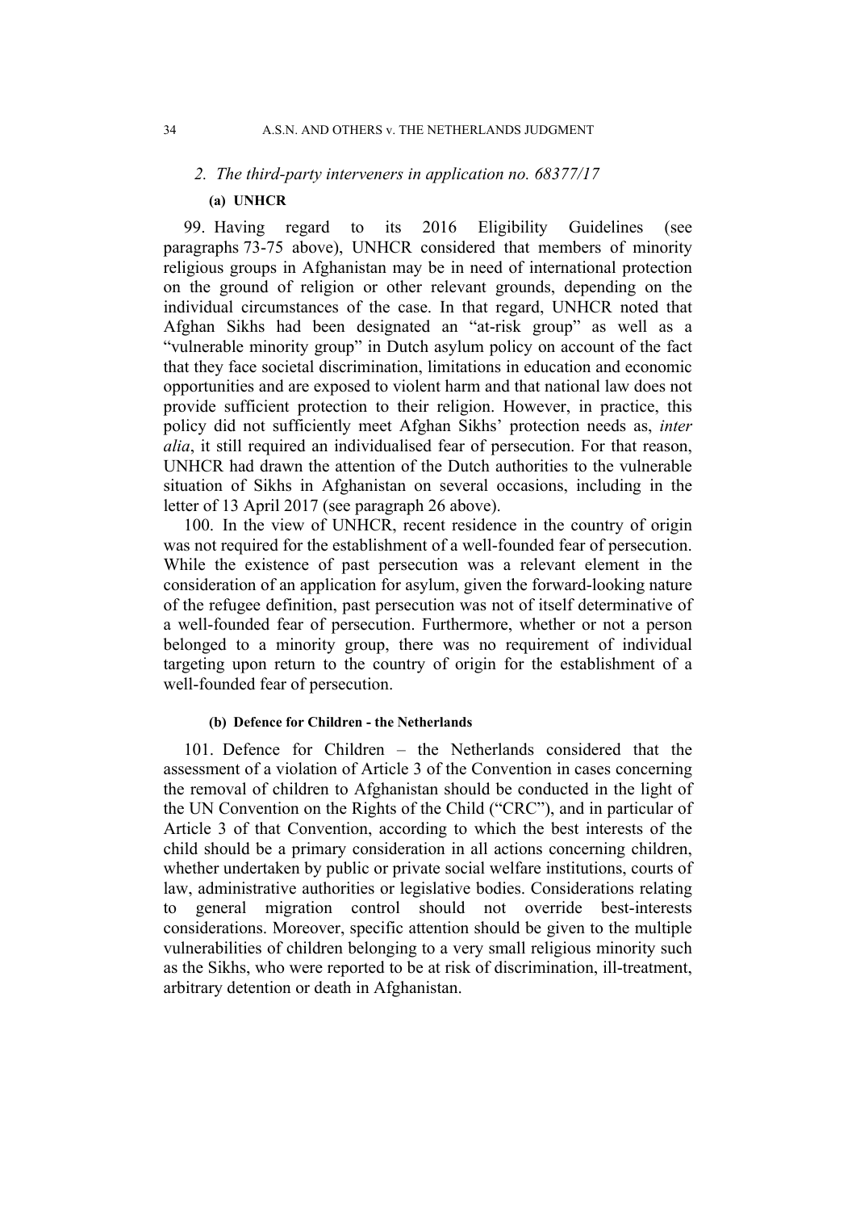*2. The third-party interveners in application no. 68377/17*

**(a) UNHCR**

99. Having regard to its 2016 Eligibility Guidelines (see paragraphs 73-75 above), UNHCR considered that members of minority religious groups in Afghanistan may be in need of international protection on the ground of religion or other relevant grounds, depending on the individual circumstances of the case. In that regard, UNHCR noted that Afghan Sikhs had been designated an "at-risk group" as well as a "vulnerable minority group" in Dutch asylum policy on account of the fact that they face societal discrimination, limitations in education and economic opportunities and are exposed to violent harm and that national law does not provide sufficient protection to their religion. However, in practice, this policy did not sufficiently meet Afghan Sikhs' protection needs as, *inter alia*, it still required an individualised fear of persecution. For that reason, UNHCR had drawn the attention of the Dutch authorities to the vulnerable situation of Sikhs in Afghanistan on several occasions, including in the letter of 13 April 2017 (see paragraph 26 above).

100. In the view of UNHCR, recent residence in the country of origin was not required for the establishment of a well-founded fear of persecution. While the existence of past persecution was a relevant element in the consideration of an application for asylum, given the forward-looking nature of the refugee definition, past persecution was not of itself determinative of a well-founded fear of persecution. Furthermore, whether or not a person belonged to a minority group, there was no requirement of individual targeting upon return to the country of origin for the establishment of a well-founded fear of persecution.

**(b) Defence for Children - the Netherlands**

101. Defence for Children – the Netherlands considered that the assessment of a violation of Article 3 of the Convention in cases concerning the removal of children to Afghanistan should be conducted in the light of the UN Convention on the Rights of the Child ("CRC"), and in particular of Article 3 of that Convention, according to which the best interests of the child should be a primary consideration in all actions concerning children, whether undertaken by public or private social welfare institutions, courts of law, administrative authorities or legislative bodies. Considerations relating to general migration control should not override best-interests considerations. Moreover, specific attention should be given to the multiple vulnerabilities of children belonging to a very small religious minority such as the Sikhs, who were reported to be at risk of discrimination, ill-treatment, arbitrary detention or death in Afghanistan.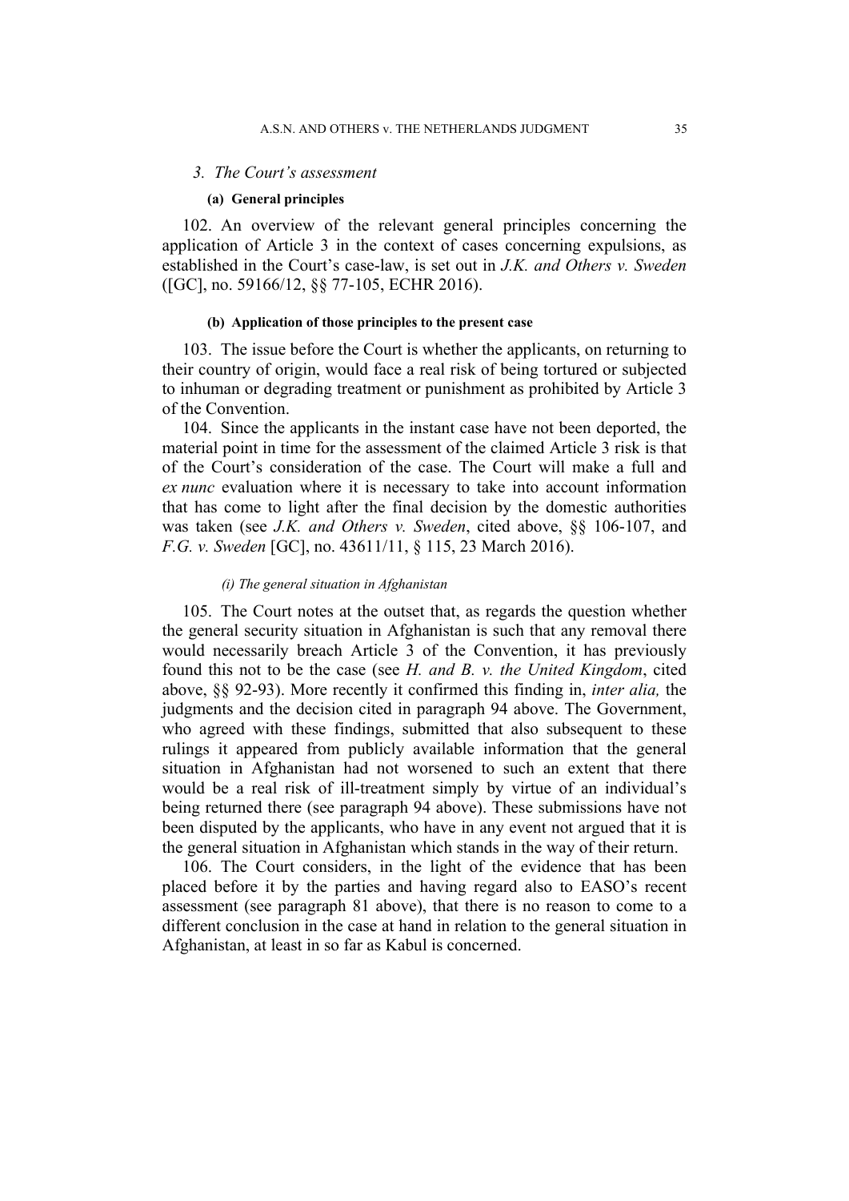### *3. The Court's assessment*

#### (a) General principles

102. An overview of the relevant general principles concerning the application of Article 3 in the context of cases concerning expulsions, as established in the Court's case-law, is set out in *J.K. and Others v. Sweden* ([GC], no. 59166/12, §§ 77-105, ECHR 2016).

#### (b) Application of those principles to the present case

103. The issue before the Court is whether the applicants, on returning to their country of origin, would face a real risk of being tortured or subjected to inhuman or degrading treatment or punishment as prohibited by Article 3 of the Convention.

104. Since the applicants in the instant case have not been deported, the material point in time for the assessment of the claimed Article 3 risk is that of the Court's consideration of the case. The Court will make a full and *ex nunc* evaluation where it is necessary to take into account information that has come to light after the final decision by the domestic authorities was taken (see *J.K. and Others v. Sweden*, cited above, §§ 106-107, and *F.G. v. Sweden* [GC], no. 43611/11, § 115, 23 March 2016).

##### *(i) The general situation in Afghanistan*

105. The Court notes at the outset that, as regards the question whether the general security situation in Afghanistan is such that any removal there would necessarily breach Article 3 of the Convention, it has previously found this not to be the case (see *H. and B. v. the United Kingdom*, cited above, §§ 92-93). More recently it confirmed this finding in, *inter alia,* the judgments and the decision cited in paragraph 94 above. The Government, who agreed with these findings, submitted that also subsequent to these rulings it appeared from publicly available information that the general situation in Afghanistan had not worsened to such an extent that there would be a real risk of ill-treatment simply by virtue of an individual's being returned there (see paragraph 94 above). These submissions have not been disputed by the applicants, who have in any event not argued that it is the general situation in Afghanistan which stands in the way of their return.

106. The Court considers, in the light of the evidence that has been placed before it by the parties and having regard also to EASO's recent assessment (see paragraph 81 above), that there is no reason to come to a different conclusion in the case at hand in relation to the general situation in Afghanistan, at least in so far as Kabul is concerned.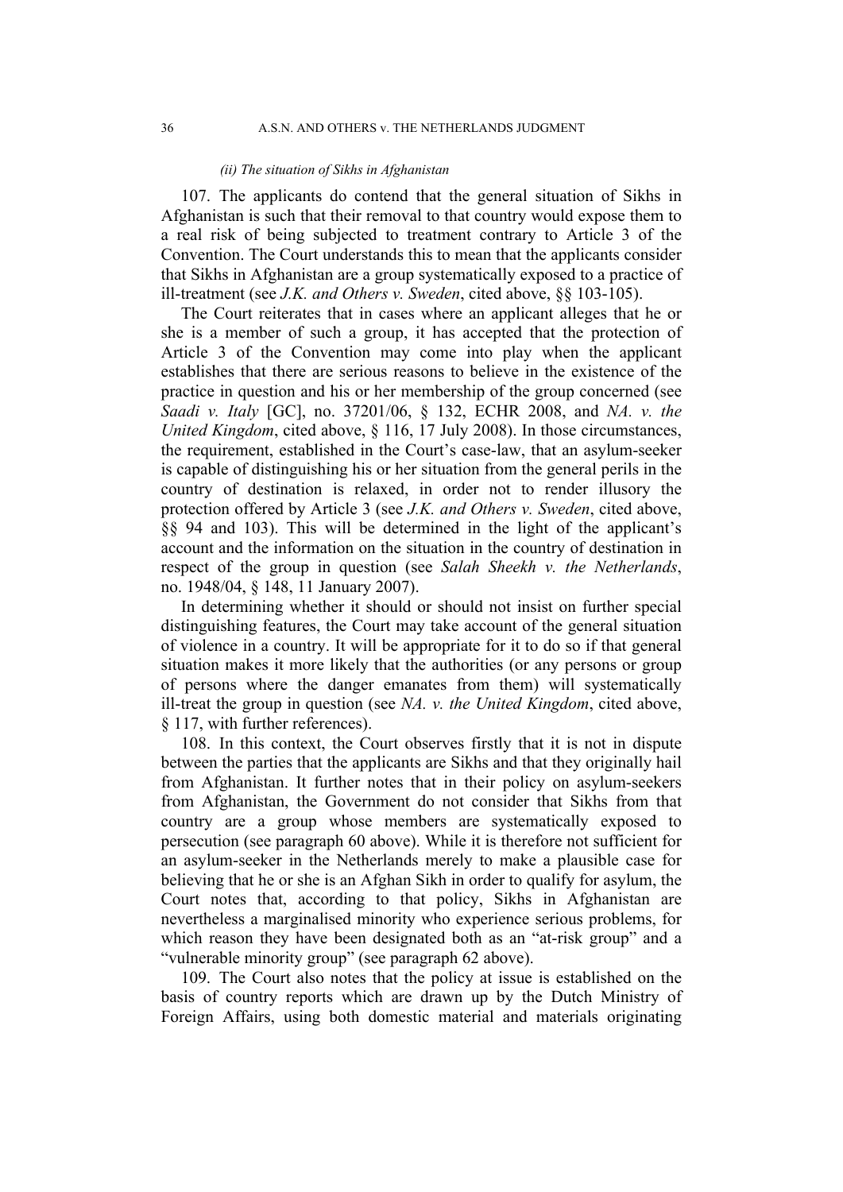*(ii) The situation of Sikhs in Afghanistan*

107. The applicants do contend that the general situation of Sikhs in Afghanistan is such that their removal to that country would expose them to a real risk of being subjected to treatment contrary to Article 3 of the Convention. The Court understands this to mean that the applicants consider that Sikhs in Afghanistan are a group systematically exposed to a practice of ill-treatment (see *J.K. and Others v. Sweden*, cited above, §§ 103-105).

The Court reiterates that in cases where an applicant alleges that he or she is a member of such a group, it has accepted that the protection of Article 3 of the Convention may come into play when the applicant establishes that there are serious reasons to believe in the existence of the practice in question and his or her membership of the group concerned (see *Saadi v. Italy* [GC], no. 37201/06, § 132, ECHR 2008, and *NA. v. the United Kingdom*, cited above, § 116, 17 July 2008). In those circumstances, the requirement, established in the Court's case-law, that an asylum-seeker is capable of distinguishing his or her situation from the general perils in the country of destination is relaxed, in order not to render illusory the protection offered by Article 3 (see *J.K. and Others v. Sweden*, cited above, §§ 94 and 103). This will be determined in the light of the applicant's account and the information on the situation in the country of destination in respect of the group in question (see *Salah Sheekh v. the Netherlands*, no. 1948/04, § 148, 11 January 2007).

In determining whether it should or should not insist on further special distinguishing features, the Court may take account of the general situation of violence in a country. It will be appropriate for it to do so if that general situation makes it more likely that the authorities (or any persons or group of persons where the danger emanates from them) will systematically ill-treat the group in question (see *NA. v. the United Kingdom*, cited above, § 117, with further references).

108. In this context, the Court observes firstly that it is not in dispute between the parties that the applicants are Sikhs and that they originally hail from Afghanistan. It further notes that in their policy on asylum-seekers from Afghanistan, the Government do not consider that Sikhs from that country are a group whose members are systematically exposed to persecution (see paragraph 60 above). While it is therefore not sufficient for an asylum-seeker in the Netherlands merely to make a plausible case for believing that he or she is an Afghan Sikh in order to qualify for asylum, the Court notes that, according to that policy, Sikhs in Afghanistan are nevertheless a marginalised minority who experience serious problems, for which reason they have been designated both as an "at-risk group" and a "vulnerable minority group" (see paragraph 62 above).

109. The Court also notes that the policy at issue is established on the basis of country reports which are drawn up by the Dutch Ministry of Foreign Affairs, using both domestic material and materials originating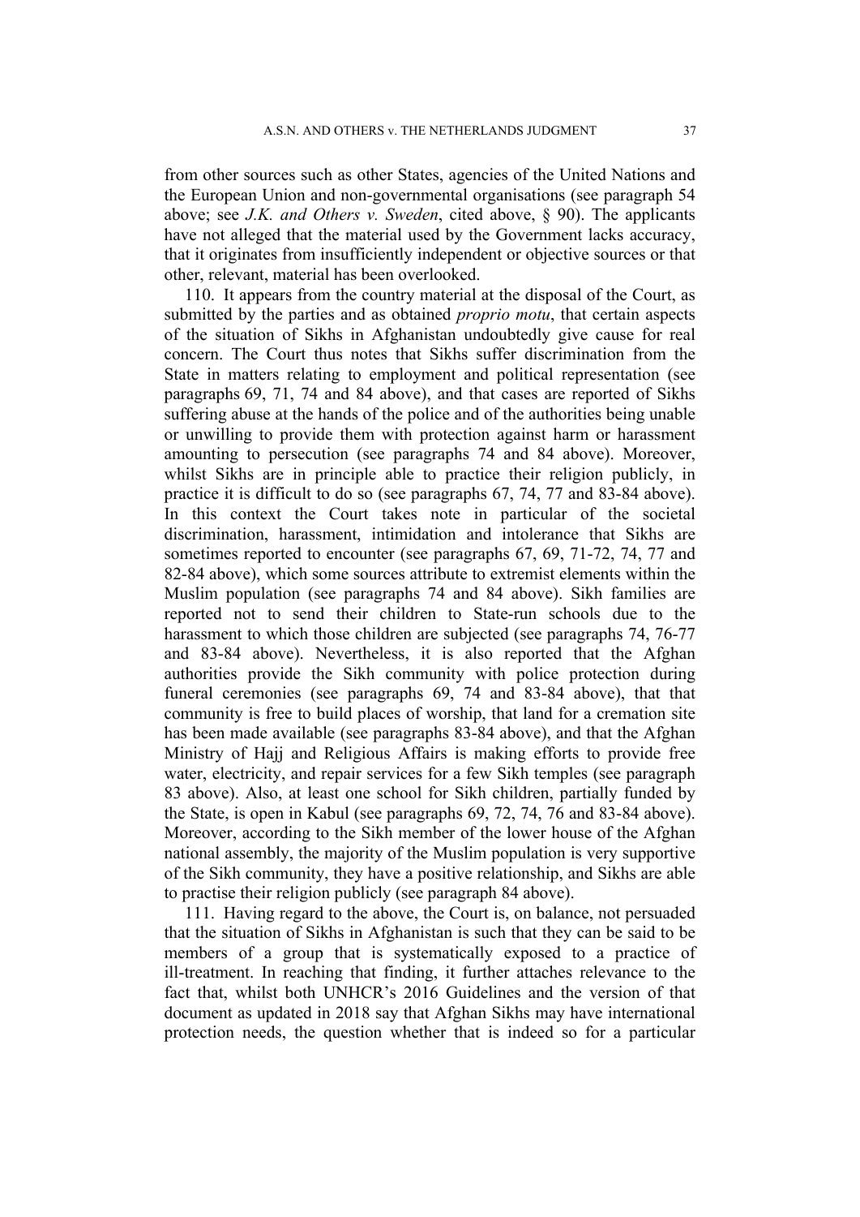from other sources such as other States, agencies of the United Nations and the European Union and non-governmental organisations (see paragraph 54 above; see *J.K. and Others v. Sweden*, cited above, § 90). The applicants have not alleged that the material used by the Government lacks accuracy, that it originates from insufficiently independent or objective sources or that other, relevant, material has been overlooked.

110. It appears from the country material at the disposal of the Court, as submitted by the parties and as obtained *proprio motu*, that certain aspects of the situation of Sikhs in Afghanistan undoubtedly give cause for real concern. The Court thus notes that Sikhs suffer discrimination from the State in matters relating to employment and political representation (see paragraphs 69, 71, 74 and 84 above), and that cases are reported of Sikhs suffering abuse at the hands of the police and of the authorities being unable or unwilling to provide them with protection against harm or harassment amounting to persecution (see paragraphs 74 and 84 above). Moreover, whilst Sikhs are in principle able to practice their religion publicly, in practice it is difficult to do so (see paragraphs 67, 74, 77 and 83-84 above). In this context the Court takes note in particular of the societal discrimination, harassment, intimidation and intolerance that Sikhs are sometimes reported to encounter (see paragraphs 67, 69, 71-72, 74, 77 and 82-84 above), which some sources attribute to extremist elements within the Muslim population (see paragraphs 74 and 84 above). Sikh families are reported not to send their children to State-run schools due to the harassment to which those children are subjected (see paragraphs 74, 76-77 and 83-84 above). Nevertheless, it is also reported that the Afghan authorities provide the Sikh community with police protection during funeral ceremonies (see paragraphs 69, 74 and 83-84 above), that that community is free to build places of worship, that land for a cremation site has been made available (see paragraphs 83-84 above), and that the Afghan Ministry of Hajj and Religious Affairs is making efforts to provide free water, electricity, and repair services for a few Sikh temples (see paragraph 83 above). Also, at least one school for Sikh children, partially funded by the State, is open in Kabul (see paragraphs 69, 72, 74, 76 and 83-84 above). Moreover, according to the Sikh member of the lower house of the Afghan national assembly, the majority of the Muslim population is very supportive of the Sikh community, they have a positive relationship, and Sikhs are able to practise their religion publicly (see paragraph 84 above).

111. Having regard to the above, the Court is, on balance, not persuaded that the situation of Sikhs in Afghanistan is such that they can be said to be members of a group that is systematically exposed to a practice of ill-treatment. In reaching that finding, it further attaches relevance to the fact that, whilst both UNHCR's 2016 Guidelines and the version of that document as updated in 2018 say that Afghan Sikhs may have international protection needs, the question whether that is indeed so for a particular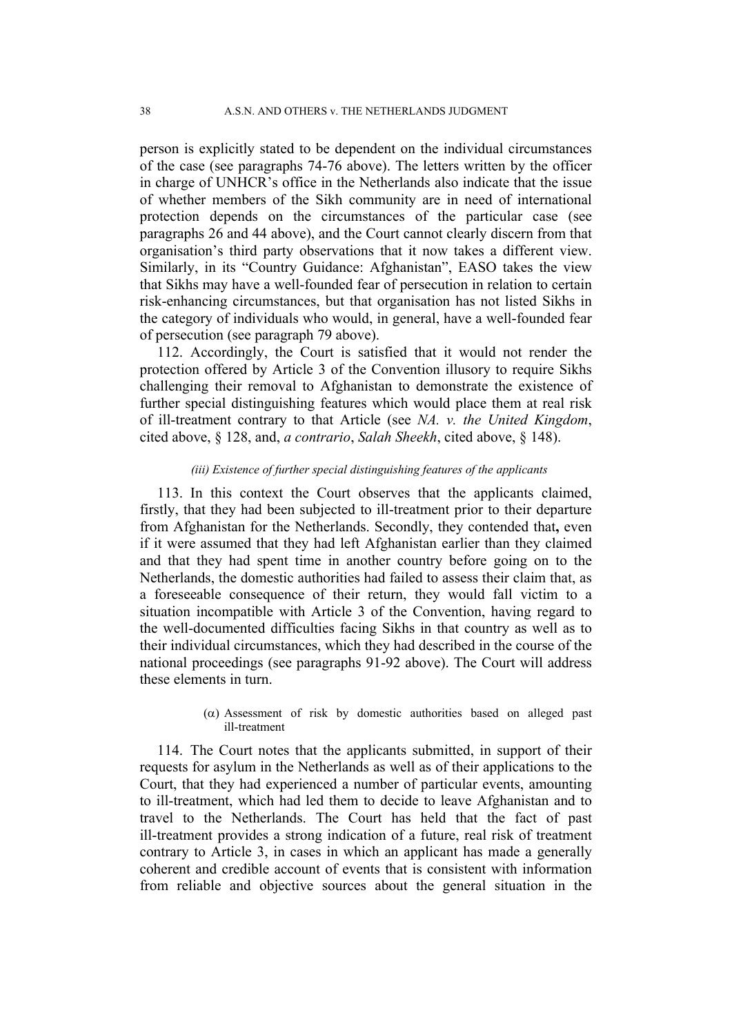person is explicitly stated to be dependent on the individual circumstances of the case (see paragraphs 74-76 above). The letters written by the officer in charge of UNHCR's office in the Netherlands also indicate that the issue of whether members of the Sikh community are in need of international protection depends on the circumstances of the particular case (see paragraphs 26 and 44 above), and the Court cannot clearly discern from that organisation's third party observations that it now takes a different view. Similarly, in its "Country Guidance: Afghanistan", EASO takes the view that Sikhs may have a well-founded fear of persecution in relation to certain risk-enhancing circumstances, but that organisation has not listed Sikhs in the category of individuals who would, in general, have a well-founded fear of persecution (see paragraph 79 above).

112. Accordingly, the Court is satisfied that it would not render the protection offered by Article 3 of the Convention illusory to require Sikhs challenging their removal to Afghanistan to demonstrate the existence of further special distinguishing features which would place them at real risk of ill-treatment contrary to that Article (see *NA. v. the United Kingdom*, cited above, § 128, and, *a contrario*, *Salah Sheekh*, cited above, § 148).

*(iii) Existence of further special distinguishing features of the applicants*

113. In this context the Court observes that the applicants claimed, firstly, that they had been subjected to ill-treatment prior to their departure from Afghanistan for the Netherlands. Secondly, they contended that**,** even if it were assumed that they had left Afghanistan earlier than they claimed and that they had spent time in another country before going on to the Netherlands, the domestic authorities had failed to assess their claim that, as a foreseeable consequence of their return, they would fall victim to a situation incompatible with Article 3 of the Convention, having regard to the well-documented difficulties facing Sikhs in that country as well as to their individual circumstances, which they had described in the course of the national proceedings (see paragraphs 91-92 above). The Court will address these elements in turn.

($\alpha$) Assessment of risk by domestic authorities based on alleged past ill-treatment

114. The Court notes that the applicants submitted, in support of their requests for asylum in the Netherlands as well as of their applications to the Court, that they had experienced a number of particular events, amounting to ill-treatment, which had led them to decide to leave Afghanistan and to travel to the Netherlands. The Court has held that the fact of past ill-treatment provides a strong indication of a future, real risk of treatment contrary to Article 3, in cases in which an applicant has made a generally coherent and credible account of events that is consistent with information from reliable and objective sources about the general situation in the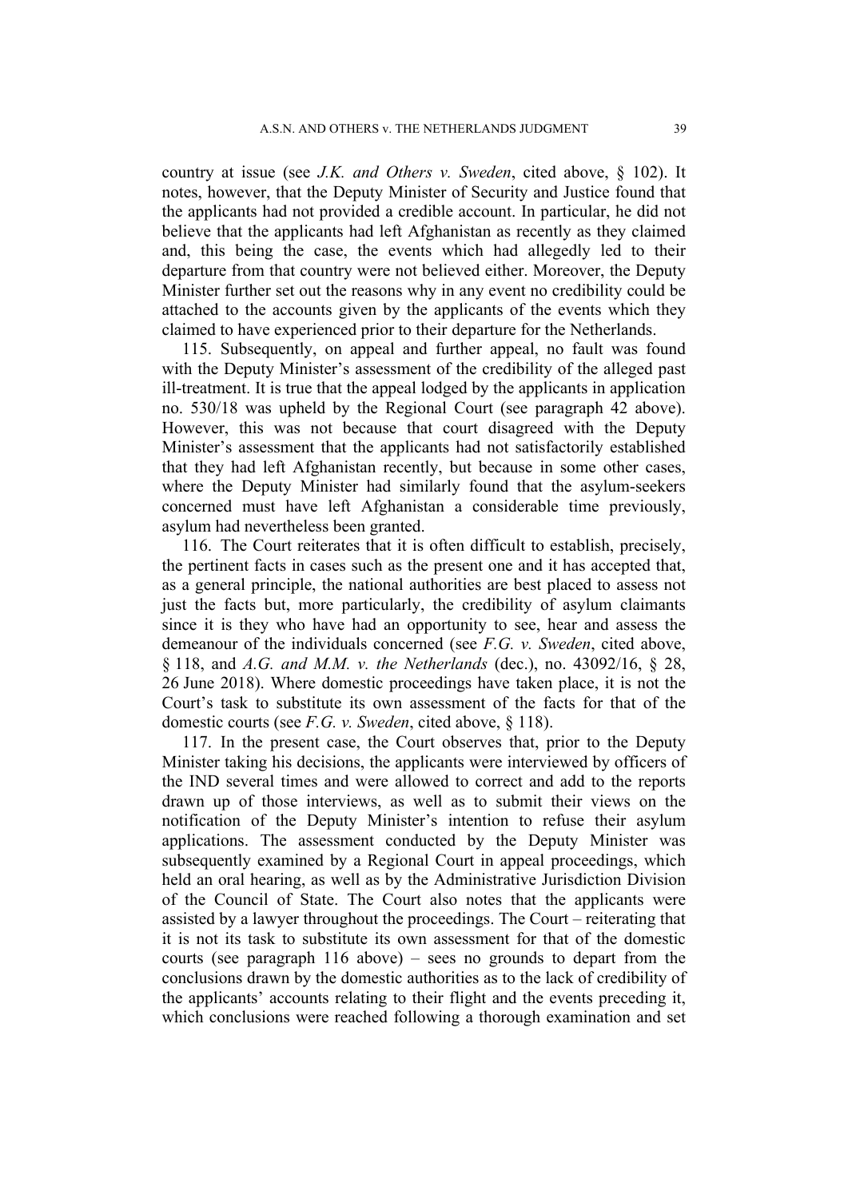country at issue (see *J.K. and Others v. Sweden*, cited above, § 102). It notes, however, that the Deputy Minister of Security and Justice found that the applicants had not provided a credible account. In particular, he did not believe that the applicants had left Afghanistan as recently as they claimed and, this being the case, the events which had allegedly led to their departure from that country were not believed either. Moreover, the Deputy Minister further set out the reasons why in any event no credibility could be attached to the accounts given by the applicants of the events which they claimed to have experienced prior to their departure for the Netherlands.

115. Subsequently, on appeal and further appeal, no fault was found with the Deputy Minister's assessment of the credibility of the alleged past ill-treatment. It is true that the appeal lodged by the applicants in application no. 530/18 was upheld by the Regional Court (see paragraph 42 above). However, this was not because that court disagreed with the Deputy Minister's assessment that the applicants had not satisfactorily established that they had left Afghanistan recently, but because in some other cases, where the Deputy Minister had similarly found that the asylum-seekers concerned must have left Afghanistan a considerable time previously, asylum had nevertheless been granted.

116. The Court reiterates that it is often difficult to establish, precisely, the pertinent facts in cases such as the present one and it has accepted that, as a general principle, the national authorities are best placed to assess not just the facts but, more particularly, the credibility of asylum claimants since it is they who have had an opportunity to see, hear and assess the demeanour of the individuals concerned (see *F.G. v. Sweden*, cited above, § 118, and *A.G. and M.M. v. the Netherlands* (dec.), no. 43092/16, § 28, 26 June 2018). Where domestic proceedings have taken place, it is not the Court's task to substitute its own assessment of the facts for that of the domestic courts (see *F.G. v. Sweden*, cited above, § 118).

117. In the present case, the Court observes that, prior to the Deputy Minister taking his decisions, the applicants were interviewed by officers of the IND several times and were allowed to correct and add to the reports drawn up of those interviews, as well as to submit their views on the notification of the Deputy Minister's intention to refuse their asylum applications. The assessment conducted by the Deputy Minister was subsequently examined by a Regional Court in appeal proceedings, which held an oral hearing, as well as by the Administrative Jurisdiction Division of the Council of State. The Court also notes that the applicants were assisted by a lawyer throughout the proceedings. The Court – reiterating that it is not its task to substitute its own assessment for that of the domestic courts (see paragraph 116 above) – sees no grounds to depart from the conclusions drawn by the domestic authorities as to the lack of credibility of the applicants' accounts relating to their flight and the events preceding it, which conclusions were reached following a thorough examination and set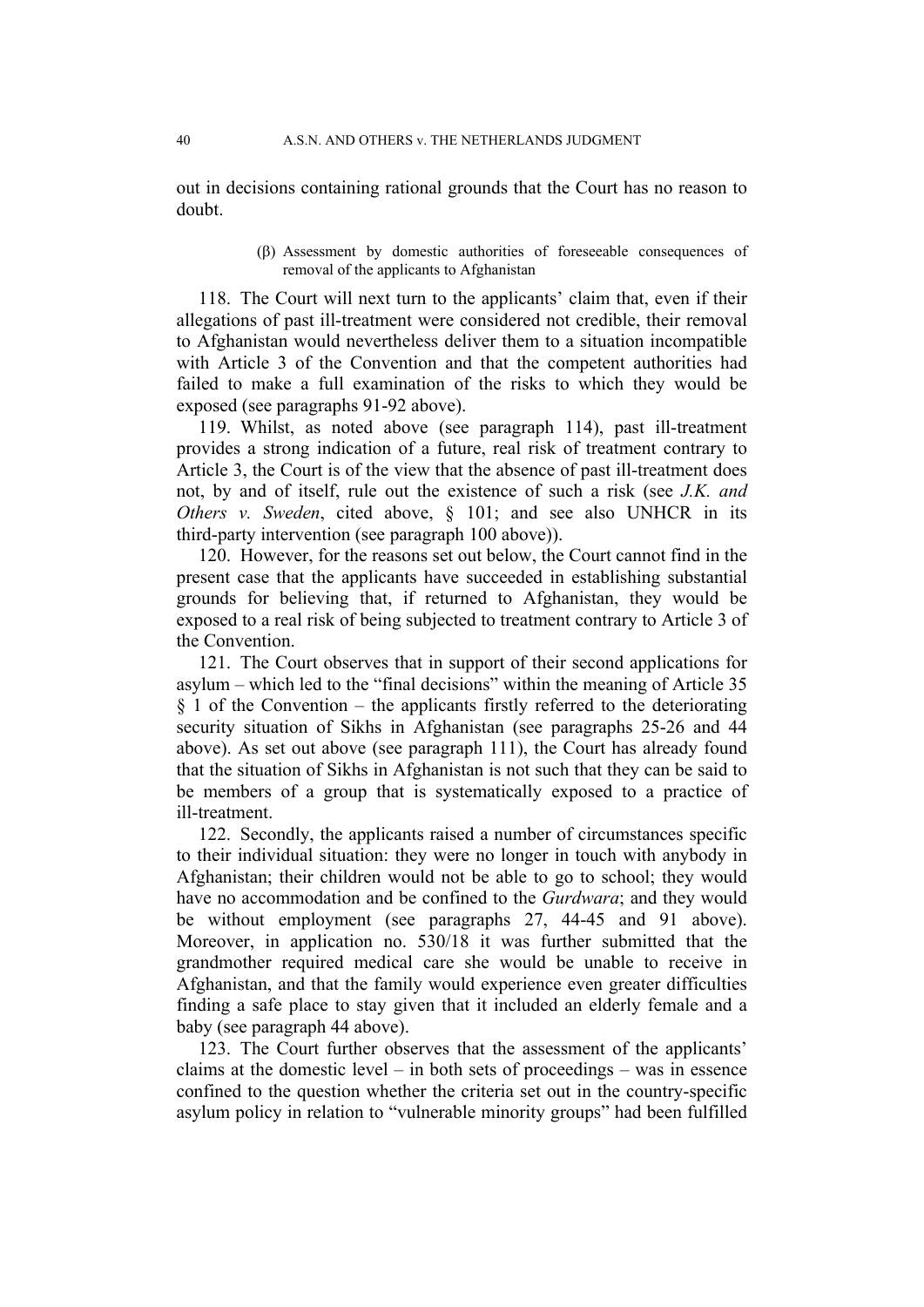out in decisions containing rational grounds that the Court has no reason to doubt.

(β) Assessment by domestic authorities of foreseeable consequences of removal of the applicants to Afghanistan

118. The Court will next turn to the applicants' claim that, even if their allegations of past ill-treatment were considered not credible, their removal to Afghanistan would nevertheless deliver them to a situation incompatible with Article 3 of the Convention and that the competent authorities had failed to make a full examination of the risks to which they would be exposed (see paragraphs 91-92 above).

119. Whilst, as noted above (see paragraph 114), past ill-treatment provides a strong indication of a future, real risk of treatment contrary to Article 3, the Court is of the view that the absence of past ill-treatment does not, by and of itself, rule out the existence of such a risk (see *J.K. and Others v. Sweden*, cited above, § 101; and see also UNHCR in its third-party intervention (see paragraph 100 above)).

120. However, for the reasons set out below, the Court cannot find in the present case that the applicants have succeeded in establishing substantial grounds for believing that, if returned to Afghanistan, they would be exposed to a real risk of being subjected to treatment contrary to Article 3 of the Convention.

121. The Court observes that in support of their second applications for asylum – which led to the "final decisions" within the meaning of Article 35 § 1 of the Convention – the applicants firstly referred to the deteriorating security situation of Sikhs in Afghanistan (see paragraphs 25-26 and 44 above). As set out above (see paragraph 111), the Court has already found that the situation of Sikhs in Afghanistan is not such that they can be said to be members of a group that is systematically exposed to a practice of ill-treatment.

122. Secondly, the applicants raised a number of circumstances specific to their individual situation: they were no longer in touch with anybody in Afghanistan; their children would not be able to go to school; they would have no accommodation and be confined to the *Gurdwara*; and they would be without employment (see paragraphs 27, 44-45 and 91 above). Moreover, in application no. 530/18 it was further submitted that the grandmother required medical care she would be unable to receive in Afghanistan, and that the family would experience even greater difficulties finding a safe place to stay given that it included an elderly female and a baby (see paragraph 44 above).

123. The Court further observes that the assessment of the applicants' claims at the domestic level – in both sets of proceedings – was in essence confined to the question whether the criteria set out in the country-specific asylum policy in relation to "vulnerable minority groups" had been fulfilled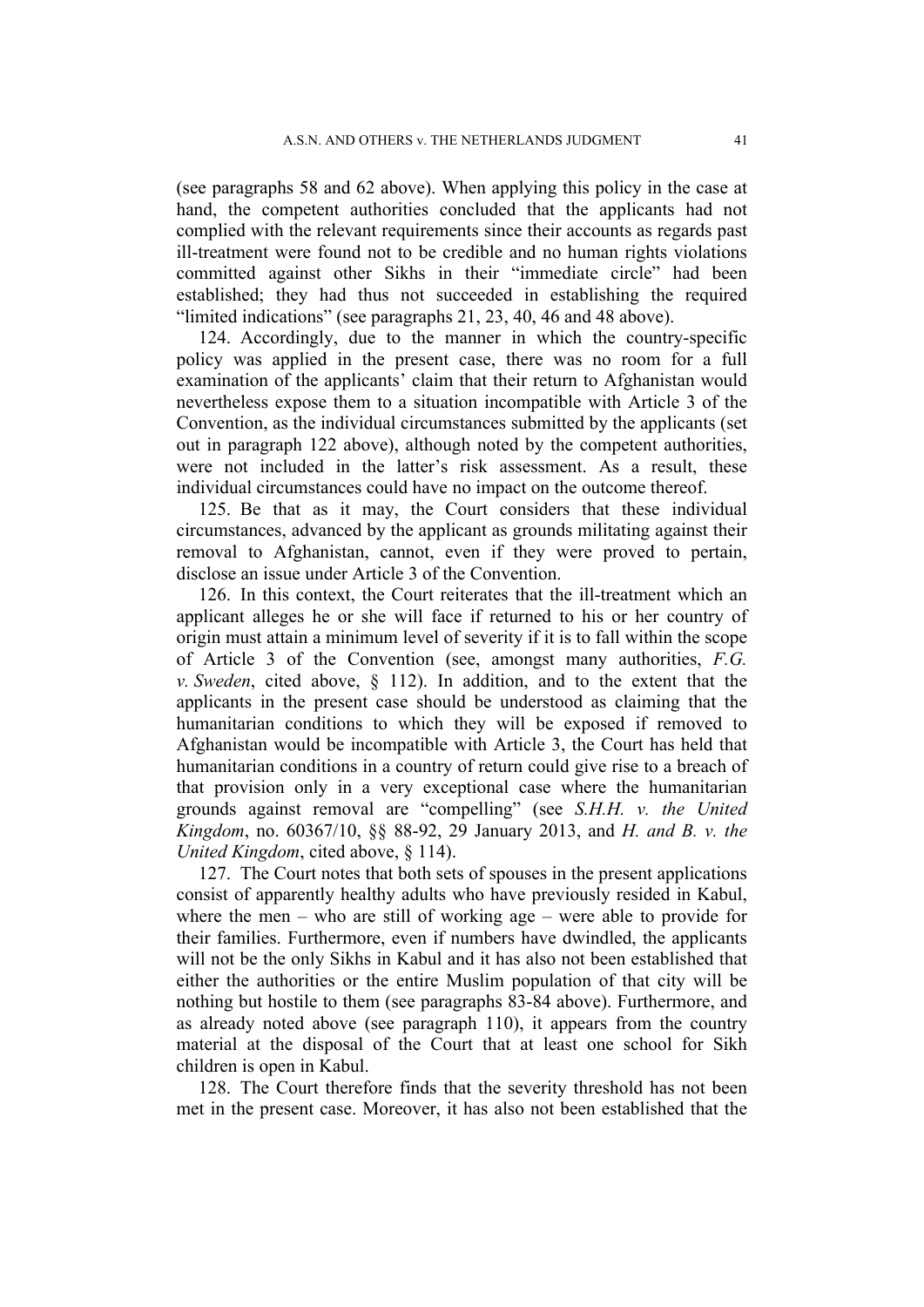(see paragraphs 58 and 62 above). When applying this policy in the case at hand, the competent authorities concluded that the applicants had not complied with the relevant requirements since their accounts as regards past ill-treatment were found not to be credible and no human rights violations committed against other Sikhs in their "immediate circle" had been established; they had thus not succeeded in establishing the required "limited indications" (see paragraphs 21, 23, 40, 46 and 48 above).

124. Accordingly, due to the manner in which the country-specific policy was applied in the present case, there was no room for a full examination of the applicants' claim that their return to Afghanistan would nevertheless expose them to a situation incompatible with Article 3 of the Convention, as the individual circumstances submitted by the applicants (set out in paragraph 122 above), although noted by the competent authorities, were not included in the latter's risk assessment. As a result, these individual circumstances could have no impact on the outcome thereof.

125. Be that as it may, the Court considers that these individual circumstances, advanced by the applicant as grounds militating against their removal to Afghanistan, cannot, even if they were proved to pertain, disclose an issue under Article 3 of the Convention.

126. In this context, the Court reiterates that the ill-treatment which an applicant alleges he or she will face if returned to his or her country of origin must attain a minimum level of severity if it is to fall within the scope of Article 3 of the Convention (see, amongst many authorities, *F.G. v. Sweden*, cited above, § 112). In addition, and to the extent that the applicants in the present case should be understood as claiming that the humanitarian conditions to which they will be exposed if removed to Afghanistan would be incompatible with Article 3, the Court has held that humanitarian conditions in a country of return could give rise to a breach of that provision only in a very exceptional case where the humanitarian grounds against removal are "compelling" (see *S.H.H. v. the United Kingdom*, no. 60367/10, §§ 88-92, 29 January 2013, and *H. and B. v. the United Kingdom*, cited above, § 114).

127. The Court notes that both sets of spouses in the present applications consist of apparently healthy adults who have previously resided in Kabul, where the men – who are still of working age – were able to provide for their families. Furthermore, even if numbers have dwindled, the applicants will not be the only Sikhs in Kabul and it has also not been established that either the authorities or the entire Muslim population of that city will be nothing but hostile to them (see paragraphs 83-84 above). Furthermore, and as already noted above (see paragraph 110), it appears from the country material at the disposal of the Court that at least one school for Sikh children is open in Kabul.

128. The Court therefore finds that the severity threshold has not been met in the present case. Moreover, it has also not been established that the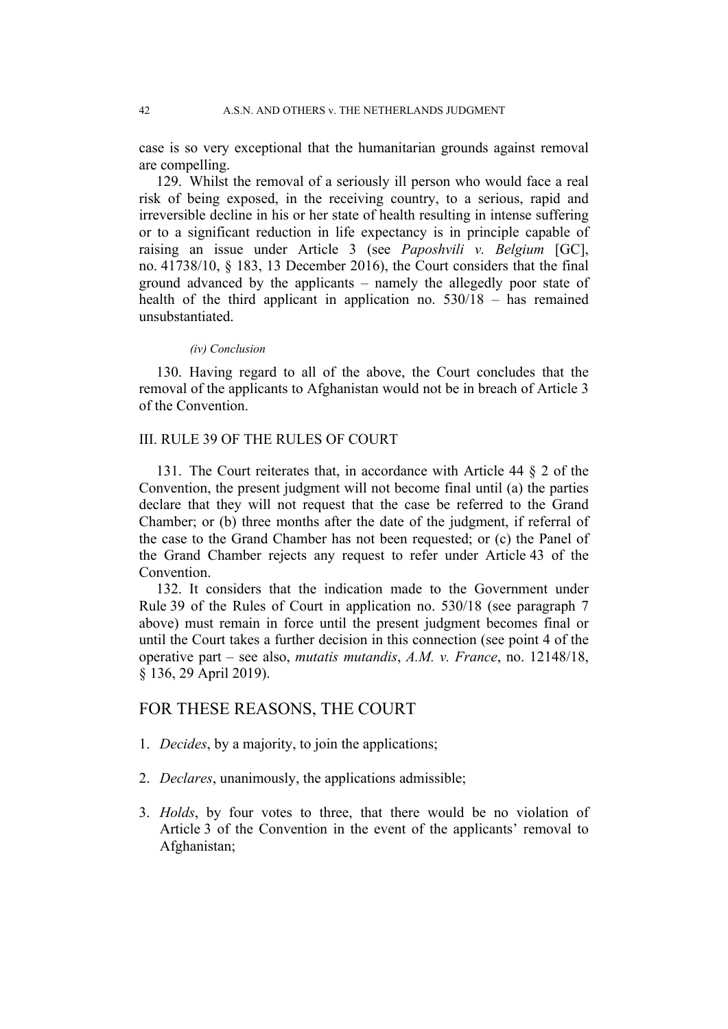case is so very exceptional that the humanitarian grounds against removal are compelling.

129. Whilst the removal of a seriously ill person who would face a real risk of being exposed, in the receiving country, to a serious, rapid and irreversible decline in his or her state of health resulting in intense suffering or to a significant reduction in life expectancy is in principle capable of raising an issue under Article 3 (see *Paposhvili v. Belgium* [GC], no. 41738/10, § 183, 13 December 2016), the Court considers that the final ground advanced by the applicants – namely the allegedly poor state of health of the third applicant in application no. 530/18 – has remained unsubstantiated.

*(iv) Conclusion*

130. Having regard to all of the above, the Court concludes that the removal of the applicants to Afghanistan would not be in breach of Article 3 of the Convention.

## III. RULE 39 OF THE RULES OF COURT

131. The Court reiterates that, in accordance with Article 44 § 2 of the Convention, the present judgment will not become final until (a) the parties declare that they will not request that the case be referred to the Grand Chamber; or (b) three months after the date of the judgment, if referral of the case to the Grand Chamber has not been requested; or (c) the Panel of the Grand Chamber rejects any request to refer under Article 43 of the Convention.

132. It considers that the indication made to the Government under Rule 39 of the Rules of Court in application no. 530/18 (see paragraph 7 above) must remain in force until the present judgment becomes final or until the Court takes a further decision in this connection (see point 4 of the operative part – see also, *mutatis mutandis*, *A.M. v. France*, no. 12148/18, § 136, 29 April 2019).

## FOR THESE REASONS, THE COURT

1. *Decides*, by a majority, to join the applications;

2. *Declares*, unanimously, the applications admissible;

3. *Holds*, by four votes to three, that there would be no violation of Article 3 of the Convention in the event of the applicants' removal to Afghanistan;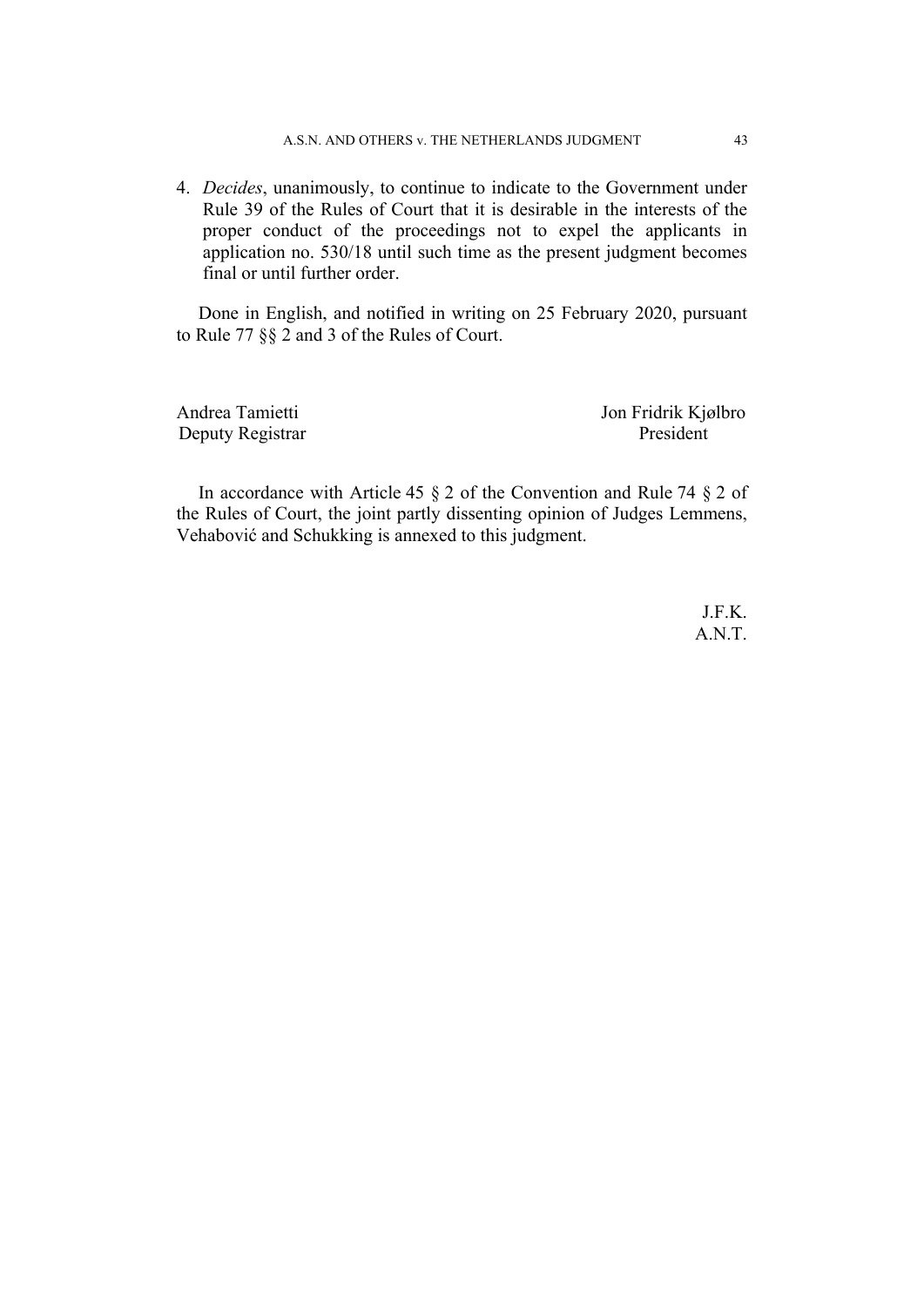4. *Decides*, unanimously, to continue to indicate to the Government under Rule 39 of the Rules of Court that it is desirable in the interests of the proper conduct of the proceedings not to expel the applicants in application no. 530/18 until such time as the present judgment becomes final or until further order.

Done in English, and notified in writing on 25 February 2020, pursuant to Rule 77 §§ 2 and 3 of the Rules of Court.

| Andrea Tamietti | Jon Fridrik Kjølbro |
| --- | --- |
| Deputy Registrar | President |

In accordance with Article 45 § 2 of the Convention and Rule 74 § 2 of the Rules of Court, the joint partly dissenting opinion of Judges Lemmens, Vehabović and Schukking is annexed to this judgment.

J.F.K.
A.N.T.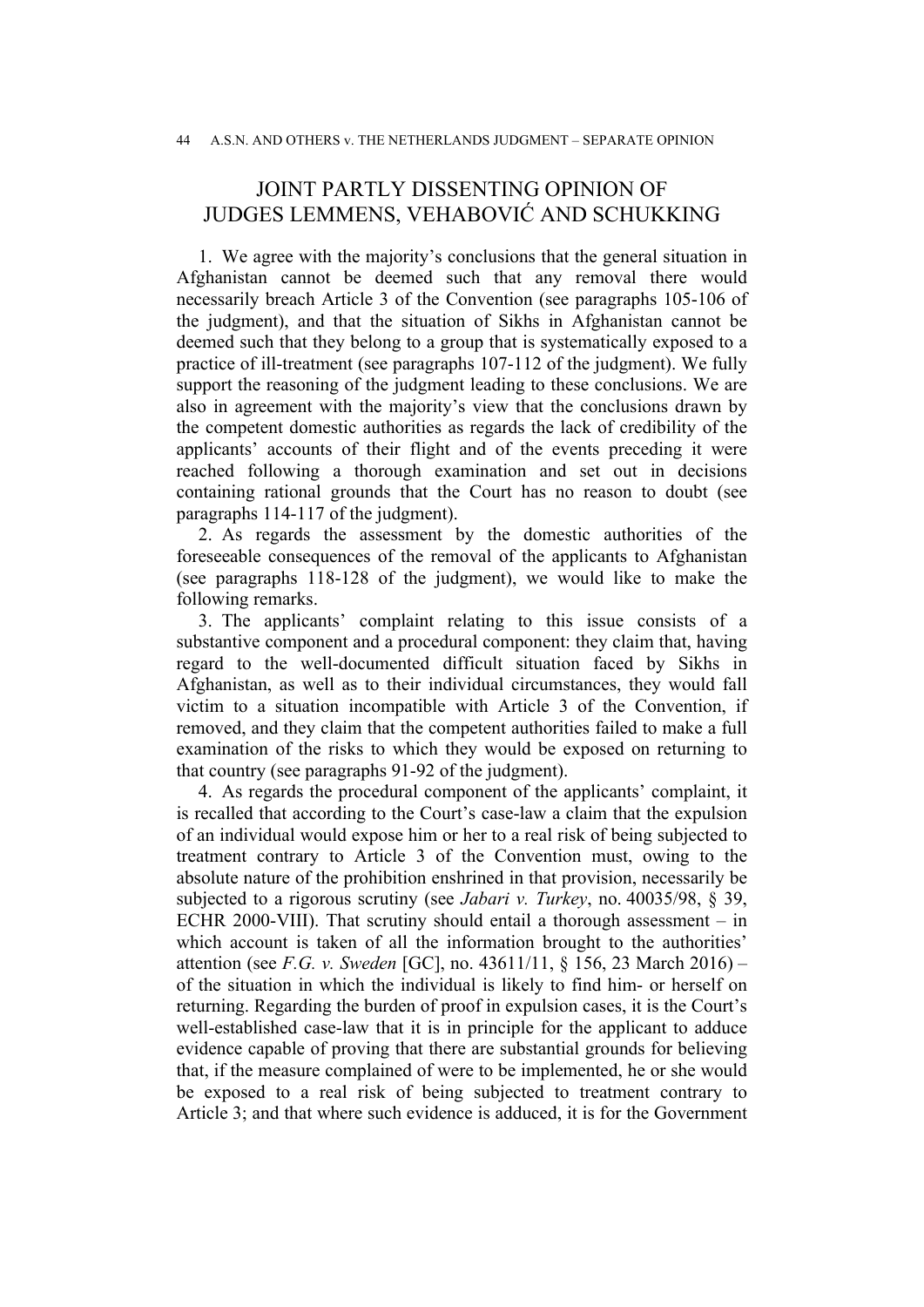# JOINT PARTLY DISSENTING OPINION OF JUDGES LEMMENS, VEHABOVIĆ AND SCHUKKING

1. We agree with the majority's conclusions that the general situation in Afghanistan cannot be deemed such that any removal there would necessarily breach Article 3 of the Convention (see paragraphs 105-106 of the judgment), and that the situation of Sikhs in Afghanistan cannot be deemed such that they belong to a group that is systematically exposed to a practice of ill-treatment (see paragraphs 107-112 of the judgment). We fully support the reasoning of the judgment leading to these conclusions. We are also in agreement with the majority's view that the conclusions drawn by the competent domestic authorities as regards the lack of credibility of the applicants' accounts of their flight and of the events preceding it were reached following a thorough examination and set out in decisions containing rational grounds that the Court has no reason to doubt (see paragraphs 114-117 of the judgment).

2. As regards the assessment by the domestic authorities of the foreseeable consequences of the removal of the applicants to Afghanistan (see paragraphs 118-128 of the judgment), we would like to make the following remarks.

3. The applicants' complaint relating to this issue consists of a substantive component and a procedural component: they claim that, having regard to the well-documented difficult situation faced by Sikhs in Afghanistan, as well as to their individual circumstances, they would fall victim to a situation incompatible with Article 3 of the Convention, if removed, and they claim that the competent authorities failed to make a full examination of the risks to which they would be exposed on returning to that country (see paragraphs 91-92 of the judgment).

4. As regards the procedural component of the applicants' complaint, it is recalled that according to the Court's case-law a claim that the expulsion of an individual would expose him or her to a real risk of being subjected to treatment contrary to Article 3 of the Convention must, owing to the absolute nature of the prohibition enshrined in that provision, necessarily be subjected to a rigorous scrutiny (see *Jabari v. Turkey*, no. 40035/98, § 39, ECHR 2000-VIII). That scrutiny should entail a thorough assessment – in which account is taken of all the information brought to the authorities' attention (see *F.G. v. Sweden* [GC], no. 43611/11, § 156, 23 March 2016) – of the situation in which the individual is likely to find him- or herself on returning. Regarding the burden of proof in expulsion cases, it is the Court's well-established case-law that it is in principle for the applicant to adduce evidence capable of proving that there are substantial grounds for believing that, if the measure complained of were to be implemented, he or she would be exposed to a real risk of being subjected to treatment contrary to Article 3; and that where such evidence is adduced, it is for the Government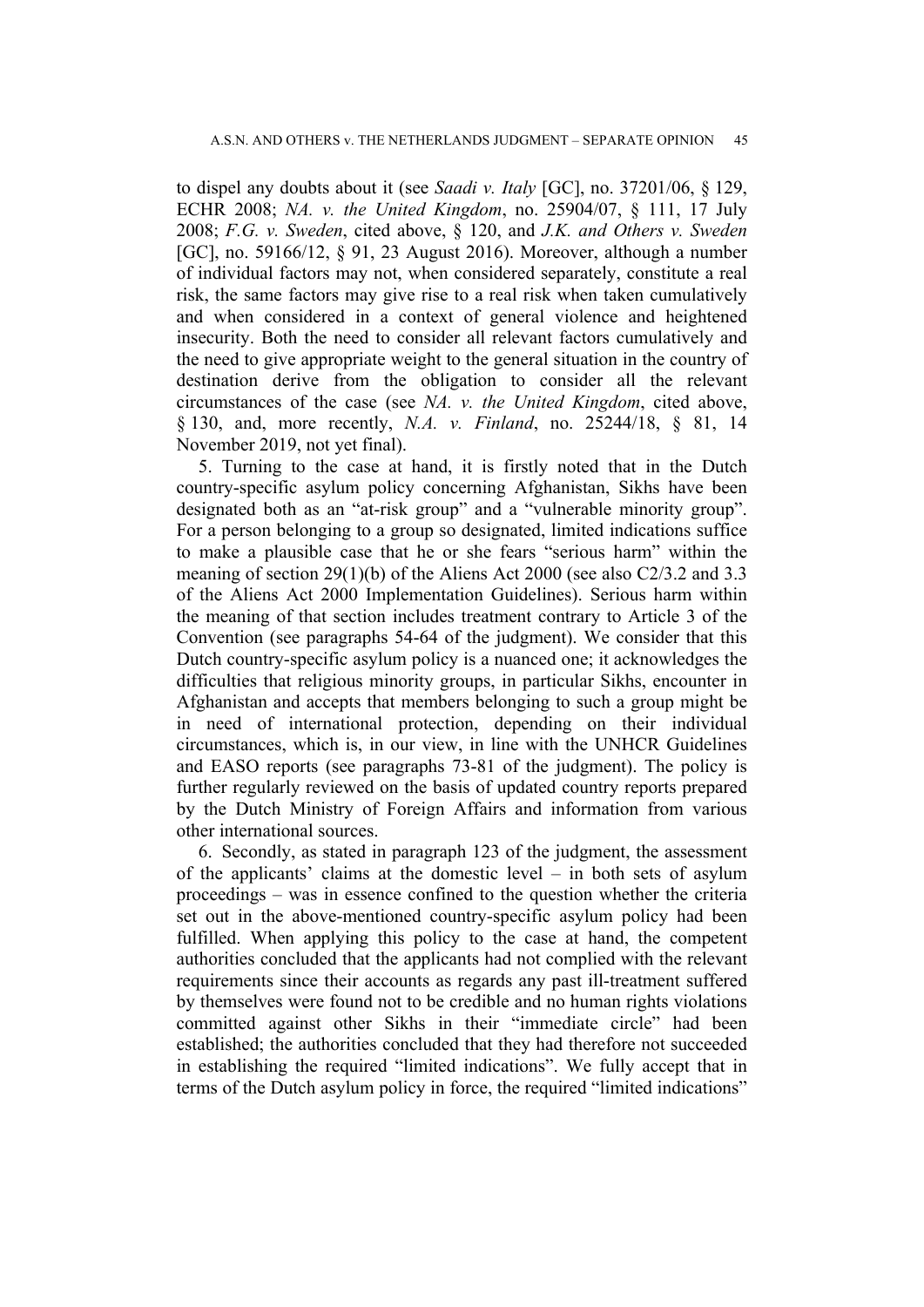to dispel any doubts about it (see *Saadi v. Italy* [GC], no. 37201/06, § 129, ECHR 2008; *NA. v. the United Kingdom*, no. 25904/07, § 111, 17 July 2008; *F.G. v. Sweden*, cited above, § 120, and *J.K. and Others v. Sweden* [GC], no. 59166/12, § 91, 23 August 2016). Moreover, although a number of individual factors may not, when considered separately, constitute a real risk, the same factors may give rise to a real risk when taken cumulatively and when considered in a context of general violence and heightened insecurity. Both the need to consider all relevant factors cumulatively and the need to give appropriate weight to the general situation in the country of destination derive from the obligation to consider all the relevant circumstances of the case (see *NA. v. the United Kingdom*, cited above, § 130, and, more recently, *N.A. v. Finland*, no. 25244/18, § 81, 14 November 2019, not yet final).

5. Turning to the case at hand, it is firstly noted that in the Dutch country-specific asylum policy concerning Afghanistan, Sikhs have been designated both as an "at-risk group" and a "vulnerable minority group". For a person belonging to a group so designated, limited indications suffice to make a plausible case that he or she fears "serious harm" within the meaning of section 29(1)(b) of the Aliens Act 2000 (see also C2/3.2 and 3.3 of the Aliens Act 2000 Implementation Guidelines). Serious harm within the meaning of that section includes treatment contrary to Article 3 of the Convention (see paragraphs 54-64 of the judgment). We consider that this Dutch country-specific asylum policy is a nuanced one; it acknowledges the difficulties that religious minority groups, in particular Sikhs, encounter in Afghanistan and accepts that members belonging to such a group might be in need of international protection, depending on their individual circumstances, which is, in our view, in line with the UNHCR Guidelines and EASO reports (see paragraphs 73-81 of the judgment). The policy is further regularly reviewed on the basis of updated country reports prepared by the Dutch Ministry of Foreign Affairs and information from various other international sources.

6. Secondly, as stated in paragraph 123 of the judgment, the assessment of the applicants' claims at the domestic level – in both sets of asylum proceedings – was in essence confined to the question whether the criteria set out in the above-mentioned country-specific asylum policy had been fulfilled. When applying this policy to the case at hand, the competent authorities concluded that the applicants had not complied with the relevant requirements since their accounts as regards any past ill-treatment suffered by themselves were found not to be credible and no human rights violations committed against other Sikhs in their "immediate circle" had been established; the authorities concluded that they had therefore not succeeded in establishing the required "limited indications". We fully accept that in terms of the Dutch asylum policy in force, the required "limited indications"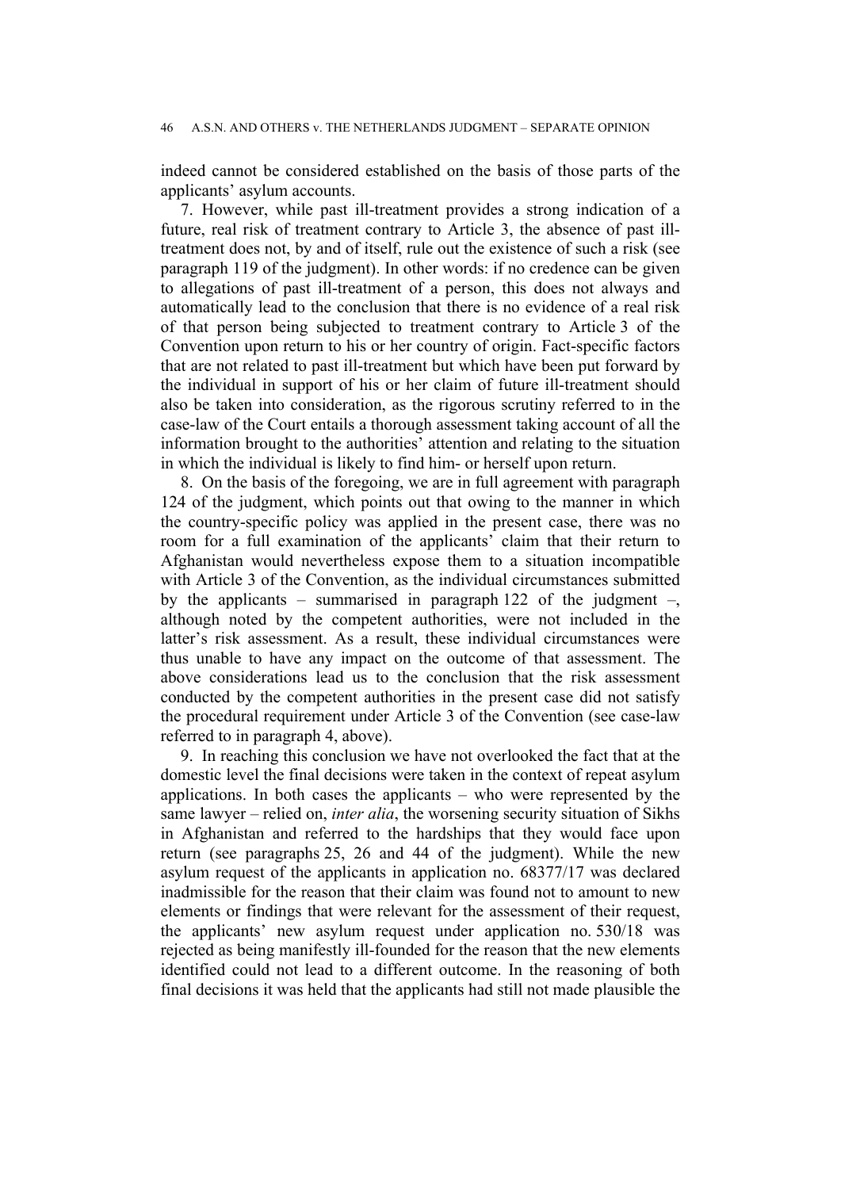indeed cannot be considered established on the basis of those parts of the applicants' asylum accounts.

7. However, while past ill-treatment provides a strong indication of a future, real risk of treatment contrary to Article 3, the absence of past ill-treatment does not, by and of itself, rule out the existence of such a risk (see paragraph 119 of the judgment). In other words: if no credence can be given to allegations of past ill-treatment of a person, this does not always and automatically lead to the conclusion that there is no evidence of a real risk of that person being subjected to treatment contrary to Article 3 of the Convention upon return to his or her country of origin. Fact-specific factors that are not related to past ill-treatment but which have been put forward by the individual in support of his or her claim of future ill-treatment should also be taken into consideration, as the rigorous scrutiny referred to in the case-law of the Court entails a thorough assessment taking account of all the information brought to the authorities' attention and relating to the situation in which the individual is likely to find him- or herself upon return.

8. On the basis of the foregoing, we are in full agreement with paragraph 124 of the judgment, which points out that owing to the manner in which the country-specific policy was applied in the present case, there was no room for a full examination of the applicants' claim that their return to Afghanistan would nevertheless expose them to a situation incompatible with Article 3 of the Convention, as the individual circumstances submitted by the applicants – summarised in paragraph 122 of the judgment –, although noted by the competent authorities, were not included in the latter's risk assessment. As a result, these individual circumstances were thus unable to have any impact on the outcome of that assessment. The above considerations lead us to the conclusion that the risk assessment conducted by the competent authorities in the present case did not satisfy the procedural requirement under Article 3 of the Convention (see case-law referred to in paragraph 4, above).

9. In reaching this conclusion we have not overlooked the fact that at the domestic level the final decisions were taken in the context of repeat asylum applications. In both cases the applicants – who were represented by the same lawyer – relied on, *inter alia*, the worsening security situation of Sikhs in Afghanistan and referred to the hardships that they would face upon return (see paragraphs 25, 26 and 44 of the judgment). While the new asylum request of the applicants in application no. 68377/17 was declared inadmissible for the reason that their claim was found not to amount to new elements or findings that were relevant for the assessment of their request, the applicants' new asylum request under application no. 530/18 was rejected as being manifestly ill-founded for the reason that the new elements identified could not lead to a different outcome. In the reasoning of both final decisions it was held that the applicants had still not made plausible the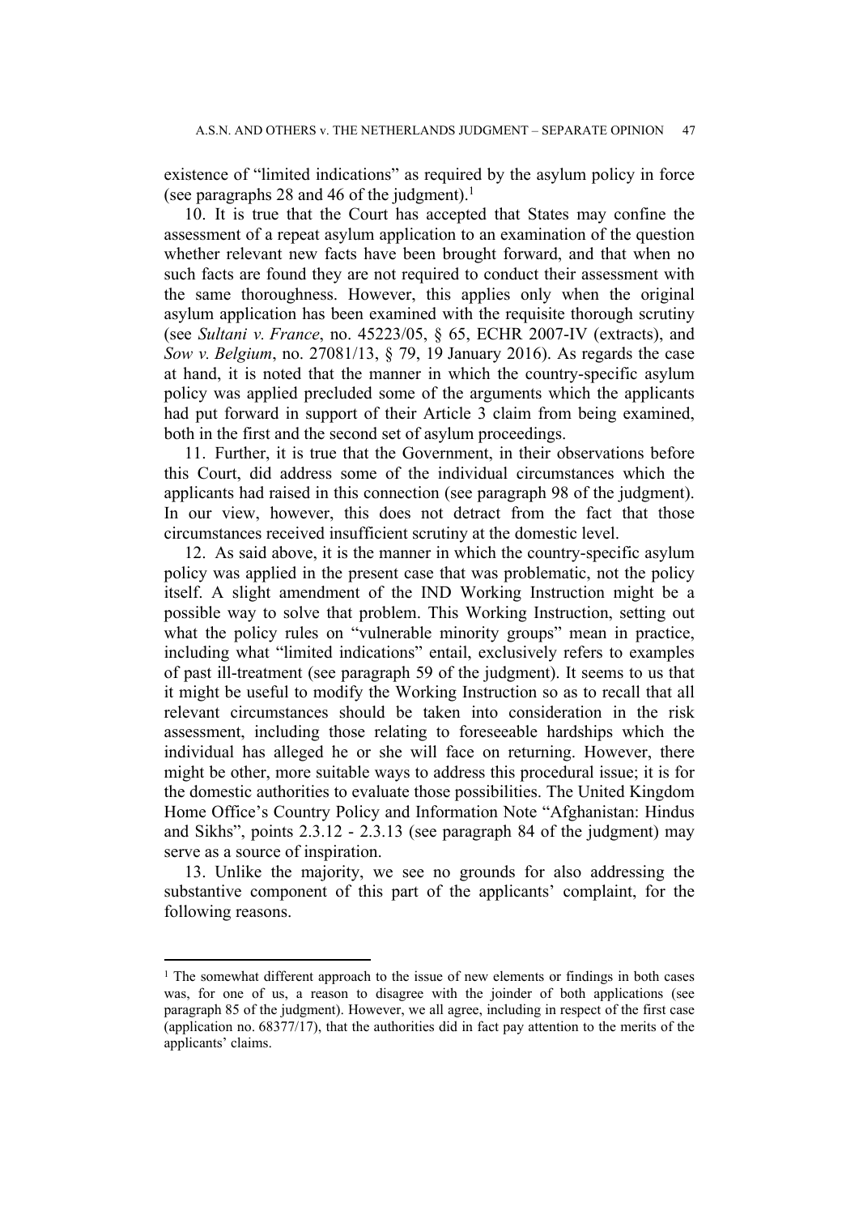existence of "limited indications" as required by the asylum policy in force (see paragraphs 28 and 46 of the judgment).[1]

10. It is true that the Court has accepted that States may confine the assessment of a repeat asylum application to an examination of the question whether relevant new facts have been brought forward, and that when no such facts are found they are not required to conduct their assessment with the same thoroughness. However, this applies only when the original asylum application has been examined with the requisite thorough scrutiny (see *Sultani v. France*, no. 45223/05, § 65, ECHR 2007-IV (extracts), and *Sow v. Belgium*, no. 27081/13, § 79, 19 January 2016). As regards the case at hand, it is noted that the manner in which the country-specific asylum policy was applied precluded some of the arguments which the applicants had put forward in support of their Article 3 claim from being examined, both in the first and the second set of asylum proceedings.

11. Further, it is true that the Government, in their observations before this Court, did address some of the individual circumstances which the applicants had raised in this connection (see paragraph 98 of the judgment). In our view, however, this does not detract from the fact that those circumstances received insufficient scrutiny at the domestic level.

12. As said above, it is the manner in which the country-specific asylum policy was applied in the present case that was problematic, not the policy itself. A slight amendment of the IND Working Instruction might be a possible way to solve that problem. This Working Instruction, setting out what the policy rules on "vulnerable minority groups" mean in practice, including what "limited indications" entail, exclusively refers to examples of past ill-treatment (see paragraph 59 of the judgment). It seems to us that it might be useful to modify the Working Instruction so as to recall that all relevant circumstances should be taken into consideration in the risk assessment, including those relating to foreseeable hardships which the individual has alleged he or she will face on returning. However, there might be other, more suitable ways to address this procedural issue; it is for the domestic authorities to evaluate those possibilities. The United Kingdom Home Office's Country Policy and Information Note "Afghanistan: Hindus and Sikhs", points 2.3.12 - 2.3.13 (see paragraph 84 of the judgment) may serve as a source of inspiration.

13. Unlike the majority, we see no grounds for also addressing the substantive component of this part of the applicants' complaint, for the following reasons.

---

[1] The somewhat different approach to the issue of new elements or findings in both cases was, for one of us, a reason to disagree with the joinder of both applications (see paragraph 85 of the judgment). However, we all agree, including in respect of the first case (application no. 68377/17), that the authorities did in fact pay attention to the merits of the applicants' claims.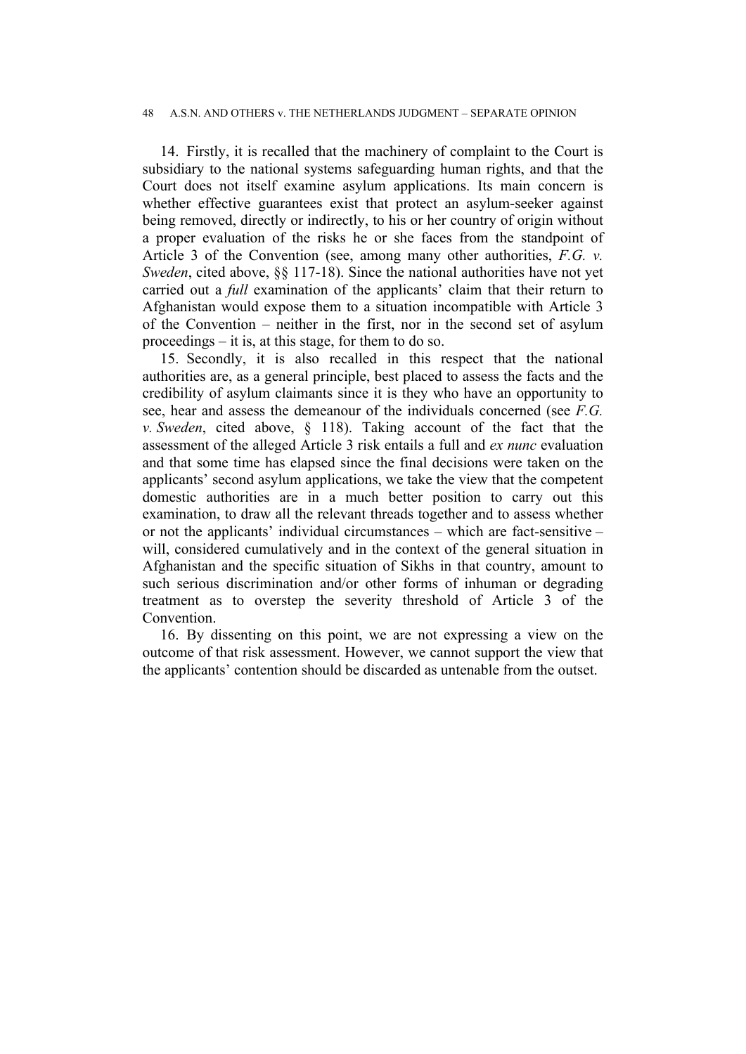14. Firstly, it is recalled that the machinery of complaint to the Court is subsidiary to the national systems safeguarding human rights, and that the Court does not itself examine asylum applications. Its main concern is whether effective guarantees exist that protect an asylum-seeker against being removed, directly or indirectly, to his or her country of origin without a proper evaluation of the risks he or she faces from the standpoint of Article 3 of the Convention (see, among many other authorities, *F.G. v. Sweden*, cited above, §§ 117-18). Since the national authorities have not yet carried out a *full* examination of the applicants' claim that their return to Afghanistan would expose them to a situation incompatible with Article 3 of the Convention – neither in the first, nor in the second set of asylum proceedings – it is, at this stage, for them to do so.

15. Secondly, it is also recalled in this respect that the national authorities are, as a general principle, best placed to assess the facts and the credibility of asylum claimants since it is they who have an opportunity to see, hear and assess the demeanour of the individuals concerned (see *F.G. v. Sweden*, cited above, § 118). Taking account of the fact that the assessment of the alleged Article 3 risk entails a full and *ex nunc* evaluation and that some time has elapsed since the final decisions were taken on the applicants' second asylum applications, we take the view that the competent domestic authorities are in a much better position to carry out this examination, to draw all the relevant threads together and to assess whether or not the applicants' individual circumstances – which are fact-sensitive – will, considered cumulatively and in the context of the general situation in Afghanistan and the specific situation of Sikhs in that country, amount to such serious discrimination and/or other forms of inhuman or degrading treatment as to overstep the severity threshold of Article 3 of the Convention.

16. By dissenting on this point, we are not expressing a view on the outcome of that risk assessment. However, we cannot support the view that the applicants' contention should be discarded as untenable from the outset.